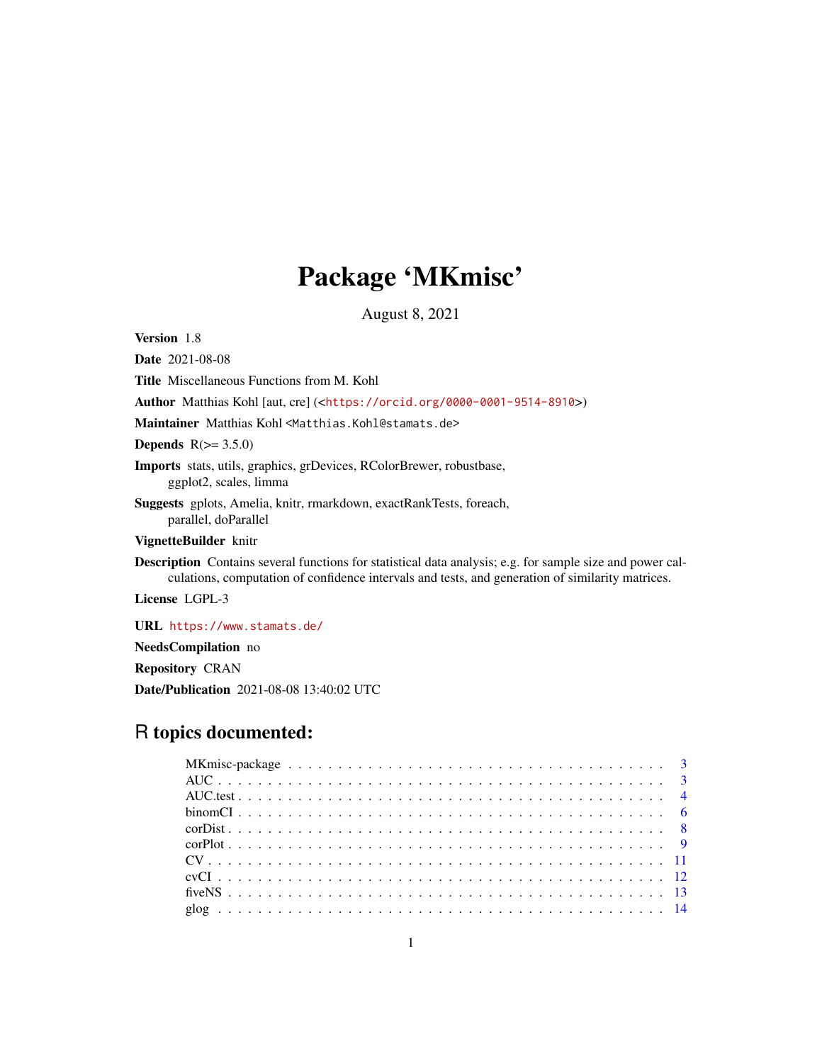# Package 'MKmisc'

August 8, 2021

**Version** 1.8

**Date** 2021-08-08

**Title** Miscellaneous Functions from M. Kohl

**Author** Matthias Kohl [aut, cre] (<https://orcid.org/0000-0001-9514-8910>)

**Maintainer** Matthias Kohl <Matthias.Kohl@stamats.de>

**Depends** R(>= 3.5.0)

**Imports** stats, utils, graphics, grDevices, RColorBrewer, robustbase, ggplot2, scales, limma

**Suggests** gplots, Amelia, knitr, rmarkdown, exactRankTests, foreach, parallel, doParallel

**VignetteBuilder** knitr

**Description** Contains several functions for statistical data analysis; e.g. for sample size and power calculations, computation of confidence intervals and tests, and generation of similarity matrices.

**License** LGPL-3

**URL** https://www.stamats.de/

**NeedsCompilation** no

**Repository** CRAN

**Date/Publication** 2021-08-08 13:40:02 UTC

## R topics documented:

| | |
|---|---|
| MKmisc-package | 3 |
| AUC | 3 |
| AUC.test | 4 |
| binomCI | 6 |
| corDist | 8 |
| corPlot | 9 |
| CV | 11 |
| cvCI | 12 |
| fiveNS | 13 |
| glog | 14 |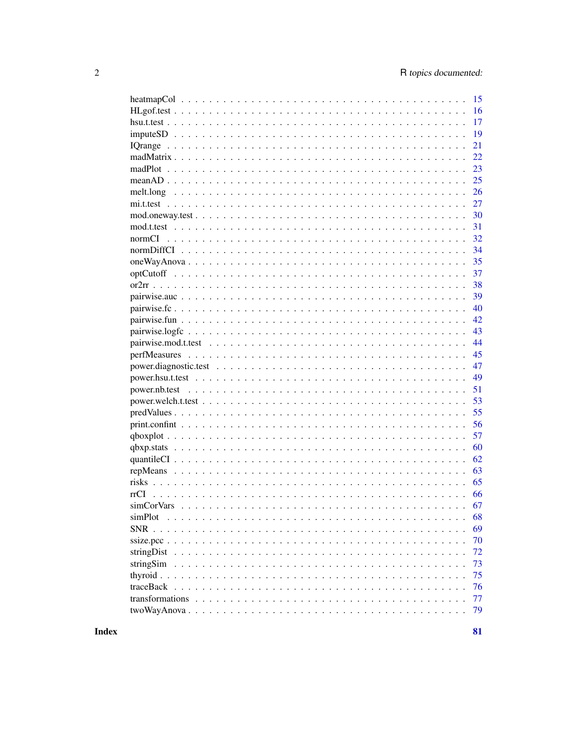| | |
|---|---|
| heatmapCol | 15 |
| HLgof.test | 16 |
| hsu.t.test | 17 |
| imputeSD | 19 |
| IQrange | 21 |
| madMatrix | 22 |
| madPlot | 23 |
| meanAD | 25 |
| melt.long | 26 |
| mi.t.test | 27 |
| mod.oneway.test | 30 |
| mod.t.test | 31 |
| normCI | 32 |
| normDiffCI | 34 |
| oneWayAnova | 35 |
| optCutoff | 37 |
| or2rr | 38 |
| pairwise.auc | 39 |
| pairwise.fc | 40 |
| pairwise.fun | 42 |
| pairwise.logfc | 43 |
| pairwise.mod.t.test | 44 |
| perfMeasures | 45 |
| power.diagnostic.test | 47 |
| power.hsu.t.test | 49 |
| power.nb.test | 51 |
| power.welch.t.test | 53 |
| predValues | 55 |
| print.confint | 56 |
| qboxplot | 57 |
| qbxp.stats | 60 |
| quantileCI | 62 |
| repMeans | 63 |
| risks | 65 |
| rrCI | 66 |
| simCorVars | 67 |
| simPlot | 68 |
| SNR | 69 |
| ssize.pcc | 70 |
| stringDist | 72 |
| stringSim | 73 |
| thyroid | 75 |
| traceBack | 76 |
| transformations | 77 |
| twoWayAnova | 79 |

**Index** **81**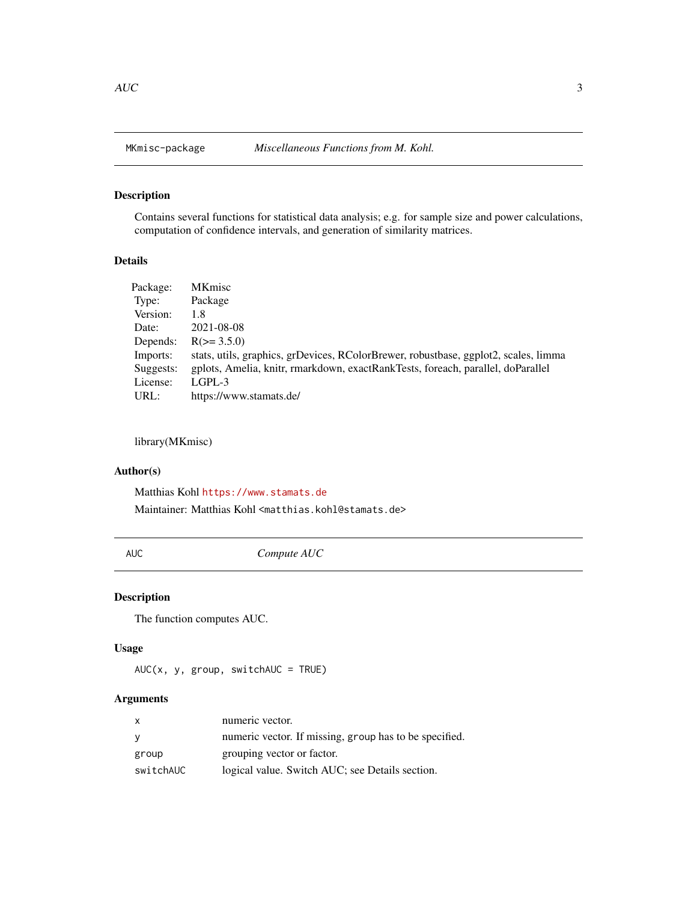## MKmisc-package — *Miscellaneous Functions from M. Kohl.*

### Description

Contains several functions for statistical data analysis; e.g. for sample size and power calculations, computation of confidence intervals, and generation of similarity matrices.

### Details

| | |
|---|---|
| Package: | MKmisc |
| Type: | Package |
| Version: | 1.8 |
| Date: | 2021-08-08 |
| Depends: | R(>= 3.5.0) |
| Imports: | stats, utils, graphics, grDevices, RColorBrewer, robustbase, ggplot2, scales, limma |
| Suggests: | gplots, Amelia, knitr, rmarkdown, exactRankTests, foreach, parallel, doParallel |
| License: | LGPL-3 |
| URL: | https://www.stamats.de/ |

library(MKmisc)

### Author(s)

Matthias Kohl `https://www.stamats.de`

Maintainer: Matthias Kohl `<matthias.kohl@stamats.de>`

## AUC — *Compute AUC*

### Description

The function computes AUC.

### Usage

```
AUC(x, y, group, switchAUC = TRUE)
```

### Arguments

| | |
|---|---|
| `x` | numeric vector. |
| `y` | numeric vector. If missing, `group` has to be specified. |
| `group` | grouping vector or factor. |
| `switchAUC` | logical value. Switch AUC; see Details section. |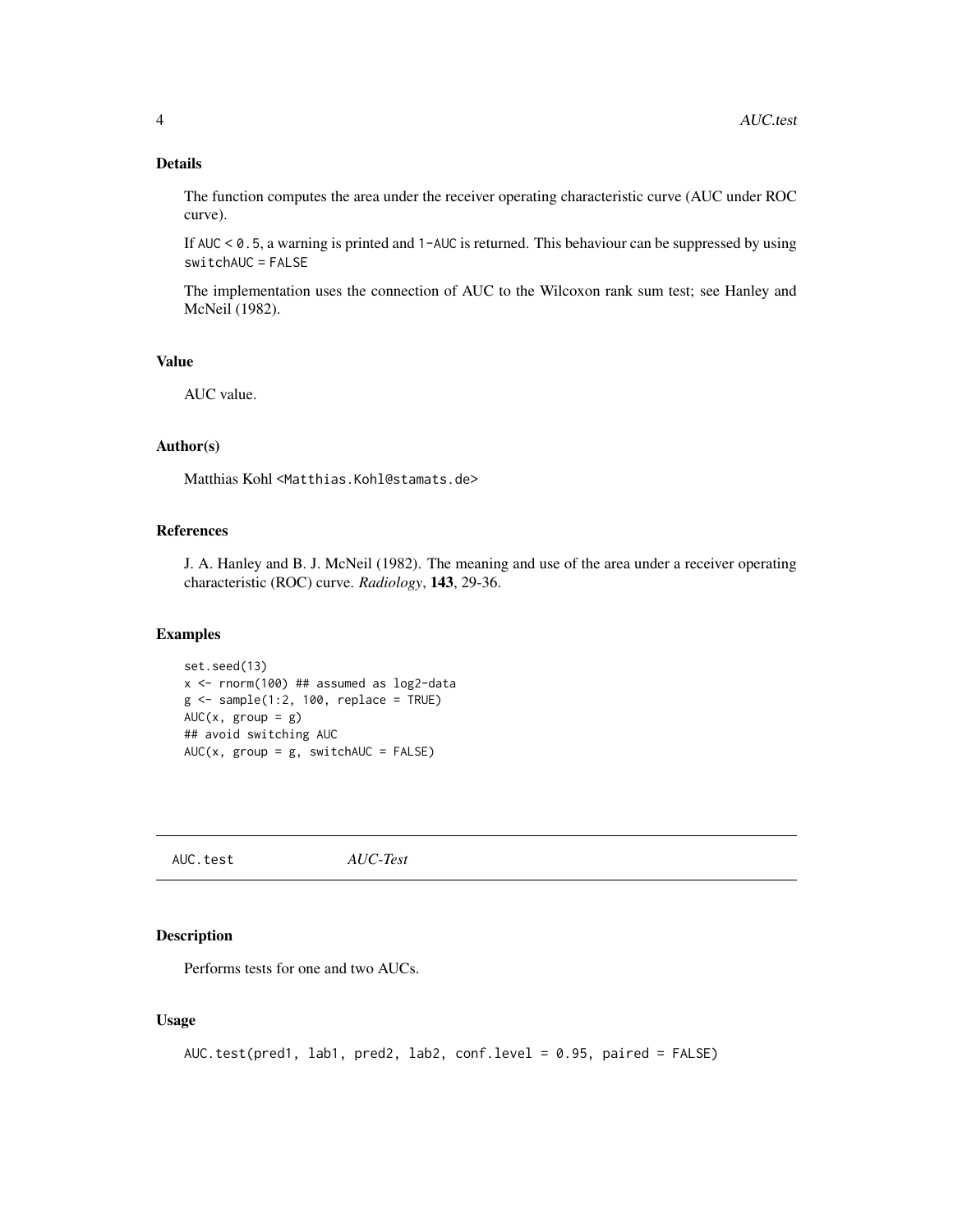### Details

The function computes the area under the receiver operating characteristic curve (AUC under ROC curve).

If `AUC < 0.5`, a warning is printed and `1-AUC` is returned. This behaviour can be suppressed by using `switchAUC = FALSE`

The implementation uses the connection of AUC to the Wilcoxon rank sum test; see Hanley and McNeil (1982).

### Value

AUC value.

### Author(s)

Matthias Kohl <Matthias.Kohl@stamats.de>

### References

J. A. Hanley and B. J. McNeil (1982). The meaning and use of the area under a receiver operating characteristic (ROC) curve. *Radiology*, **143**, 29-36.

### Examples

```
set.seed(13)
x <- rnorm(100) ## assumed as log2-data
g <- sample(1:2, 100, replace = TRUE)
AUC(x, group = g)
## avoid switching AUC
AUC(x, group = g, switchAUC = FALSE)
```

---

## AUC.test *AUC-Test*

### Description

Performs tests for one and two AUCs.

### Usage

```
AUC.test(pred1, lab1, pred2, lab2, conf.level = 0.95, paired = FALSE)
```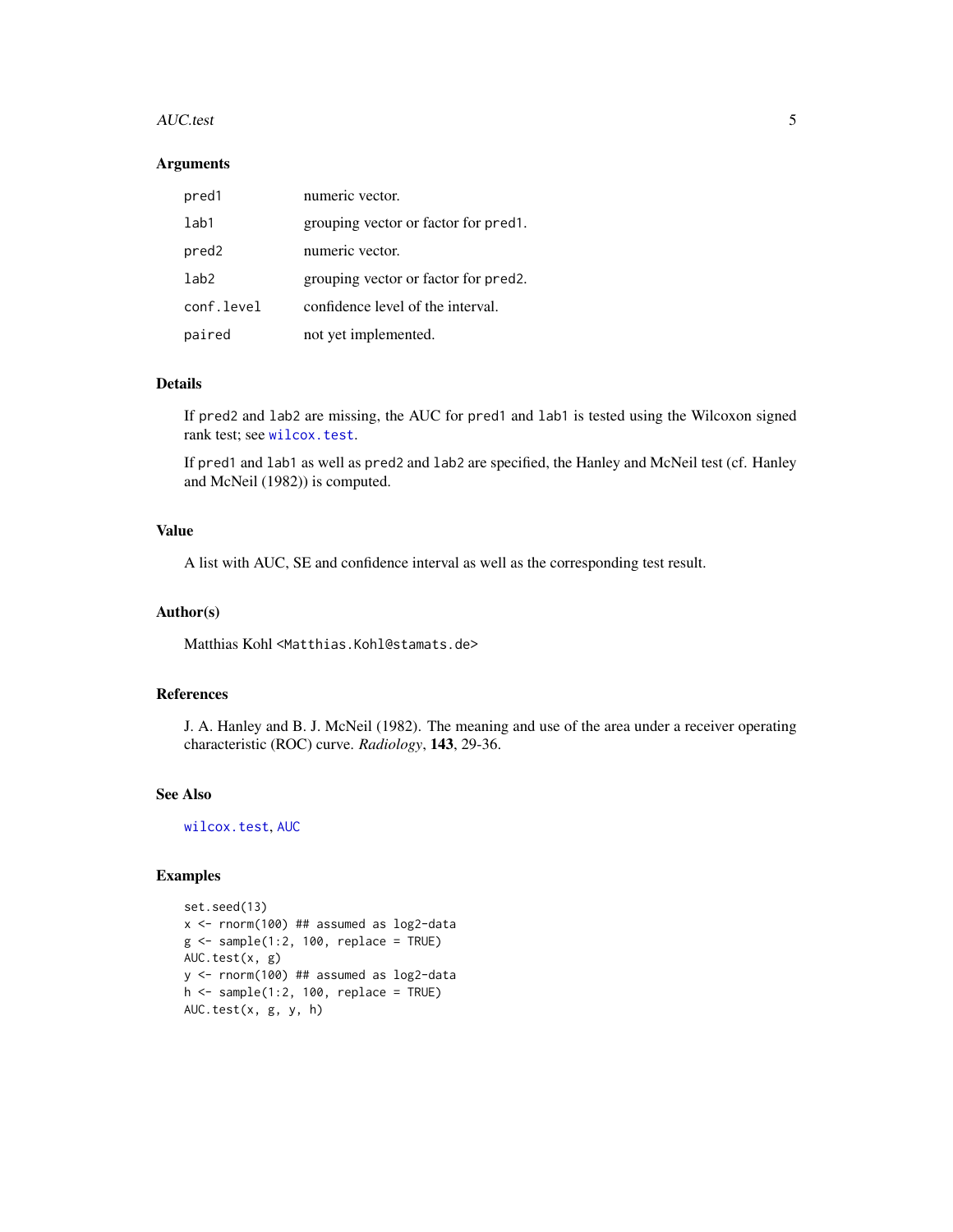## Arguments

| | |
|---|---|
| `pred1` | numeric vector. |
| `lab1` | grouping vector or factor for `pred1`. |
| `pred2` | numeric vector. |
| `lab2` | grouping vector or factor for `pred2`. |
| `conf.level` | confidence level of the interval. |
| `paired` | not yet implemented. |

## Details

If `pred2` and `lab2` are missing, the AUC for `pred1` and `lab1` is tested using the Wilcoxon signed rank test; see `wilcox.test`.

If `pred1` and `lab1` as well as `pred2` and `lab2` are specified, the Hanley and McNeil test (cf. Hanley and McNeil (1982)) is computed.

## Value

A list with AUC, SE and confidence interval as well as the corresponding test result.

## Author(s)

Matthias Kohl <Matthias.Kohl@stamats.de>

## References

J. A. Hanley and B. J. McNeil (1982). The meaning and use of the area under a receiver operating characteristic (ROC) curve. *Radiology*, **143**, 29-36.

## See Also

`wilcox.test`, `AUC`

## Examples

```
set.seed(13)
x <- rnorm(100) ## assumed as log2-data
g <- sample(1:2, 100, replace = TRUE)
AUC.test(x, g)
y <- rnorm(100) ## assumed as log2-data
h <- sample(1:2, 100, replace = TRUE)
AUC.test(x, g, y, h)
```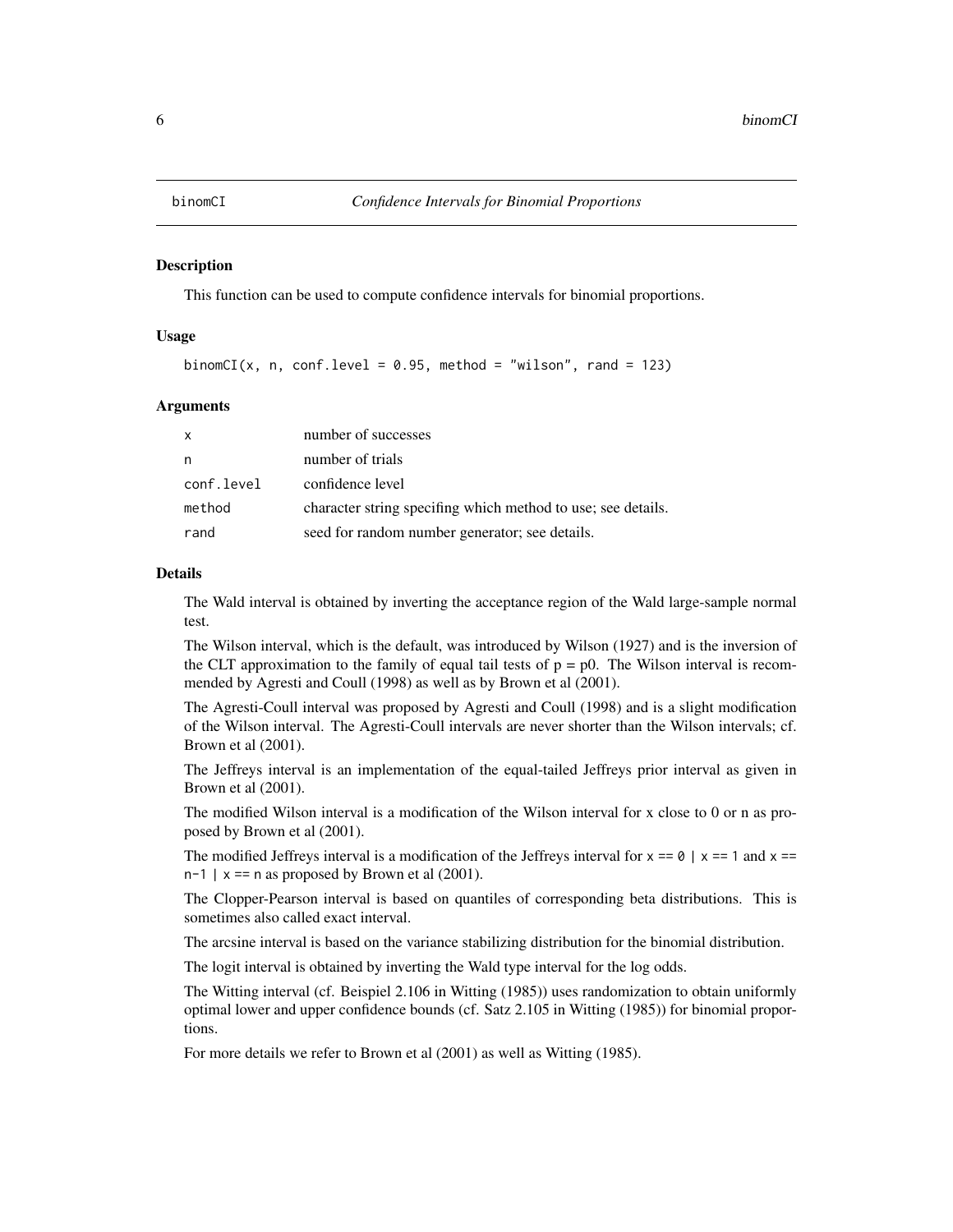# binomCI — *Confidence Intervals for Binomial Proportions*

## Description

This function can be used to compute confidence intervals for binomial proportions.

## Usage

```
binomCI(x, n, conf.level = 0.95, method = "wilson", rand = 123)
```

## Arguments

| | |
|---|---|
| x | number of successes |
| n | number of trials |
| conf.level | confidence level |
| method | character string specifing which method to use; see details. |
| rand | seed for random number generator; see details. |

## Details

The Wald interval is obtained by inverting the acceptance region of the Wald large-sample normal test.

The Wilson interval, which is the default, was introduced by Wilson (1927) and is the inversion of the CLT approximation to the family of equal tail tests of p = p0. The Wilson interval is recommended by Agresti and Coull (1998) as well as by Brown et al (2001).

The Agresti-Coull interval was proposed by Agresti and Coull (1998) and is a slight modification of the Wilson interval. The Agresti-Coull intervals are never shorter than the Wilson intervals; cf. Brown et al (2001).

The Jeffreys interval is an implementation of the equal-tailed Jeffreys prior interval as given in Brown et al (2001).

The modified Wilson interval is a modification of the Wilson interval for x close to 0 or n as proposed by Brown et al (2001).

The modified Jeffreys interval is a modification of the Jeffreys interval for `x == 0 | x == 1` and `x == n-1 | x == n` as proposed by Brown et al (2001).

The Clopper-Pearson interval is based on quantiles of corresponding beta distributions. This is sometimes also called exact interval.

The arcsine interval is based on the variance stabilizing distribution for the binomial distribution.

The logit interval is obtained by inverting the Wald type interval for the log odds.

The Witting interval (cf. Beispiel 2.106 in Witting (1985)) uses randomization to obtain uniformly optimal lower and upper confidence bounds (cf. Satz 2.105 in Witting (1985)) for binomial proportions.

For more details we refer to Brown et al (2001) as well as Witting (1985).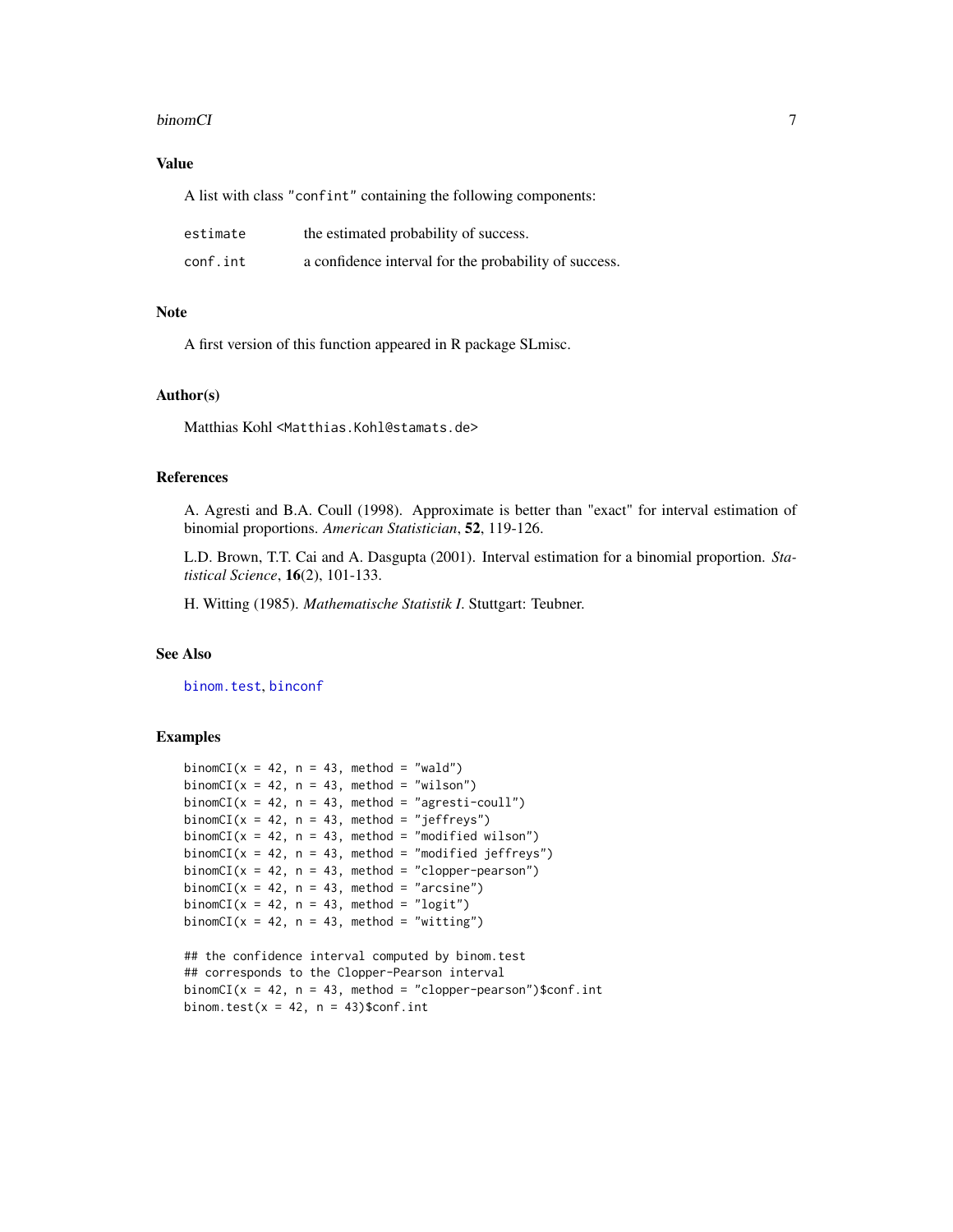## Value

A list with class "confint" containing the following components:

| | |
|---|---|
| `estimate` | the estimated probability of success. |
| `conf.int` | a confidence interval for the probability of success. |

## Note

A first version of this function appeared in R package SLmisc.

## Author(s)

Matthias Kohl <Matthias.Kohl@stamats.de>

## References

A. Agresti and B.A. Coull (1998). Approximate is better than "exact" for interval estimation of binomial proportions. *American Statistician*, **52**, 119-126.

L.D. Brown, T.T. Cai and A. Dasgupta (2001). Interval estimation for a binomial proportion. *Statistical Science*, **16**(2), 101-133.

H. Witting (1985). *Mathematische Statistik I*. Stuttgart: Teubner.

## See Also

binom.test, binconf

## Examples

```
binomCI(x = 42, n = 43, method = "wald")
binomCI(x = 42, n = 43, method = "wilson")
binomCI(x = 42, n = 43, method = "agresti-coull")
binomCI(x = 42, n = 43, method = "jeffreys")
binomCI(x = 42, n = 43, method = "modified wilson")
binomCI(x = 42, n = 43, method = "modified jeffreys")
binomCI(x = 42, n = 43, method = "clopper-pearson")
binomCI(x = 42, n = 43, method = "arcsine")
binomCI(x = 42, n = 43, method = "logit")
binomCI(x = 42, n = 43, method = "witting")

## the confidence interval computed by binom.test
## corresponds to the Clopper-Pearson interval
binomCI(x = 42, n = 43, method = "clopper-pearson")$conf.int
binom.test(x = 42, n = 43)$conf.int
```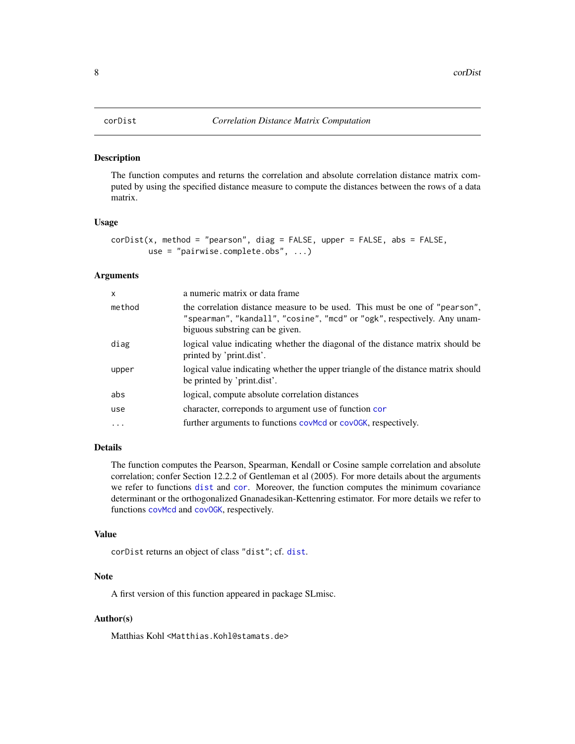corDist *Correlation Distance Matrix Computation*

## Description

The function computes and returns the correlation and absolute correlation distance matrix computed by using the specified distance measure to compute the distances between the rows of a data matrix.

## Usage

```
corDist(x, method = "pearson", diag = FALSE, upper = FALSE, abs = FALSE,
        use = "pairwise.complete.obs", ...)
```

## Arguments

| | |
|---|---|
| `x` | a numeric matrix or data frame |
| `method` | the correlation distance measure to be used. This must be one of `"pearson"`, `"spearman"`, `"kandall"`, `"cosine"`, `"mcd"` or `"ogk"`, respectively. Any unambiguous substring can be given. |
| `diag` | logical value indicating whether the diagonal of the distance matrix should be printed by 'print.dist'. |
| `upper` | logical value indicating whether the upper triangle of the distance matrix should be printed by 'print.dist'. |
| `abs` | logical, compute absolute correlation distances |
| `use` | character, correponds to argument use of function `cor` |
| `...` | further arguments to functions `covMcd` or `covOGK`, respectively. |

## Details

The function computes the Pearson, Spearman, Kendall or Cosine sample correlation and absolute correlation; confer Section 12.2.2 of Gentleman et al (2005). For more details about the arguments we refer to functions `dist` and `cor`. Moreover, the function computes the minimum covariance determinant or the orthogonalized Gnanadesikan-Kettenring estimator. For more details we refer to functions `covMcd` and `covOGK`, respectively.

## Value

`corDist` returns an object of class `"dist"`; cf. `dist`.

## Note

A first version of this function appeared in package SLmisc.

## Author(s)

Matthias Kohl <`Matthias.Kohl@stamats.de`>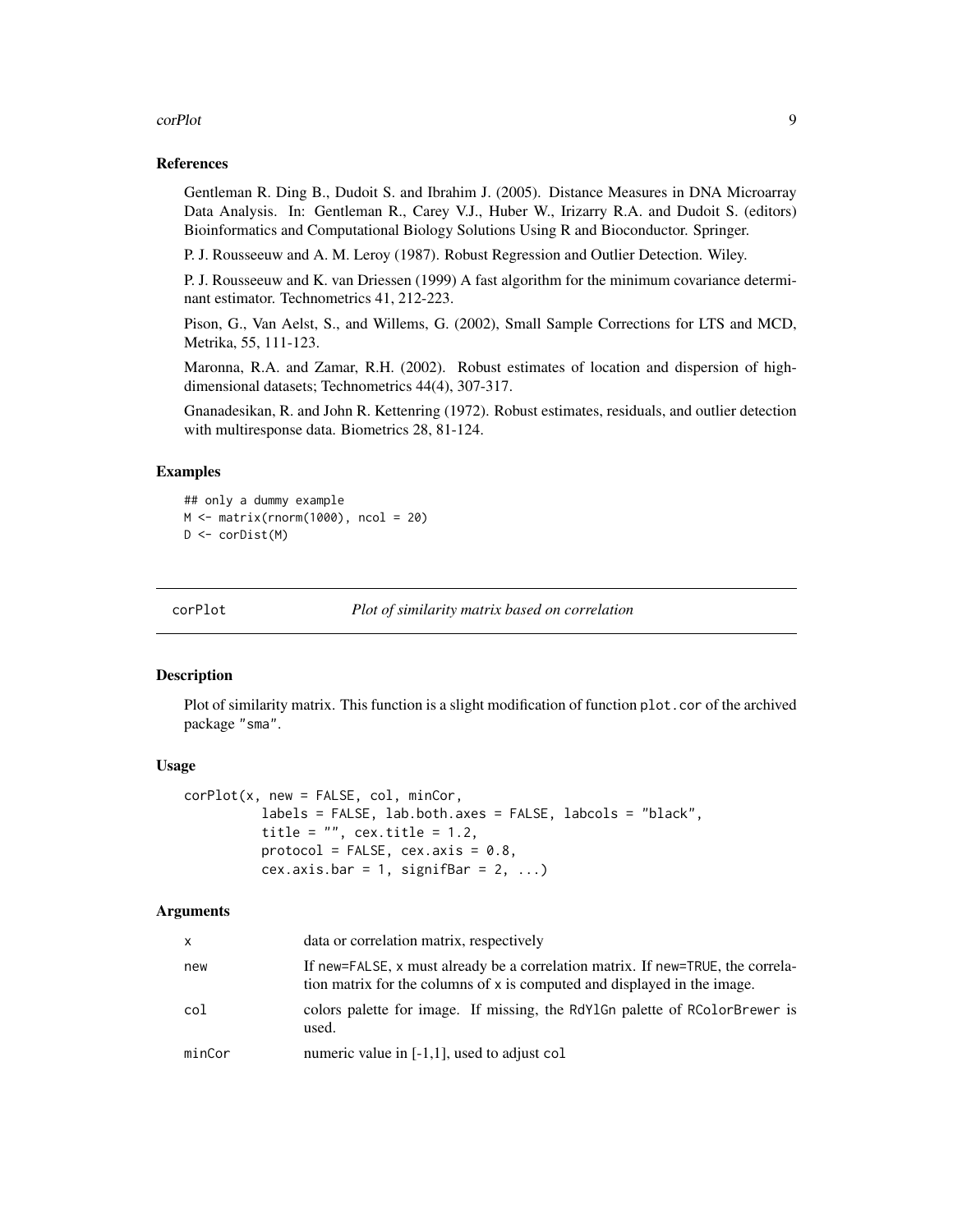### References

Gentleman R. Ding B., Dudoit S. and Ibrahim J. (2005). Distance Measures in DNA Microarray Data Analysis. In: Gentleman R., Carey V.J., Huber W., Irizarry R.A. and Dudoit S. (editors) Bioinformatics and Computational Biology Solutions Using R and Bioconductor. Springer.

P. J. Rousseeuw and A. M. Leroy (1987). Robust Regression and Outlier Detection. Wiley.

P. J. Rousseeuw and K. van Driessen (1999) A fast algorithm for the minimum covariance determinant estimator. Technometrics 41, 212-223.

Pison, G., Van Aelst, S., and Willems, G. (2002), Small Sample Corrections for LTS and MCD, Metrika, 55, 111-123.

Maronna, R.A. and Zamar, R.H. (2002). Robust estimates of location and dispersion of high-dimensional datasets; Technometrics 44(4), 307-317.

Gnanadesikan, R. and John R. Kettenring (1972). Robust estimates, residuals, and outlier detection with multiresponse data. Biometrics 28, 81-124.

### Examples

```
## only a dummy example
M <- matrix(rnorm(1000), ncol = 20)
D <- corDist(M)
```

---

## corPlot — *Plot of similarity matrix based on correlation*

### Description

Plot of similarity matrix. This function is a slight modification of function `plot.cor` of the archived package "sma".

### Usage

```
corPlot(x, new = FALSE, col, minCor,
          labels = FALSE, lab.both.axes = FALSE, labcols = "black",
          title = "", cex.title = 1.2,
          protocol = FALSE, cex.axis = 0.8,
          cex.axis.bar = 1, signifBar = 2, ...)
```

### Arguments

| | |
|---|---|
| `x` | data or correlation matrix, respectively |
| `new` | If `new=FALSE`, `x` must already be a correlation matrix. If `new=TRUE`, the correlation matrix for the columns of `x` is computed and displayed in the image. |
| `col` | colors palette for image. If missing, the `RdYlGn` palette of `RColorBrewer` is used. |
| `minCor` | numeric value in [-1,1], used to adjust `col` |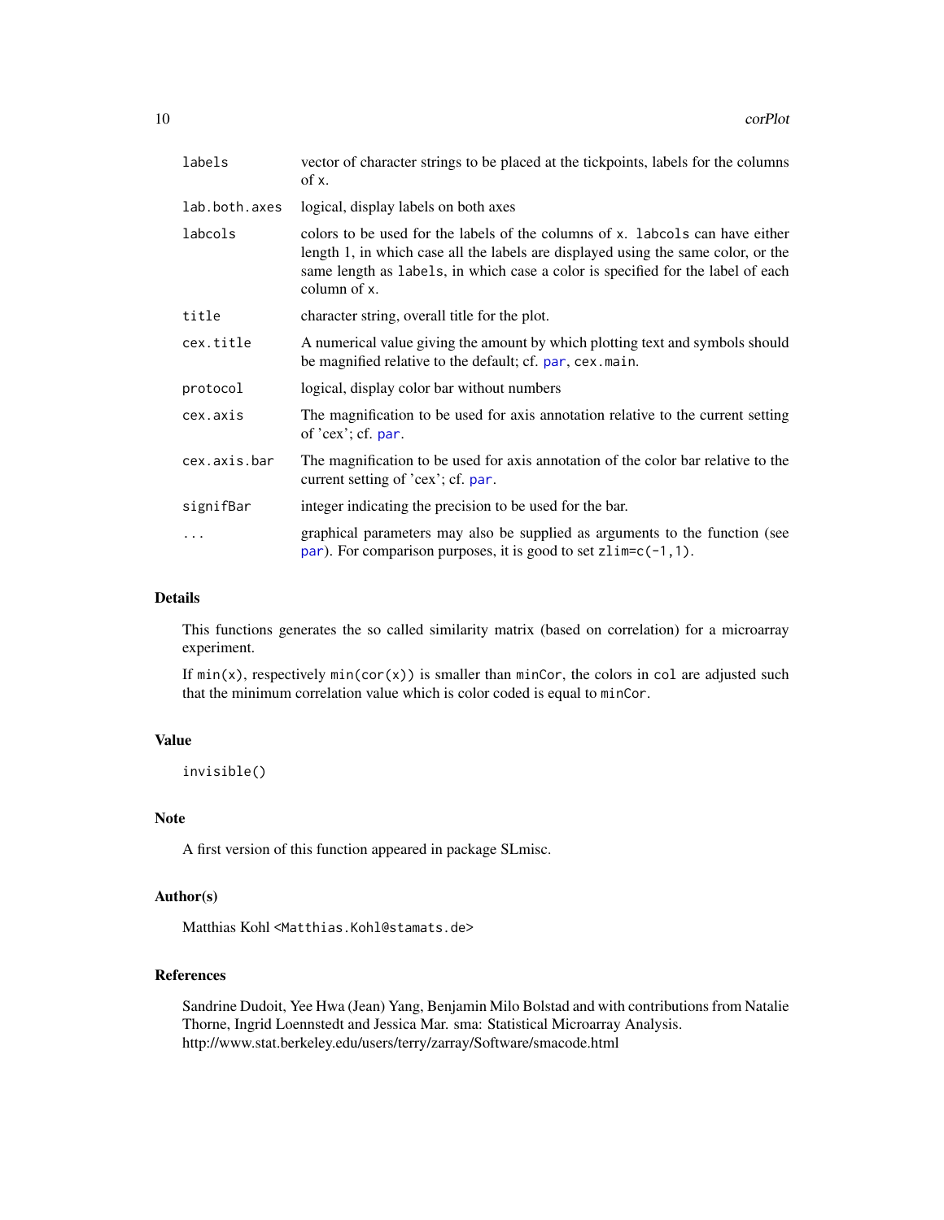| | |
|---|---|
| labels | vector of character strings to be placed at the tickpoints, labels for the columns of x. |
| lab.both.axes | logical, display labels on both axes |
| labcols | colors to be used for the labels of the columns of x. labcols can have either length 1, in which case all the labels are displayed using the same color, or the same length as labels, in which case a color is specified for the label of each column of x. |
| title | character string, overall title for the plot. |
| cex.title | A numerical value giving the amount by which plotting text and symbols should be magnified relative to the default; cf. par, cex.main. |
| protocol | logical, display color bar without numbers |
| cex.axis | The magnification to be used for axis annotation relative to the current setting of 'cex'; cf. par. |
| cex.axis.bar | The magnification to be used for axis annotation of the color bar relative to the current setting of 'cex'; cf. par. |
| signifBar | integer indicating the precision to be used for the bar. |
| ... | graphical parameters may also be supplied as arguments to the function (see par). For comparison purposes, it is good to set zlim=c(-1,1). |

## Details

This functions generates the so called similarity matrix (based on correlation) for a microarray experiment.

If min(x), respectively min(cor(x)) is smaller than minCor, the colors in col are adjusted such that the minimum correlation value which is color coded is equal to minCor.

## Value

```
invisible()
```

## Note

A first version of this function appeared in package SLmisc.

## Author(s)

Matthias Kohl <Matthias.Kohl@stamats.de>

## References

Sandrine Dudoit, Yee Hwa (Jean) Yang, Benjamin Milo Bolstad and with contributions from Natalie Thorne, Ingrid Loennstedt and Jessica Mar. sma: Statistical Microarray Analysis. http://www.stat.berkeley.edu/users/terry/zarray/Software/smacode.html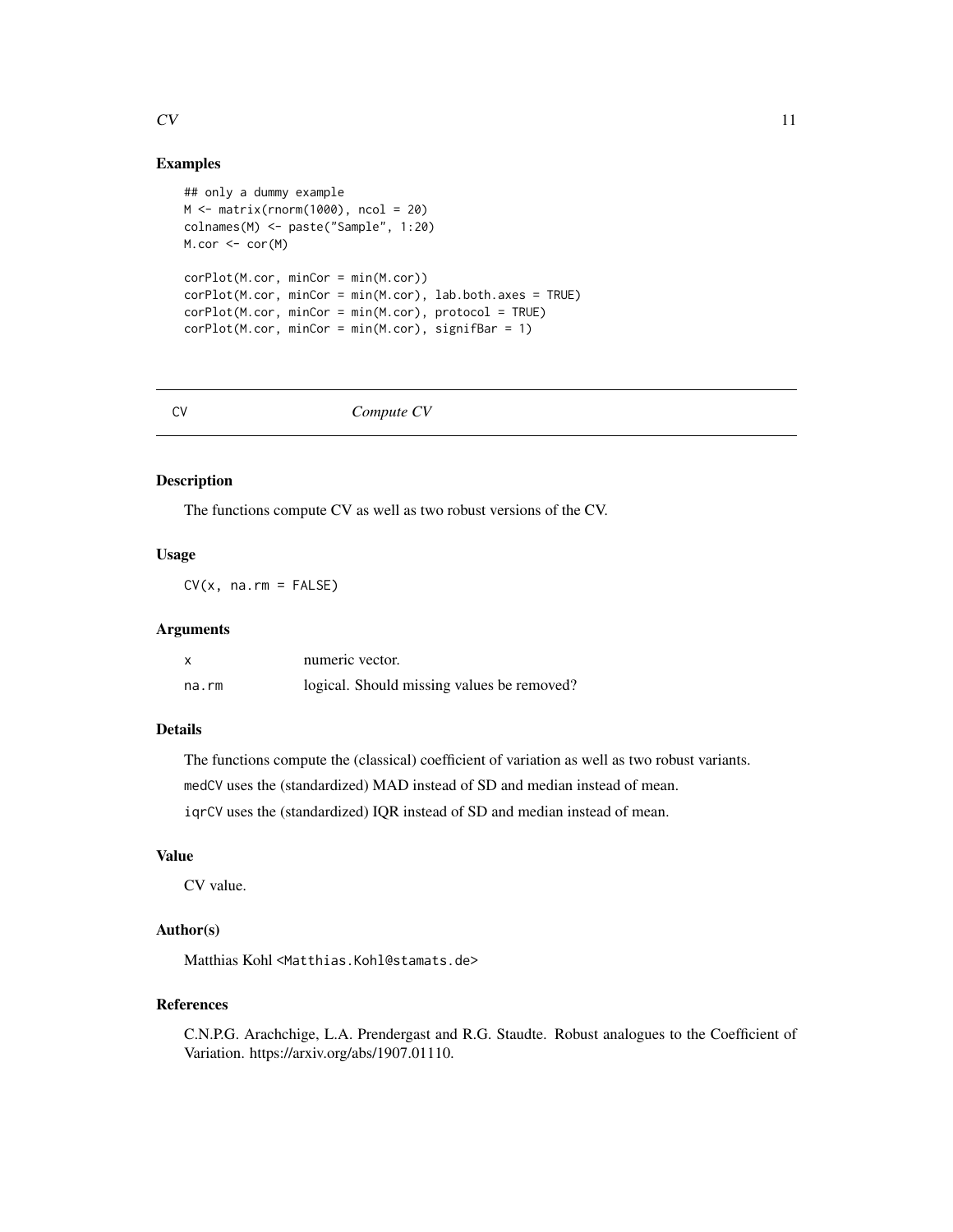## Examples

```
## only a dummy example
M <- matrix(rnorm(1000), ncol = 20)
colnames(M) <- paste("Sample", 1:20)
M.cor <- cor(M)

corPlot(M.cor, minCor = min(M.cor))
corPlot(M.cor, minCor = min(M.cor), lab.both.axes = TRUE)
corPlot(M.cor, minCor = min(M.cor), protocol = TRUE)
corPlot(M.cor, minCor = min(M.cor), signifBar = 1)
```

---

CV &nbsp;&nbsp;&nbsp;&nbsp;&nbsp;&nbsp;&nbsp;&nbsp; *Compute CV*

---

## Description

The functions compute CV as well as two robust versions of the CV.

## Usage

```
CV(x, na.rm = FALSE)
```

## Arguments

| | |
|---|---|
| `x` | numeric vector. |
| `na.rm` | logical. Should missing values be removed? |

## Details

The functions compute the (classical) coefficient of variation as well as two robust variants.

`medCV` uses the (standardized) MAD instead of SD and median instead of mean.

`iqrCV` uses the (standardized) IQR instead of SD and median instead of mean.

## Value

CV value.

## Author(s)

Matthias Kohl <Matthias.Kohl@stamats.de>

## References

C.N.P.G. Arachchige, L.A. Prendergast and R.G. Staudte. Robust analogues to the Coefficient of Variation. https://arxiv.org/abs/1907.01110.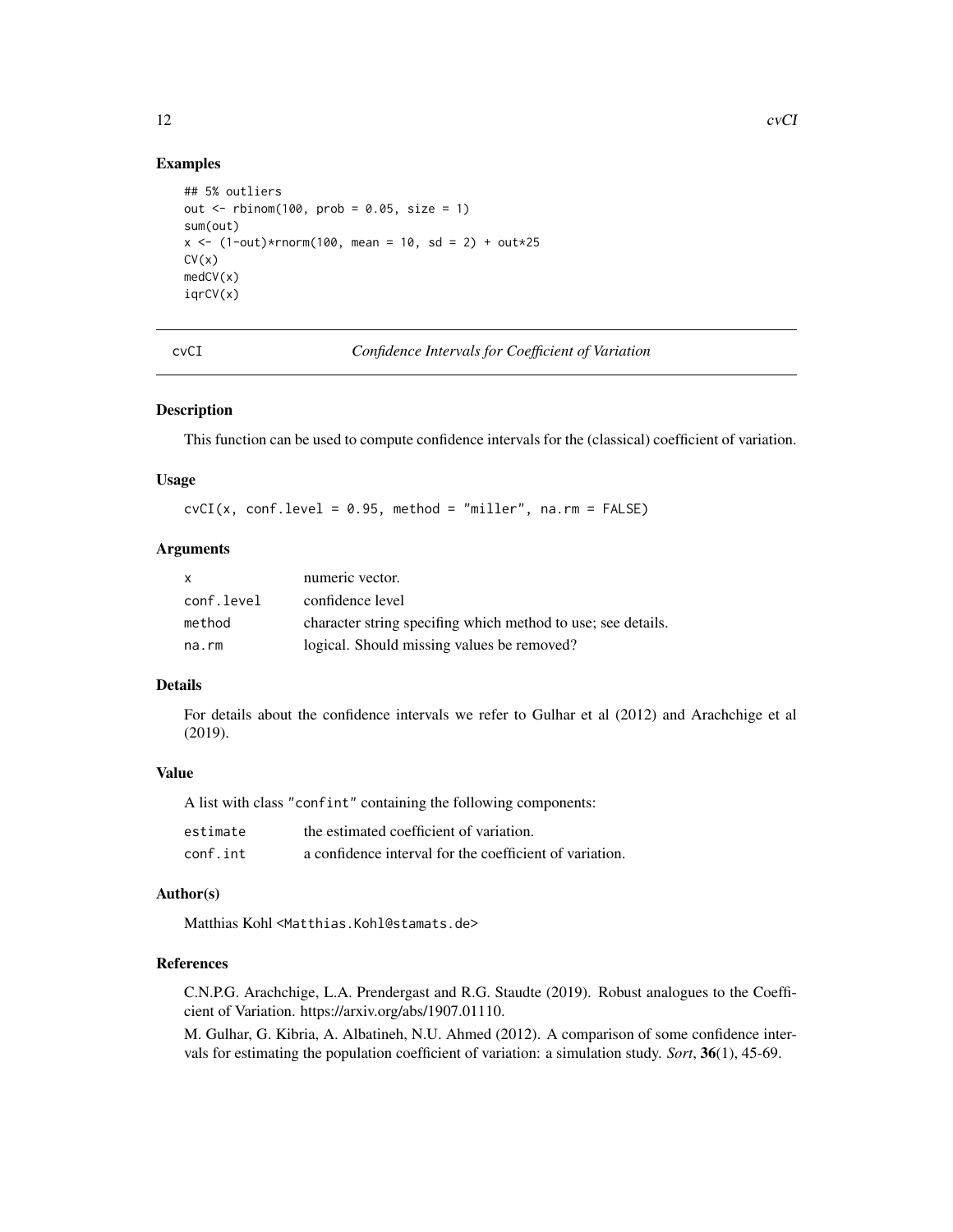## Examples

```
## 5% outliers
out <- rbinom(100, prob = 0.05, size = 1)
sum(out)
x <- (1-out)*rnorm(100, mean = 10, sd = 2) + out*25
CV(x)
medCV(x)
iqrCV(x)
```

---

# cvCI — *Confidence Intervals for Coefficient of Variation*

---

### Description

This function can be used to compute confidence intervals for the (classical) coefficient of variation.

### Usage

```
cvCI(x, conf.level = 0.95, method = "miller", na.rm = FALSE)
```

### Arguments

| | |
|---|---|
| `x` | numeric vector. |
| `conf.level` | confidence level |
| `method` | character string specifing which method to use; see details. |
| `na.rm` | logical. Should missing values be removed? |

### Details

For details about the confidence intervals we refer to Gulhar et al (2012) and Arachchige et al (2019).

### Value

A list with class "`confint`" containing the following components:

| | |
|---|---|
| `estimate` | the estimated coefficient of variation. |
| `conf.int` | a confidence interval for the coefficient of variation. |

### Author(s)

Matthias Kohl <Matthias.Kohl@stamats.de>

### References

C.N.P.G. Arachchige, L.A. Prendergast and R.G. Staudte (2019). Robust analogues to the Coefficient of Variation. https://arxiv.org/abs/1907.01110.

M. Gulhar, G. Kibria, A. Albatineh, N.U. Ahmed (2012). A comparison of some confidence intervals for estimating the population coefficient of variation: a simulation study. *Sort*, **36**(1), 45-69.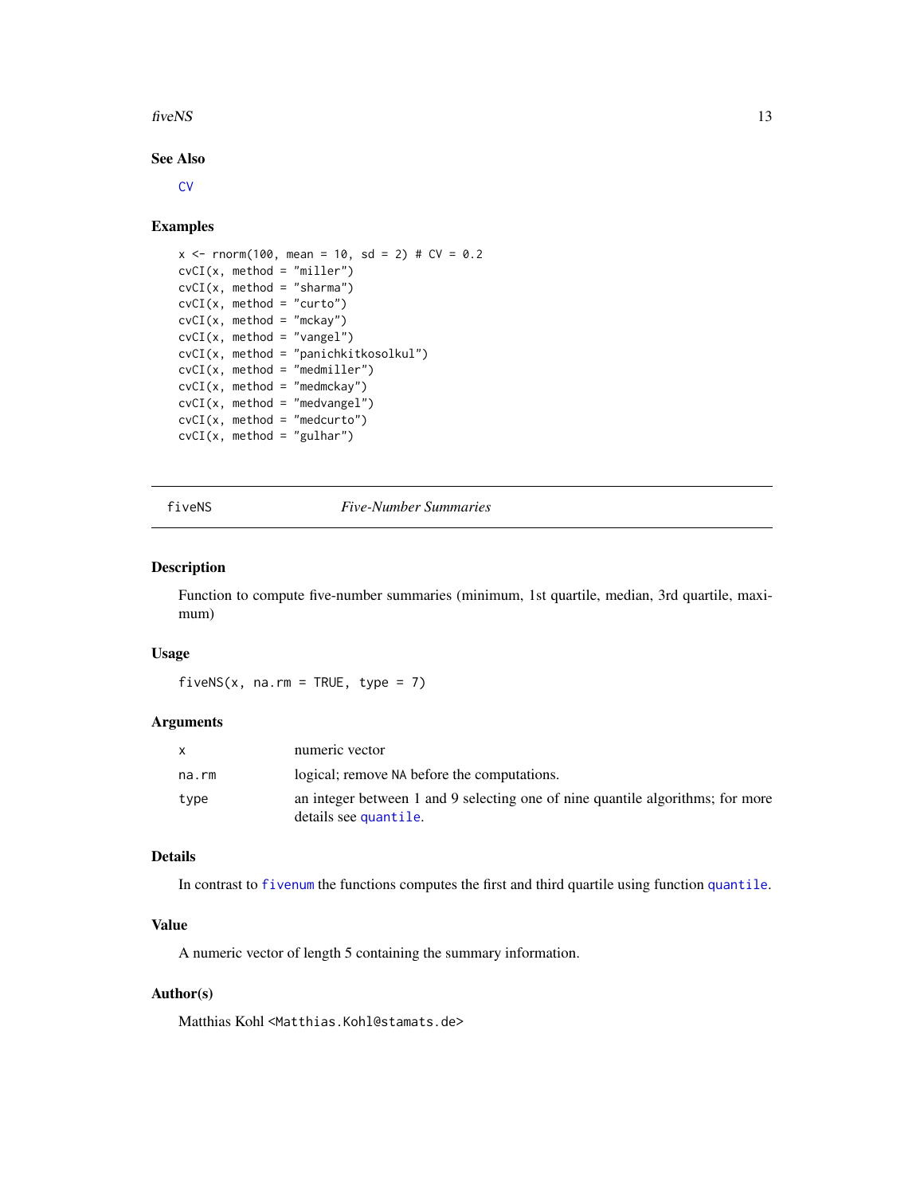## See Also

CV

## Examples

```
x <- rnorm(100, mean = 10, sd = 2) # CV = 0.2
cvCI(x, method = "miller")
cvCI(x, method = "sharma")
cvCI(x, method = "curto")
cvCI(x, method = "mckay")
cvCI(x, method = "vangel")
cvCI(x, method = "panichkitkosolkul")
cvCI(x, method = "medmiller")
cvCI(x, method = "medmckay")
cvCI(x, method = "medvangel")
cvCI(x, method = "medcurto")
cvCI(x, method = "gulhar")
```

---

# fiveNS — *Five-Number Summaries*

## Description

Function to compute five-number summaries (minimum, 1st quartile, median, 3rd quartile, maximum)

## Usage

```
fiveNS(x, na.rm = TRUE, type = 7)
```

## Arguments

| | |
|---|---|
| x | numeric vector |
| na.rm | logical; remove NA before the computations. |
| type | an integer between 1 and 9 selecting one of nine quantile algorithms; for more details see quantile. |

## Details

In contrast to fivenum the functions computes the first and third quartile using function quantile.

## Value

A numeric vector of length 5 containing the summary information.

## Author(s)

Matthias Kohl <Matthias.Kohl@stamats.de>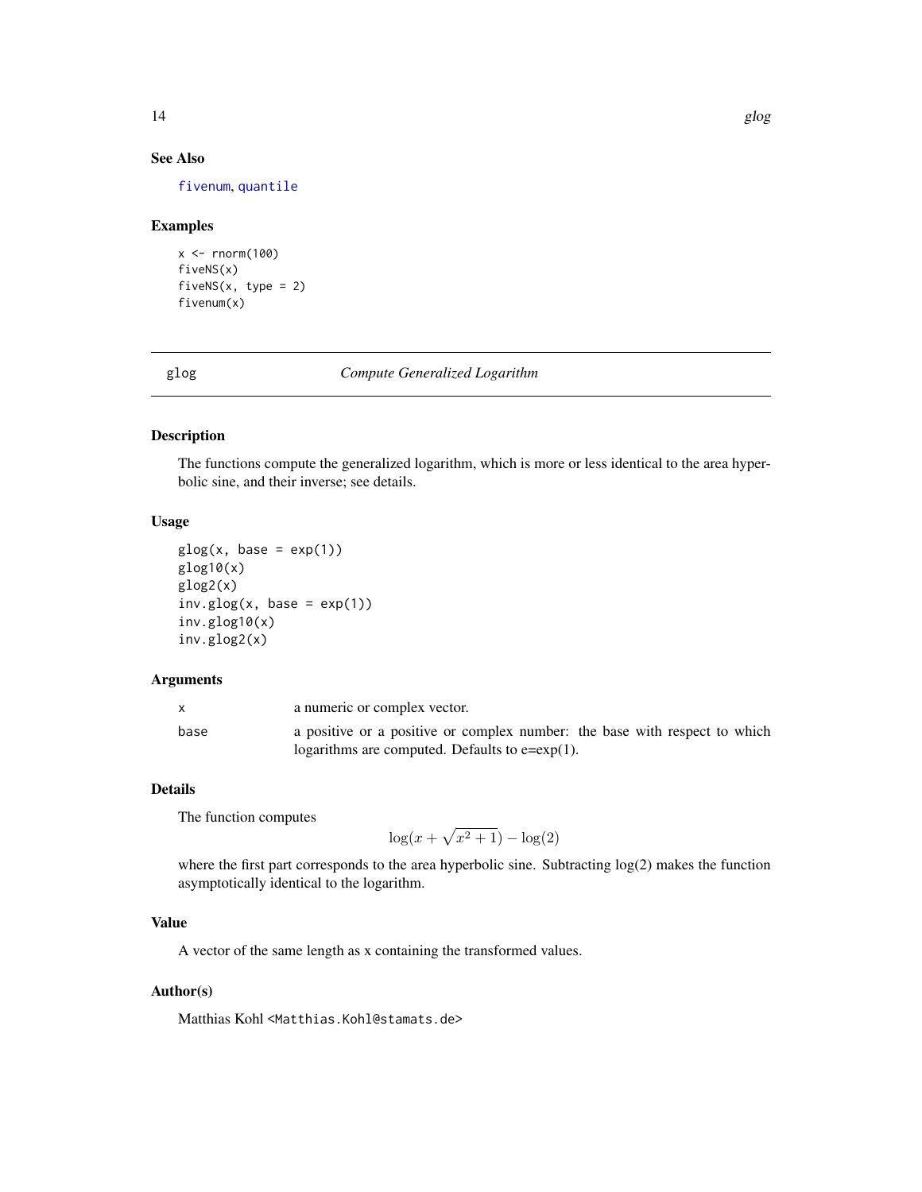## See Also

fivenum, quantile

## Examples

```
x <- rnorm(100)
fiveNS(x)
fiveNS(x, type = 2)
fivenum(x)
```

---

# glog — *Compute Generalized Logarithm*

## Description

The functions compute the generalized logarithm, which is more or less identical to the area hyperbolic sine, and their inverse; see details.

## Usage

```
glog(x, base = exp(1))
glog10(x)
glog2(x)
inv.glog(x, base = exp(1))
inv.glog10(x)
inv.glog2(x)
```

## Arguments

| | |
|---|---|
| x | a numeric or complex vector. |
| base | a positive or a positive or complex number: the base with respect to which logarithms are computed. Defaults to e=exp(1). |

## Details

The function computes

$$\log(x + \sqrt{x^2 + 1}) - \log(2)$$

where the first part corresponds to the area hyperbolic sine. Subtracting log(2) makes the function asymptotically identical to the logarithm.

## Value

A vector of the same length as x containing the transformed values.

## Author(s)

Matthias Kohl <Matthias.Kohl@stamats.de>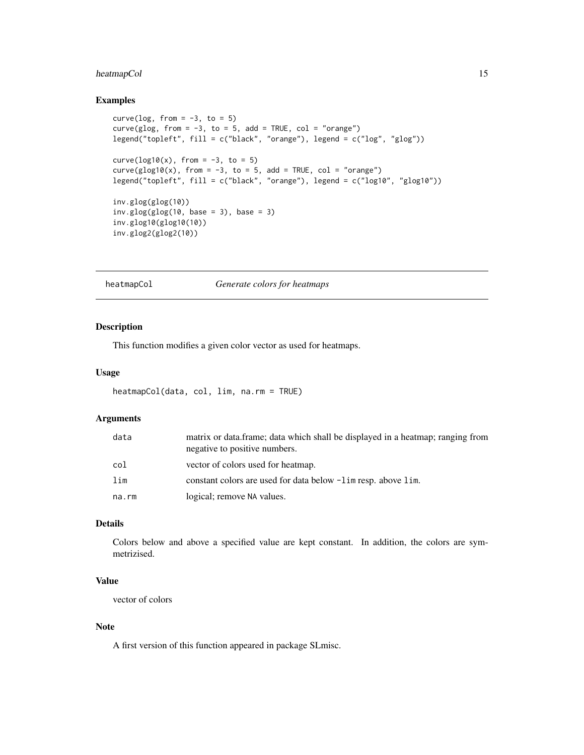## Examples

```
curve(log, from = -3, to = 5)
curve(glog, from = -3, to = 5, add = TRUE, col = "orange")
legend("topleft", fill = c("black", "orange"), legend = c("log", "glog"))

curve(log10(x), from = -3, to = 5)
curve(glog10(x), from = -3, to = 5, add = TRUE, col = "orange")
legend("topleft", fill = c("black", "orange"), legend = c("log10", "glog10"))

inv.glog(glog(10))
inv.glog(glog(10, base = 3), base = 3)
inv.glog10(glog10(10))
inv.glog2(glog2(10))
```

---

# heatmapCol — *Generate colors for heatmaps*

## Description

This function modifies a given color vector as used for heatmaps.

## Usage

```
heatmapCol(data, col, lim, na.rm = TRUE)
```

## Arguments

| | |
|---|---|
| `data` | matrix or data.frame; data which shall be displayed in a heatmap; ranging from negative to positive numbers. |
| `col` | vector of colors used for heatmap. |
| `lim` | constant colors are used for data below `-lim` resp. above `lim`. |
| `na.rm` | logical; remove `NA` values. |

## Details

Colors below and above a specified value are kept constant. In addition, the colors are symmetrizised.

## Value

vector of colors

## Note

A first version of this function appeared in package SLmisc.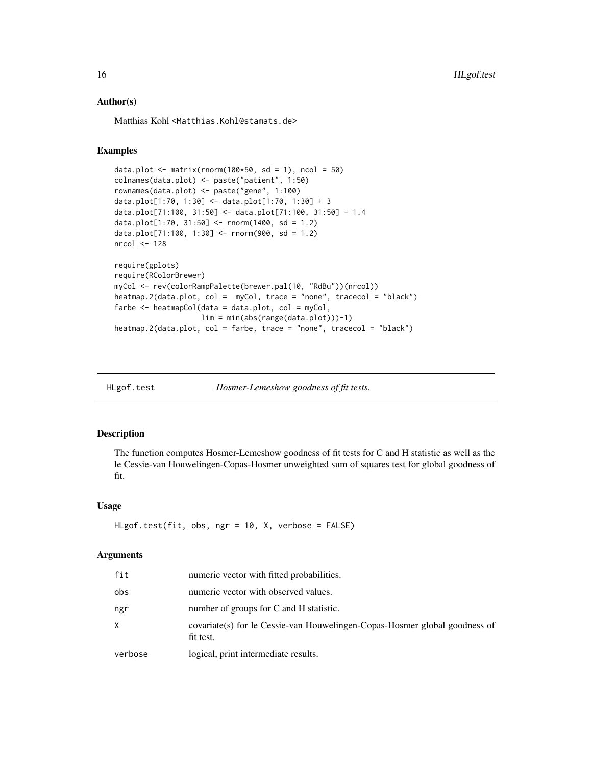### Author(s)

Matthias Kohl <Matthias.Kohl@stamats.de>

### Examples

```
data.plot <- matrix(rnorm(100*50, sd = 1), ncol = 50)
colnames(data.plot) <- paste("patient", 1:50)
rownames(data.plot) <- paste("gene", 1:100)
data.plot[1:70, 1:30] <- data.plot[1:70, 1:30] + 3
data.plot[71:100, 31:50] <- data.plot[71:100, 31:50] - 1.4
data.plot[1:70, 31:50] <- rnorm(1400, sd = 1.2)
data.plot[71:100, 1:30] <- rnorm(900, sd = 1.2)
nrcol <- 128

require(gplots)
require(RColorBrewer)
myCol <- rev(colorRampPalette(brewer.pal(10, "RdBu"))(nrcol))
heatmap.2(data.plot, col =  myCol, trace = "none", tracecol = "black")
farbe <- heatmapCol(data = data.plot, col = myCol,
                    lim = min(abs(range(data.plot)))-1)
heatmap.2(data.plot, col = farbe, trace = "none", tracecol = "black")
```

---

## HLgof.test — *Hosmer-Lemeshow goodness of fit tests.*

---

### Description

The function computes Hosmer-Lemeshow goodness of fit tests for C and H statistic as well as the le Cessie-van Houwelingen-Copas-Hosmer unweighted sum of squares test for global goodness of fit.

### Usage

```
HLgof.test(fit, obs, ngr = 10, X, verbose = FALSE)
```

### Arguments

| | |
|---|---|
| fit | numeric vector with fitted probabilities. |
| obs | numeric vector with observed values. |
| ngr | number of groups for C and H statistic. |
| X | covariate(s) for le Cessie-van Houwelingen-Copas-Hosmer global goodness of fit test. |
| verbose | logical, print intermediate results. |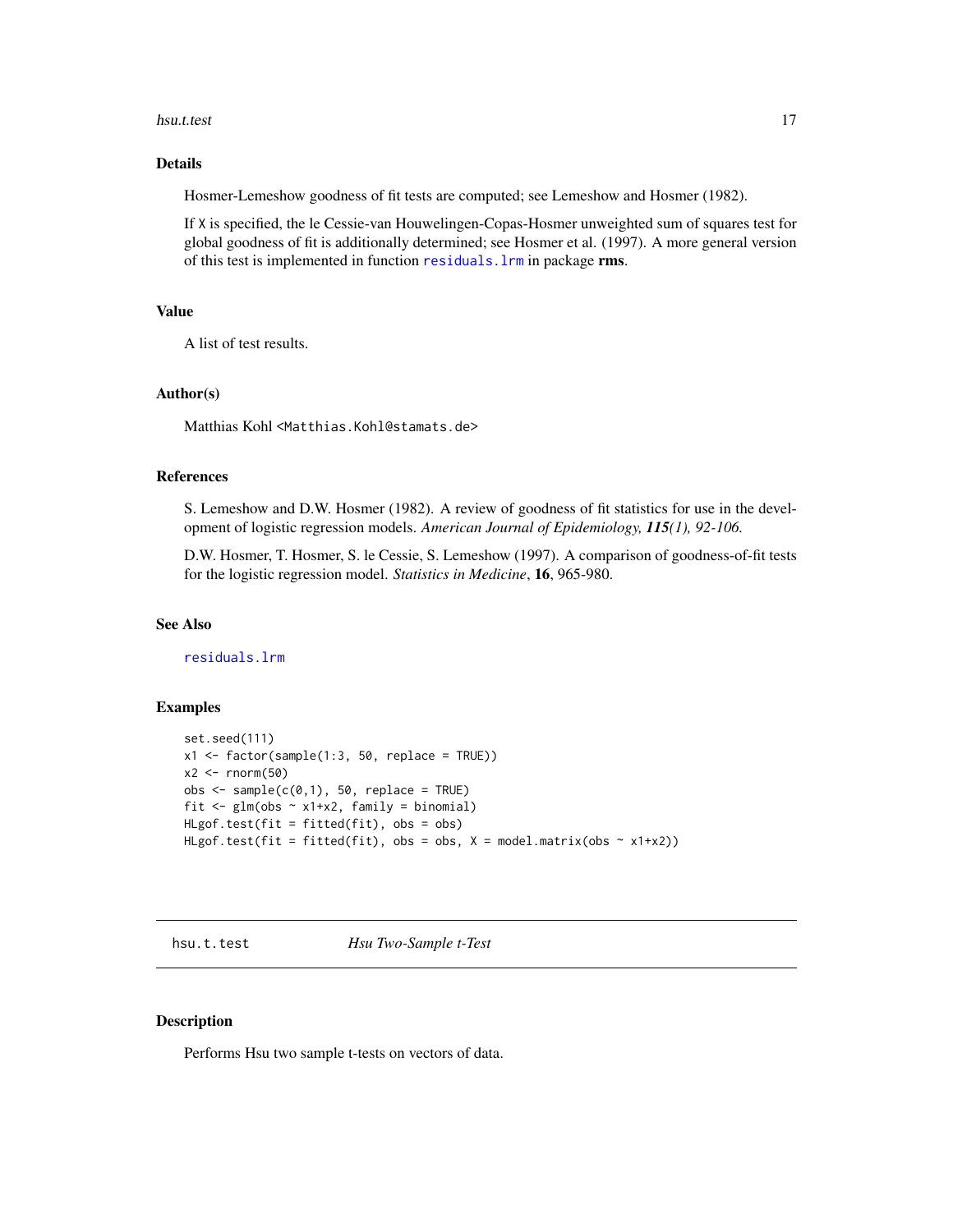## Details

Hosmer-Lemeshow goodness of fit tests are computed; see Lemeshow and Hosmer (1982).

If `X` is specified, the le Cessie-van Houwelingen-Copas-Hosmer unweighted sum of squares test for global goodness of fit is additionally determined; see Hosmer et al. (1997). A more general version of this test is implemented in function `residuals.lrm` in package **rms**.

## Value

A list of test results.

## Author(s)

Matthias Kohl <Matthias.Kohl@stamats.de>

## References

S. Lemeshow and D.W. Hosmer (1982). A review of goodness of fit statistics for use in the development of logistic regression models. *American Journal of Epidemiology, **115**(1), 92-106.*

D.W. Hosmer, T. Hosmer, S. le Cessie, S. Lemeshow (1997). A comparison of goodness-of-fit tests for the logistic regression model. *Statistics in Medicine*, **16**, 965-980.

## See Also

`residuals.lrm`

## Examples

```
set.seed(111)
x1 <- factor(sample(1:3, 50, replace = TRUE))
x2 <- rnorm(50)
obs <- sample(c(0,1), 50, replace = TRUE)
fit <- glm(obs ~ x1+x2, family = binomial)
HLgof.test(fit = fitted(fit), obs = obs)
HLgof.test(fit = fitted(fit), obs = obs, X = model.matrix(obs ~ x1+x2))
```

---

# hsu.t.test *Hsu Two-Sample t-Test*

## Description

Performs Hsu two sample t-tests on vectors of data.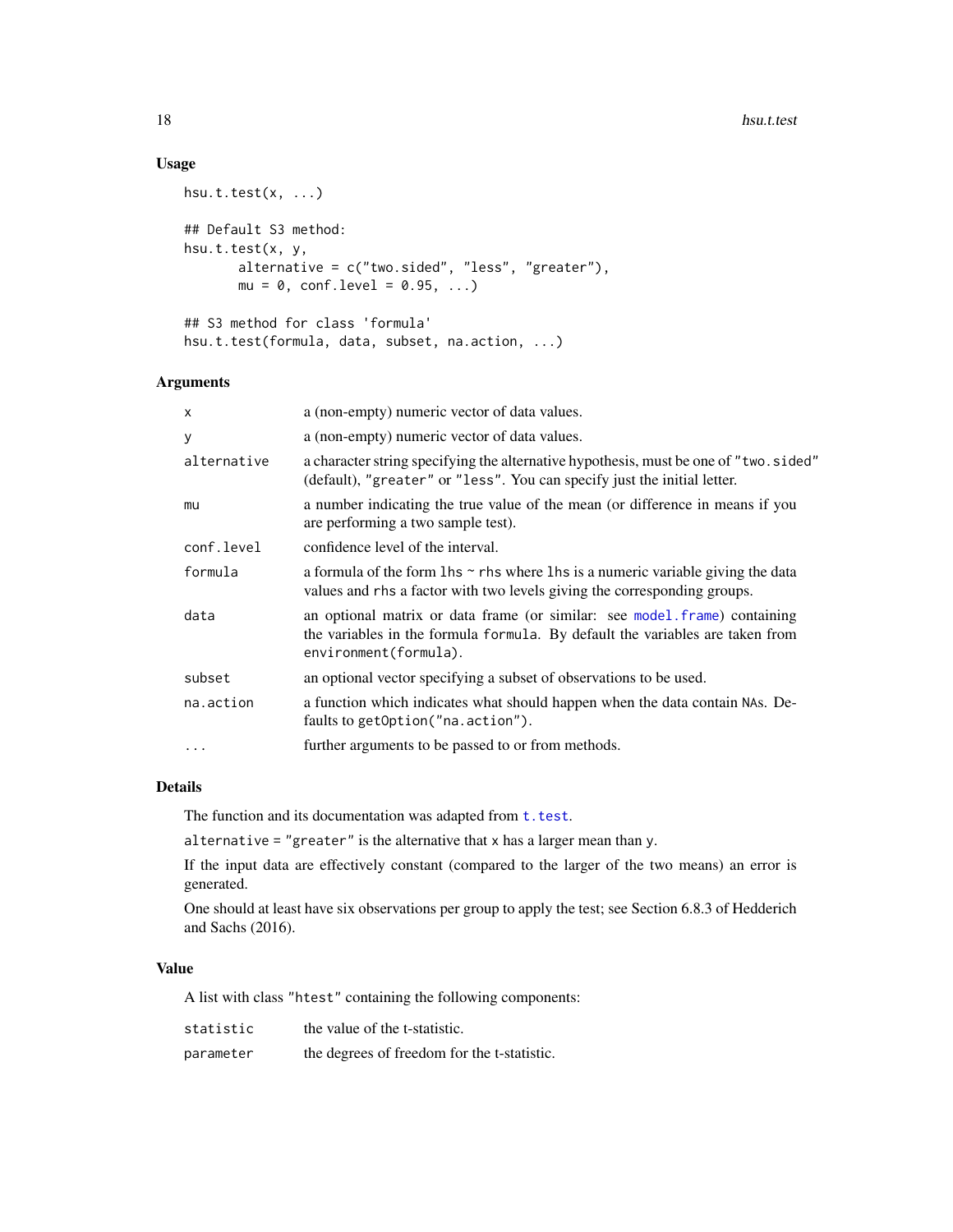### Usage

```
hsu.t.test(x, ...)

## Default S3 method:
hsu.t.test(x, y,
       alternative = c("two.sided", "less", "greater"),
       mu = 0, conf.level = 0.95, ...)

## S3 method for class 'formula'
hsu.t.test(formula, data, subset, na.action, ...)
```

### Arguments

| | |
|---|---|
| `x` | a (non-empty) numeric vector of data values. |
| `y` | a (non-empty) numeric vector of data values. |
| `alternative` | a character string specifying the alternative hypothesis, must be one of `"two.sided"` (default), `"greater"` or `"less"`. You can specify just the initial letter. |
| `mu` | a number indicating the true value of the mean (or difference in means if you are performing a two sample test). |
| `conf.level` | confidence level of the interval. |
| `formula` | a formula of the form `lhs ~ rhs` where `lhs` is a numeric variable giving the data values and `rhs` a factor with two levels giving the corresponding groups. |
| `data` | an optional matrix or data frame (or similar: see `model.frame`) containing the variables in the formula `formula`. By default the variables are taken from `environment(formula)`. |
| `subset` | an optional vector specifying a subset of observations to be used. |
| `na.action` | a function which indicates what should happen when the data contain `NA`s. Defaults to `getOption("na.action")`. |
| `...` | further arguments to be passed to or from methods. |

### Details

The function and its documentation was adapted from `t.test`.

`alternative = "greater"` is the alternative that `x` has a larger mean than `y`.

If the input data are effectively constant (compared to the larger of the two means) an error is generated.

One should at least have six observations per group to apply the test; see Section 6.8.3 of Hedderich and Sachs (2016).

### Value

A list with class `"htest"` containing the following components:

| | |
|---|---|
| `statistic` | the value of the t-statistic. |
| `parameter` | the degrees of freedom for the t-statistic. |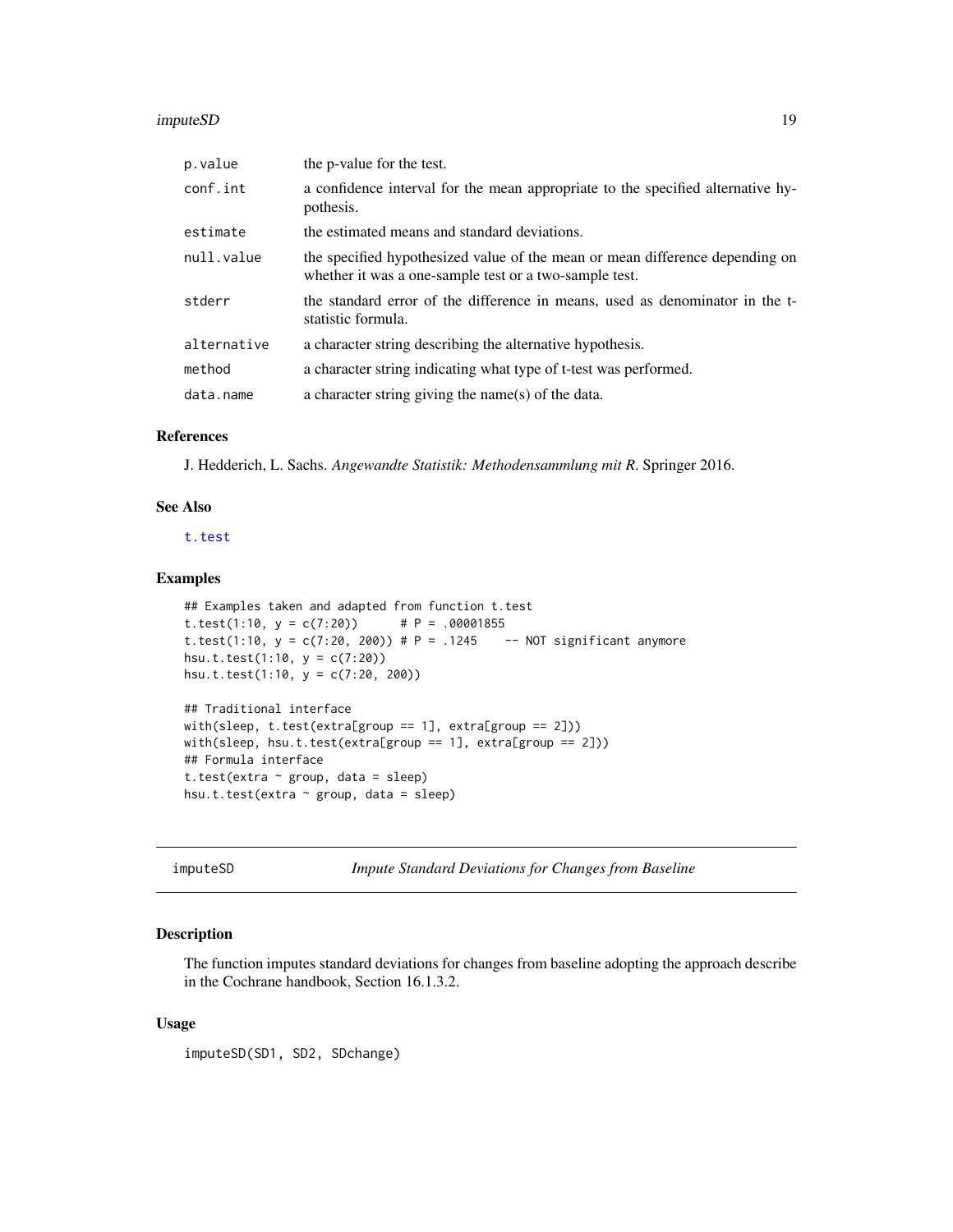| | |
|---|---|
| p.value | the p-value for the test. |
| conf.int | a confidence interval for the mean appropriate to the specified alternative hypothesis. |
| estimate | the estimated means and standard deviations. |
| null.value | the specified hypothesized value of the mean or mean difference depending on whether it was a one-sample test or a two-sample test. |
| stderr | the standard error of the difference in means, used as denominator in the t-statistic formula. |
| alternative | a character string describing the alternative hypothesis. |
| method | a character string indicating what type of t-test was performed. |
| data.name | a character string giving the name(s) of the data. |

### References

J. Hedderich, L. Sachs. *Angewandte Statistik: Methodensammlung mit R*. Springer 2016.

### See Also

t.test

### Examples

```
## Examples taken and adapted from function t.test
t.test(1:10, y = c(7:20))      # P = .00001855
t.test(1:10, y = c(7:20, 200)) # P = .1245    -- NOT significant anymore
hsu.t.test(1:10, y = c(7:20))
hsu.t.test(1:10, y = c(7:20, 200))

## Traditional interface
with(sleep, t.test(extra[group == 1], extra[group == 2]))
with(sleep, hsu.t.test(extra[group == 1], extra[group == 2]))
## Formula interface
t.test(extra ~ group, data = sleep)
hsu.t.test(extra ~ group, data = sleep)
```

## imputeSD *Impute Standard Deviations for Changes from Baseline*

### Description

The function imputes standard deviations for changes from baseline adopting the approach describe in the Cochrane handbook, Section 16.1.3.2.

### Usage

```
imputeSD(SD1, SD2, SDchange)
```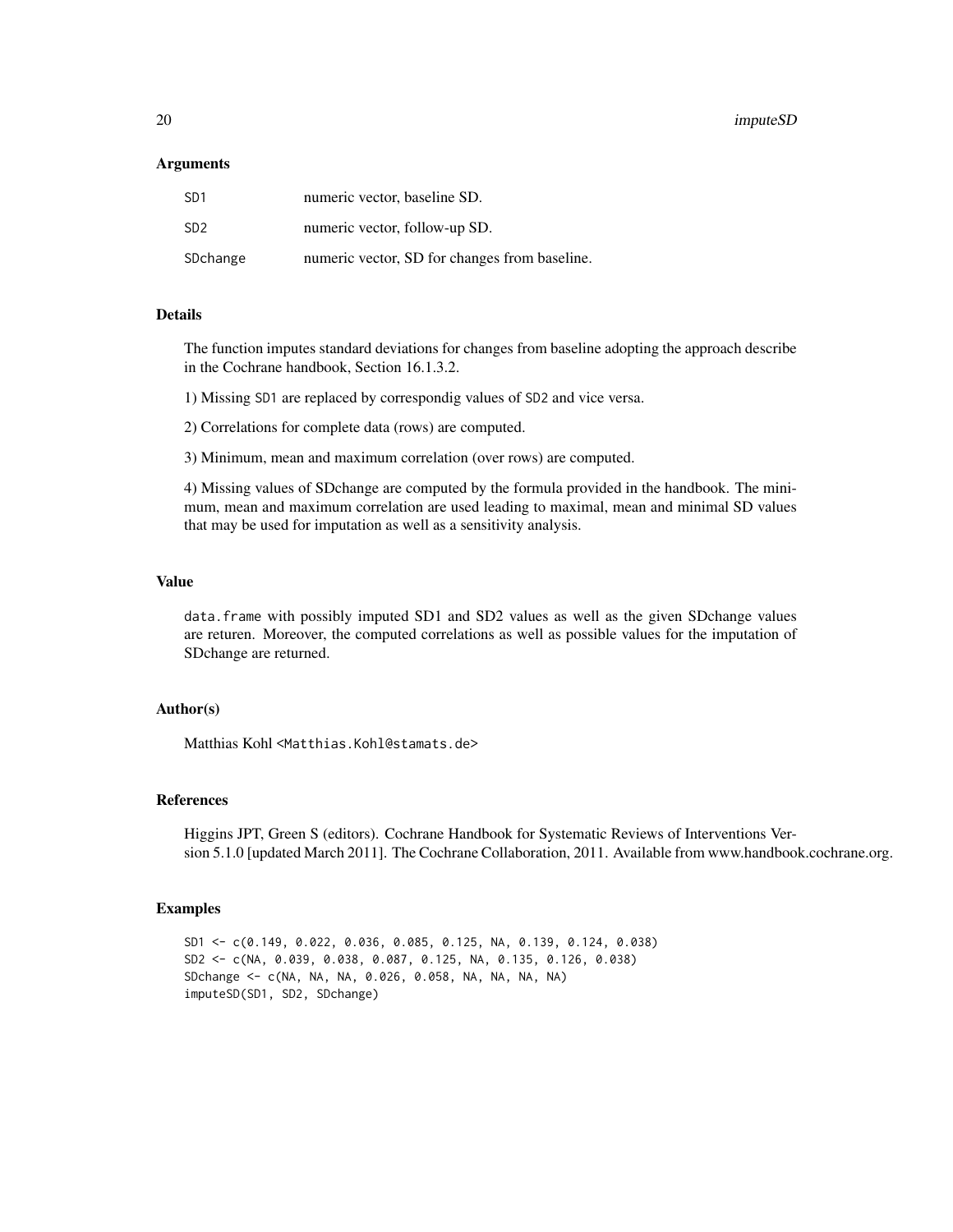### Arguments

| | |
|---|---|
| SD1 | numeric vector, baseline SD. |
| SD2 | numeric vector, follow-up SD. |
| SDchange | numeric vector, SD for changes from baseline. |

### Details

The function imputes standard deviations for changes from baseline adopting the approach describe in the Cochrane handbook, Section 16.1.3.2.

1) Missing SD1 are replaced by correspondig values of SD2 and vice versa.

2) Correlations for complete data (rows) are computed.

3) Minimum, mean and maximum correlation (over rows) are computed.

4) Missing values of SDchange are computed by the formula provided in the handbook. The minimum, mean and maximum correlation are used leading to maximal, mean and minimal SD values that may be used for imputation as well as a sensitivity analysis.

### Value

data.frame with possibly imputed SD1 and SD2 values as well as the given SDchange values are returen. Moreover, the computed correlations as well as possible values for the imputation of SDchange are returned.

### Author(s)

Matthias Kohl <Matthias.Kohl@stamats.de>

### References

Higgins JPT, Green S (editors). Cochrane Handbook for Systematic Reviews of Interventions Version 5.1.0 [updated March 2011]. The Cochrane Collaboration, 2011. Available from www.handbook.cochrane.org.

### Examples

```
SD1 <- c(0.149, 0.022, 0.036, 0.085, 0.125, NA, 0.139, 0.124, 0.038)
SD2 <- c(NA, 0.039, 0.038, 0.087, 0.125, NA, 0.135, 0.126, 0.038)
SDchange <- c(NA, NA, NA, 0.026, 0.058, NA, NA, NA, NA)
imputeSD(SD1, SD2, SDchange)
```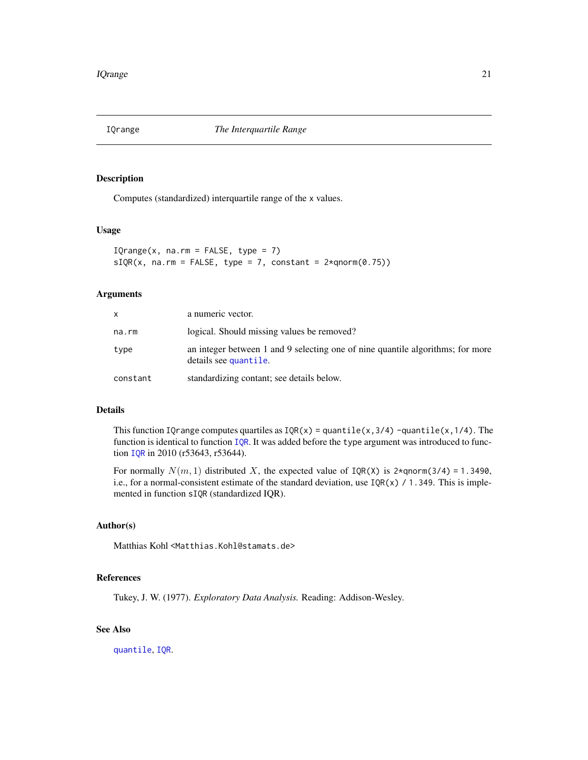# IQrange — *The Interquartile Range*

## Description

Computes (standardized) interquartile range of the x values.

## Usage

```
IQrange(x, na.rm = FALSE, type = 7)
sIQR(x, na.rm = FALSE, type = 7, constant = 2*qnorm(0.75))
```

## Arguments

| | |
|---|---|
| `x` | a numeric vector. |
| `na.rm` | logical. Should missing values be removed? |
| `type` | an integer between 1 and 9 selecting one of nine quantile algorithms; for more details see `quantile`. |
| `constant` | standardizing contant; see details below. |

## Details

This function `IQrange` computes quartiles as `IQR(x) = quantile(x,3/4) -quantile(x,1/4)`. The function is identical to function `IQR`. It was added before the `type` argument was introduced to function `IQR` in 2010 (r53643, r53644).

For normally $N(m, 1)$ distributed $X$, the expected value of `IQR(X)` is `2*qnorm(3/4) = 1.3490`, i.e., for a normal-consistent estimate of the standard deviation, use `IQR(x) / 1.349`. This is implemented in function `sIQR` (standardized IQR).

## Author(s)

Matthias Kohl <Matthias.Kohl@stamats.de>

## References

Tukey, J. W. (1977). *Exploratory Data Analysis.* Reading: Addison-Wesley.

## See Also

`quantile`, `IQR`.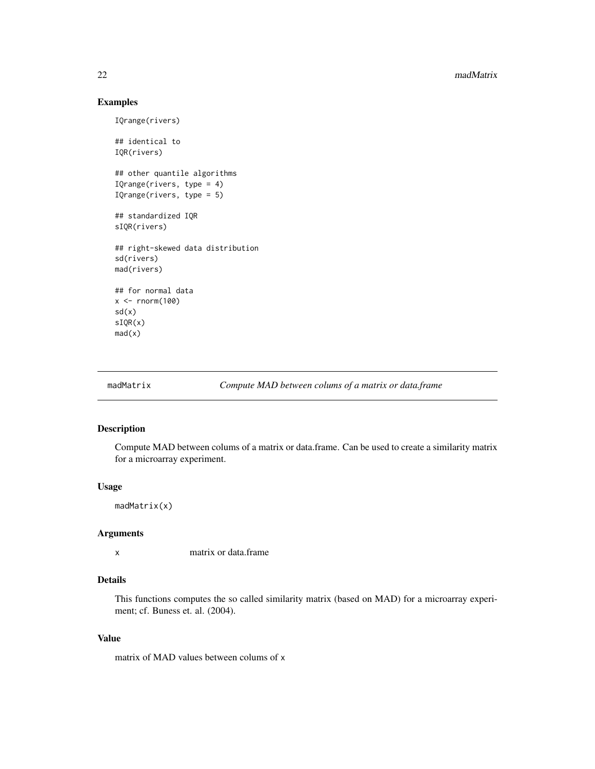## Examples

```
IQrange(rivers)

## identical to
IQR(rivers)

## other quantile algorithms
IQrange(rivers, type = 4)
IQrange(rivers, type = 5)

## standardized IQR
sIQR(rivers)

## right-skewed data distribution
sd(rivers)
mad(rivers)

## for normal data
x <- rnorm(100)
sd(x)
sIQR(x)
mad(x)
```

---

# madMatrix *Compute MAD between colums of a matrix or data.frame*

---

## Description

Compute MAD between colums of a matrix or data.frame. Can be used to create a similarity matrix for a microarray experiment.

## Usage

```
madMatrix(x)
```

## Arguments

| | |
|---|---|
| `x` | matrix or data.frame |

## Details

This functions computes the so called similarity matrix (based on MAD) for a microarray experiment; cf. Buness et. al. (2004).

## Value

matrix of MAD values between colums of `x`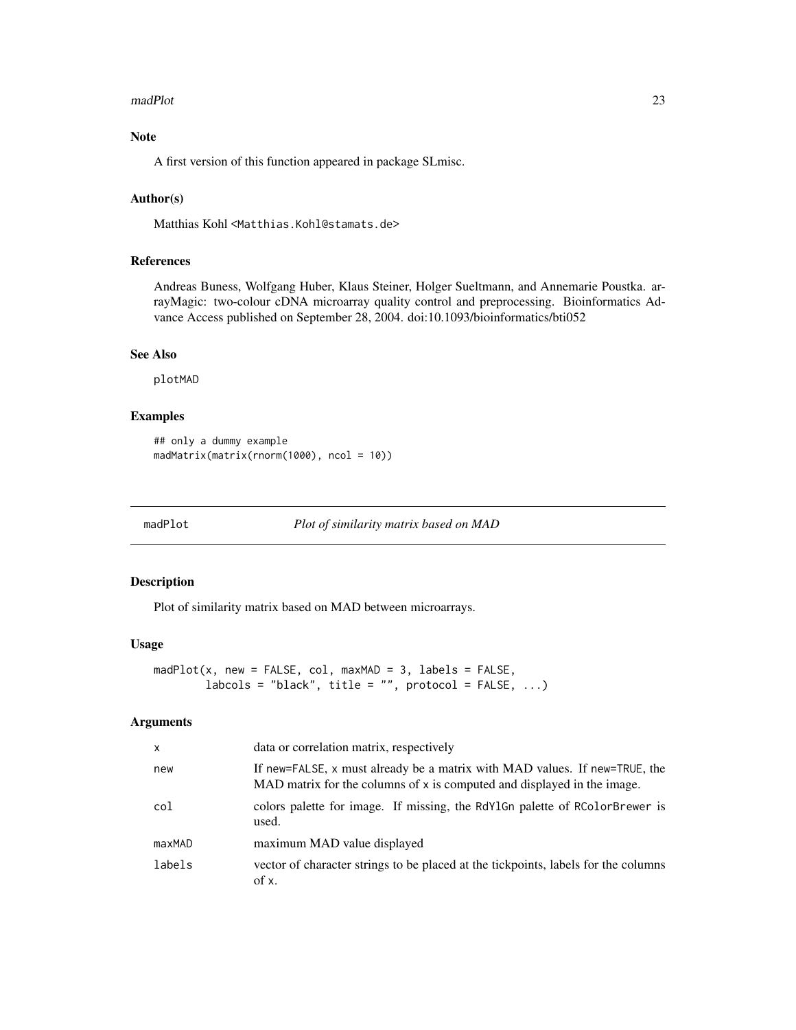## Note

A first version of this function appeared in package SLmisc.

## Author(s)

Matthias Kohl <Matthias.Kohl@stamats.de>

## References

Andreas Buness, Wolfgang Huber, Klaus Steiner, Holger Sueltmann, and Annemarie Poustka. arrayMagic: two-colour cDNA microarray quality control and preprocessing. Bioinformatics Advance Access published on September 28, 2004. doi:10.1093/bioinformatics/bti052

## See Also

plotMAD

## Examples

```
## only a dummy example
madMatrix(matrix(rnorm(1000), ncol = 10))
```

---

# madPlot — *Plot of similarity matrix based on MAD*

## Description

Plot of similarity matrix based on MAD between microarrays.

## Usage

```
madPlot(x, new = FALSE, col, maxMAD = 3, labels = FALSE,
        labcols = "black", title = "", protocol = FALSE, ...)
```

## Arguments

| | |
|---|---|
| x | data or correlation matrix, respectively |
| new | If new=FALSE, x must already be a matrix with MAD values. If new=TRUE, the MAD matrix for the columns of x is computed and displayed in the image. |
| col | colors palette for image. If missing, the RdYlGn palette of RColorBrewer is used. |
| maxMAD | maximum MAD value displayed |
| labels | vector of character strings to be placed at the tickpoints, labels for the columns of x. |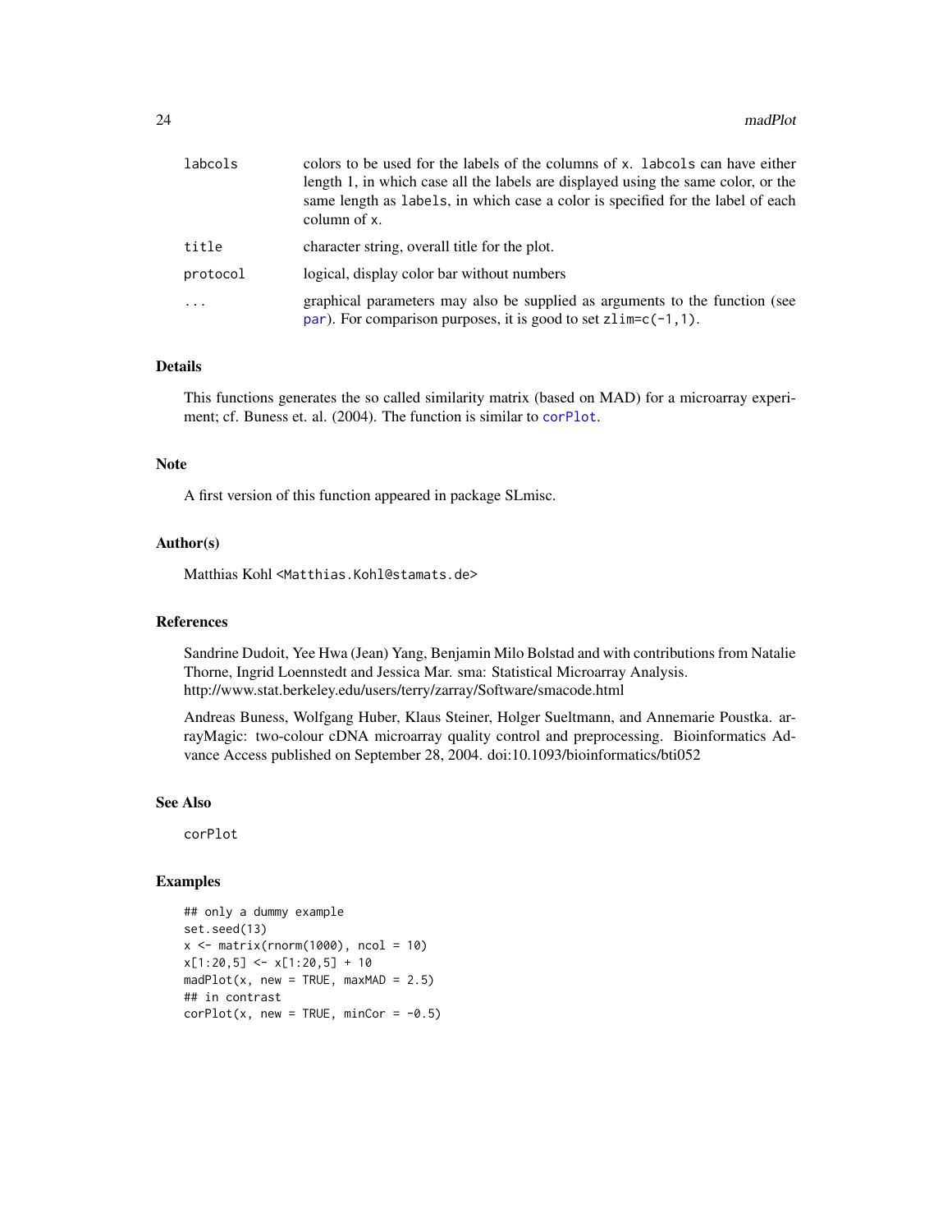| | |
|---|---|
| labcols | colors to be used for the labels of the columns of x. labcols can have either length 1, in which case all the labels are displayed using the same color, or the same length as labels, in which case a color is specified for the label of each column of x. |
| title | character string, overall title for the plot. |
| protocol | logical, display color bar without numbers |
| ... | graphical parameters may also be supplied as arguments to the function (see par). For comparison purposes, it is good to set zlim=c(-1,1). |

### Details

This functions generates the so called similarity matrix (based on MAD) for a microarray experiment; cf. Buness et. al. (2004). The function is similar to corPlot.

### Note

A first version of this function appeared in package SLmisc.

### Author(s)

Matthias Kohl <Matthias.Kohl@stamats.de>

### References

Sandrine Dudoit, Yee Hwa (Jean) Yang, Benjamin Milo Bolstad and with contributions from Natalie Thorne, Ingrid Loennstedt and Jessica Mar. sma: Statistical Microarray Analysis. http://www.stat.berkeley.edu/users/terry/zarray/Software/smacode.html

Andreas Buness, Wolfgang Huber, Klaus Steiner, Holger Sueltmann, and Annemarie Poustka. arrayMagic: two-colour cDNA microarray quality control and preprocessing. Bioinformatics Advance Access published on September 28, 2004. doi:10.1093/bioinformatics/bti052

### See Also

corPlot

### Examples

```
## only a dummy example
set.seed(13)
x <- matrix(rnorm(1000), ncol = 10)
x[1:20,5] <- x[1:20,5] + 10
madPlot(x, new = TRUE, maxMAD = 2.5)
## in contrast
corPlot(x, new = TRUE, minCor = -0.5)
```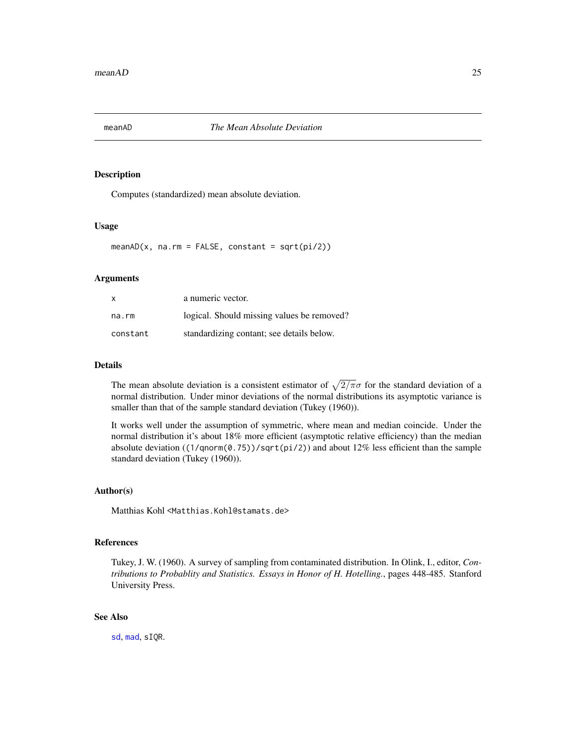meanAD *The Mean Absolute Deviation*

## Description

Computes (standardized) mean absolute deviation.

## Usage

```
meanAD(x, na.rm = FALSE, constant = sqrt(pi/2))
```

## Arguments

| | |
|---|---|
| x | a numeric vector. |
| na.rm | logical. Should missing values be removed? |
| constant | standardizing contant; see details below. |

## Details

The mean absolute deviation is a consistent estimator of $\sqrt{2/\pi}\sigma$ for the standard deviation of a normal distribution. Under minor deviations of the normal distributions its asymptotic variance is smaller than that of the sample standard deviation (Tukey (1960)).

It works well under the assumption of symmetric, where mean and median coincide. Under the normal distribution it's about 18% more efficient (asymptotic relative efficiency) than the median absolute deviation (`(1/qnorm(0.75))/sqrt(pi/2)`) and about 12% less efficient than the sample standard deviation (Tukey (1960)).

## Author(s)

Matthias Kohl <Matthias.Kohl@stamats.de>

## References

Tukey, J. W. (1960). A survey of sampling from contaminated distribution. In Olink, I., editor, *Contributions to Probablity and Statistics. Essays in Honor of H. Hotelling.*, pages 448-485. Stanford University Press.

## See Also

sd, mad, sIQR.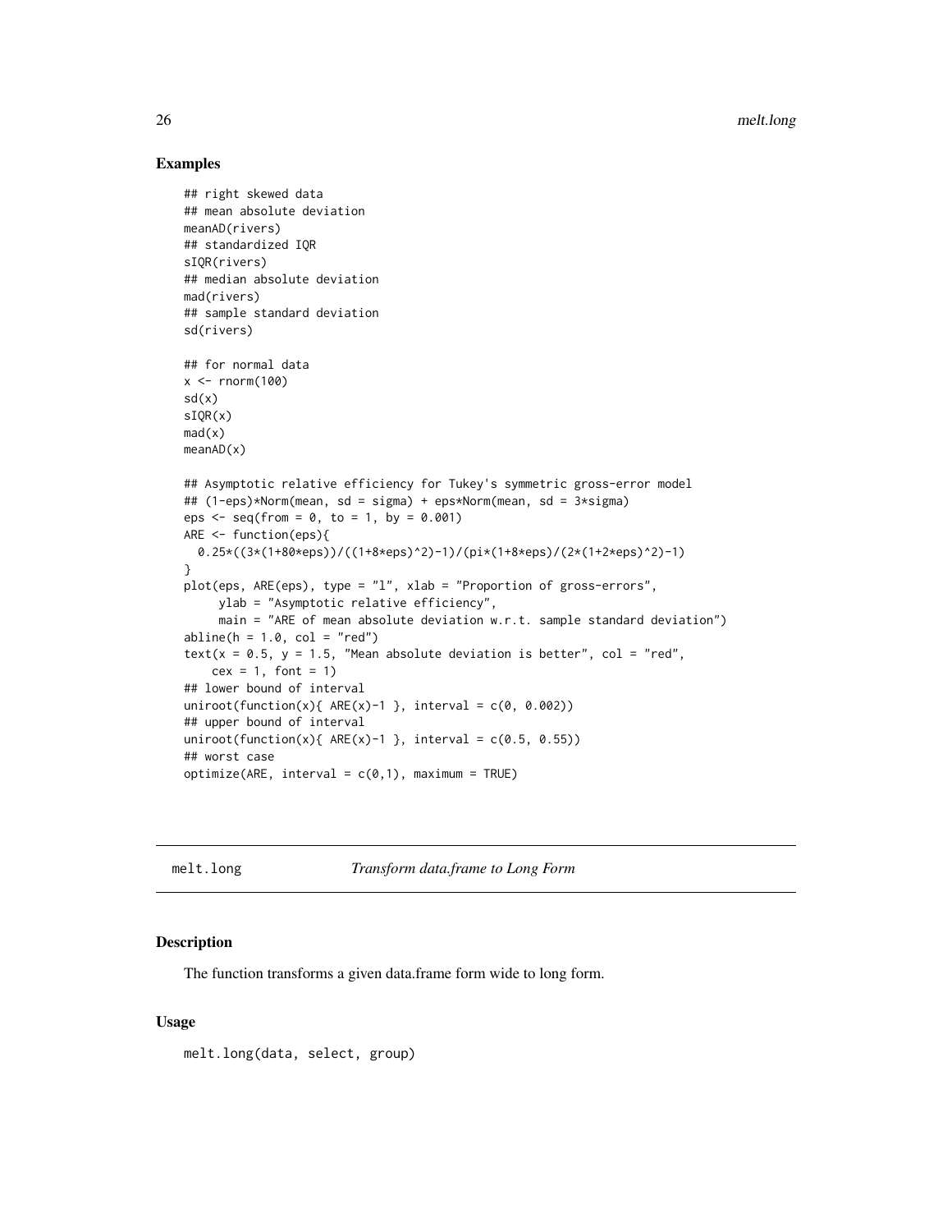## Examples

```
## right skewed data
## mean absolute deviation
meanAD(rivers)
## standardized IQR
sIQR(rivers)
## median absolute deviation
mad(rivers)
## sample standard deviation
sd(rivers)

## for normal data
x <- rnorm(100)
sd(x)
sIQR(x)
mad(x)
meanAD(x)

## Asymptotic relative efficiency for Tukey's symmetric gross-error model
## (1-eps)*Norm(mean, sd = sigma) + eps*Norm(mean, sd = 3*sigma)
eps <- seq(from = 0, to = 1, by = 0.001)
ARE <- function(eps){
  0.25*((3*(1+80*eps))/((1+8*eps)^2)-1)/(pi*(1+8*eps)/(2*(1+2*eps)^2)-1)
}
plot(eps, ARE(eps), type = "l", xlab = "Proportion of gross-errors",
     ylab = "Asymptotic relative efficiency",
     main = "ARE of mean absolute deviation w.r.t. sample standard deviation")
abline(h = 1.0, col = "red")
text(x = 0.5, y = 1.5, "Mean absolute deviation is better", col = "red",
    cex = 1, font = 1)
## lower bound of interval
uniroot(function(x){ ARE(x)-1 }, interval = c(0, 0.002))
## upper bound of interval
uniroot(function(x){ ARE(x)-1 }, interval = c(0.5, 0.55))
## worst case
optimize(ARE, interval = c(0,1), maximum = TRUE)
```

---

`melt.long` *Transform data.frame to Long Form*

---

## Description

The function transforms a given data.frame form wide to long form.

## Usage

```
melt.long(data, select, group)
```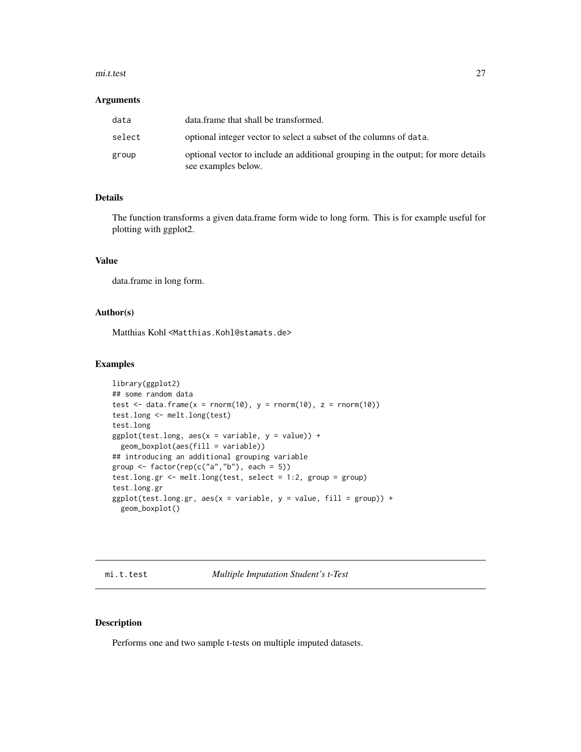### Arguments

| | |
|---|---|
| data | data.frame that shall be transformed. |
| select | optional integer vector to select a subset of the columns of data. |
| group | optional vector to include an additional grouping in the output; for more details see examples below. |

### Details

The function transforms a given data.frame form wide to long form. This is for example useful for plotting with ggplot2.

### Value

data.frame in long form.

### Author(s)

Matthias Kohl <Matthias.Kohl@stamats.de>

### Examples

```
library(ggplot2)
## some random data
test <- data.frame(x = rnorm(10), y = rnorm(10), z = rnorm(10))
test.long <- melt.long(test)
test.long
ggplot(test.long, aes(x = variable, y = value)) +
  geom_boxplot(aes(fill = variable))
## introducing an additional grouping variable
group <- factor(rep(c("a","b"), each = 5))
test.long.gr <- melt.long(test, select = 1:2, group = group)
test.long.gr
ggplot(test.long.gr, aes(x = variable, y = value, fill = group)) +
  geom_boxplot()
```

---

## mi.t.test *Multiple Imputation Student's t-Test*

---

### Description

Performs one and two sample t-tests on multiple imputed datasets.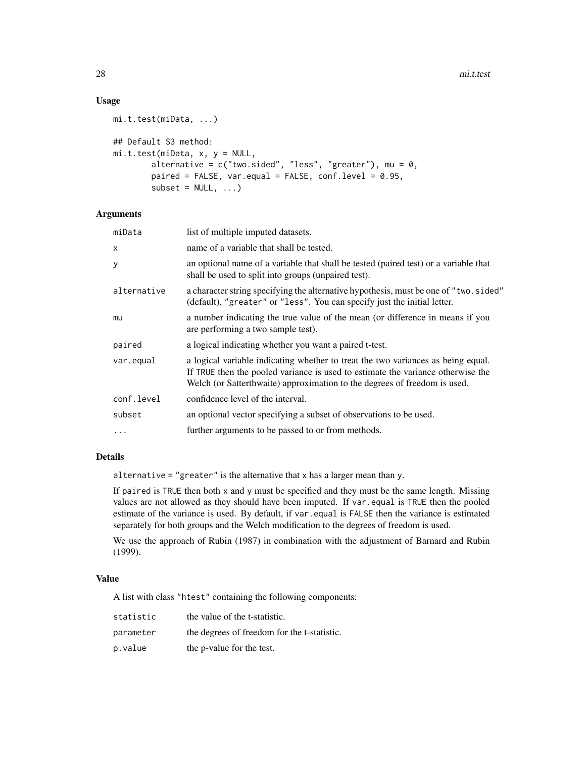## Usage

```
mi.t.test(miData, ...)

## Default S3 method:
mi.t.test(miData, x, y = NULL,
        alternative = c("two.sided", "less", "greater"), mu = 0,
        paired = FALSE, var.equal = FALSE, conf.level = 0.95,
        subset = NULL, ...)
```

## Arguments

| | |
|---|---|
| `miData` | list of multiple imputed datasets. |
| `x` | name of a variable that shall be tested. |
| `y` | an optional name of a variable that shall be tested (paired test) or a variable that shall be used to split into groups (unpaired test). |
| `alternative` | a character string specifying the alternative hypothesis, must be one of `"two.sided"` (default), `"greater"` or `"less"`. You can specify just the initial letter. |
| `mu` | a number indicating the true value of the mean (or difference in means if you are performing a two sample test). |
| `paired` | a logical indicating whether you want a paired t-test. |
| `var.equal` | a logical variable indicating whether to treat the two variances as being equal. If `TRUE` then the pooled variance is used to estimate the variance otherwise the Welch (or Satterthwaite) approximation to the degrees of freedom is used. |
| `conf.level` | confidence level of the interval. |
| `subset` | an optional vector specifying a subset of observations to be used. |
| `...` | further arguments to be passed to or from methods. |

## Details

`alternative = "greater"` is the alternative that `x` has a larger mean than `y`.

If `paired` is `TRUE` then both `x` and `y` must be specified and they must be the same length. Missing values are not allowed as they should have been imputed. If `var.equal` is `TRUE` then the pooled estimate of the variance is used. By default, if `var.equal` is `FALSE` then the variance is estimated separately for both groups and the Welch modification to the degrees of freedom is used.

We use the approach of Rubin (1987) in combination with the adjustment of Barnard and Rubin (1999).

## Value

A list with class `"htest"` containing the following components:

| | |
|---|---|
| `statistic` | the value of the t-statistic. |
| `parameter` | the degrees of freedom for the t-statistic. |
| `p.value` | the p-value for the test. |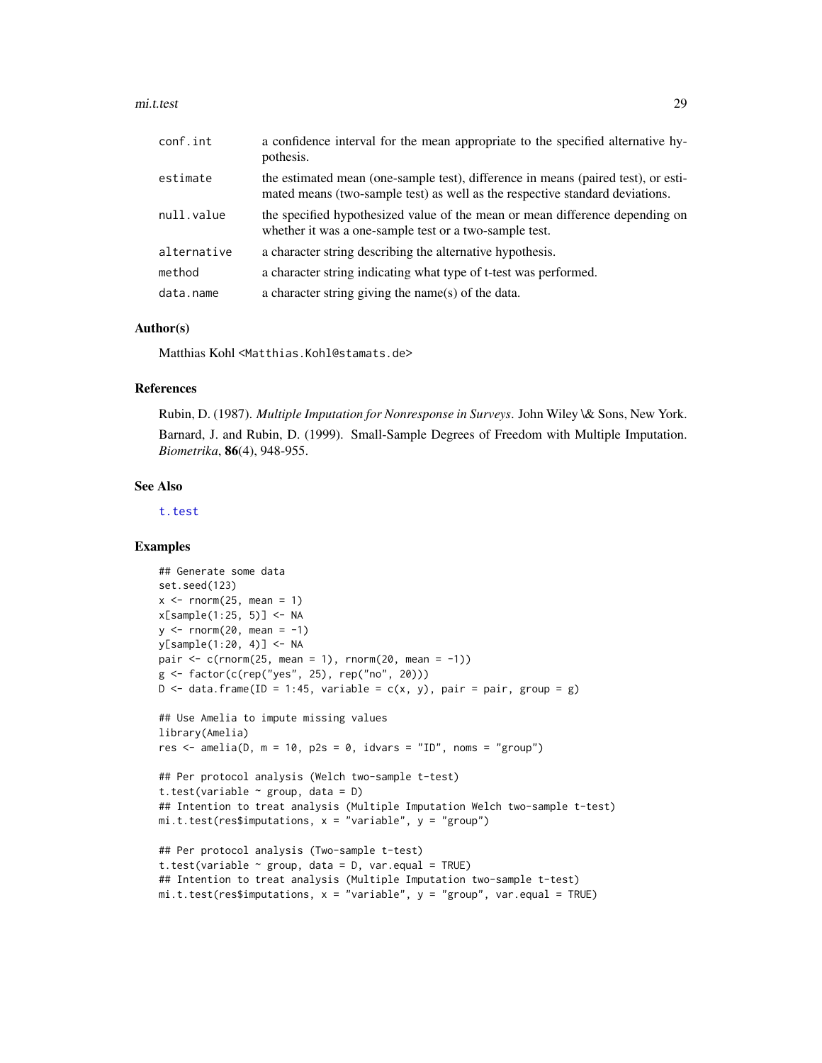| | |
|---|---|
| conf.int | a confidence interval for the mean appropriate to the specified alternative hypothesis. |
| estimate | the estimated mean (one-sample test), difference in means (paired test), or estimated means (two-sample test) as well as the respective standard deviations. |
| null.value | the specified hypothesized value of the mean or mean difference depending on whether it was a one-sample test or a two-sample test. |
| alternative | a character string describing the alternative hypothesis. |
| method | a character string indicating what type of t-test was performed. |
| data.name | a character string giving the name(s) of the data. |

## Author(s)

Matthias Kohl <Matthias.Kohl@stamats.de>

## References

Rubin, D. (1987). *Multiple Imputation for Nonresponse in Surveys*. John Wiley \& Sons, New York.

Barnard, J. and Rubin, D. (1999). Small-Sample Degrees of Freedom with Multiple Imputation. *Biometrika*, **86**(4), 948-955.

## See Also

t.test

## Examples

```
## Generate some data
set.seed(123)
x <- rnorm(25, mean = 1)
x[sample(1:25, 5)] <- NA
y <- rnorm(20, mean = -1)
y[sample(1:20, 4)] <- NA
pair <- c(rnorm(25, mean = 1), rnorm(20, mean = -1))
g <- factor(c(rep("yes", 25), rep("no", 20)))
D <- data.frame(ID = 1:45, variable = c(x, y), pair = pair, group = g)

## Use Amelia to impute missing values
library(Amelia)
res <- amelia(D, m = 10, p2s = 0, idvars = "ID", noms = "group")

## Per protocol analysis (Welch two-sample t-test)
t.test(variable ~ group, data = D)
## Intention to treat analysis (Multiple Imputation Welch two-sample t-test)
mi.t.test(res$imputations, x = "variable", y = "group")

## Per protocol analysis (Two-sample t-test)
t.test(variable ~ group, data = D, var.equal = TRUE)
## Intention to treat analysis (Multiple Imputation two-sample t-test)
mi.t.test(res$imputations, x = "variable", y = "group", var.equal = TRUE)
```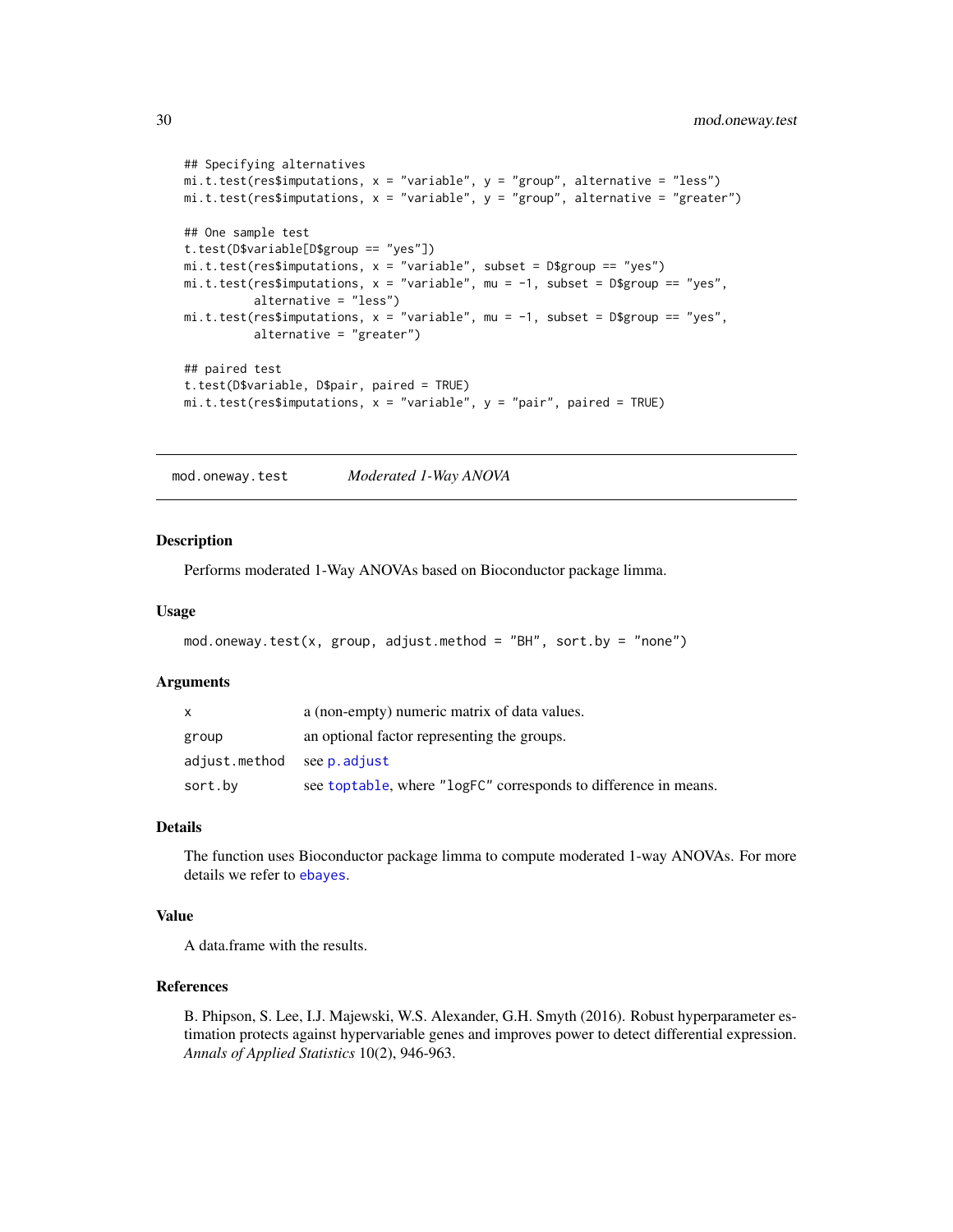```
## Specifying alternatives
mi.t.test(res$imputations, x = "variable", y = "group", alternative = "less")
mi.t.test(res$imputations, x = "variable", y = "group", alternative = "greater")

## One sample test
t.test(D$variable[D$group == "yes"])
mi.t.test(res$imputations, x = "variable", subset = D$group == "yes")
mi.t.test(res$imputations, x = "variable", mu = -1, subset = D$group == "yes",
          alternative = "less")
mi.t.test(res$imputations, x = "variable", mu = -1, subset = D$group == "yes",
          alternative = "greater")

## paired test
t.test(D$variable, D$pair, paired = TRUE)
mi.t.test(res$imputations, x = "variable", y = "pair", paired = TRUE)
```

---

## `mod.oneway.test` *Moderated 1-Way ANOVA*

---

### Description

Performs moderated 1-Way ANOVAs based on Bioconductor package limma.

### Usage

```
mod.oneway.test(x, group, adjust.method = "BH", sort.by = "none")
```

### Arguments

| | |
|---|---|
| `x` | a (non-empty) numeric matrix of data values. |
| `group` | an optional factor representing the groups. |
| `adjust.method` | see `p.adjust` |
| `sort.by` | see `toptable`, where "`logFC`" corresponds to difference in means. |

### Details

The function uses Bioconductor package limma to compute moderated 1-way ANOVAs. For more details we refer to `ebayes`.

### Value

A data.frame with the results.

### References

B. Phipson, S. Lee, I.J. Majewski, W.S. Alexander, G.H. Smyth (2016). Robust hyperparameter estimation protects against hypervariable genes and improves power to detect differential expression. *Annals of Applied Statistics* 10(2), 946-963.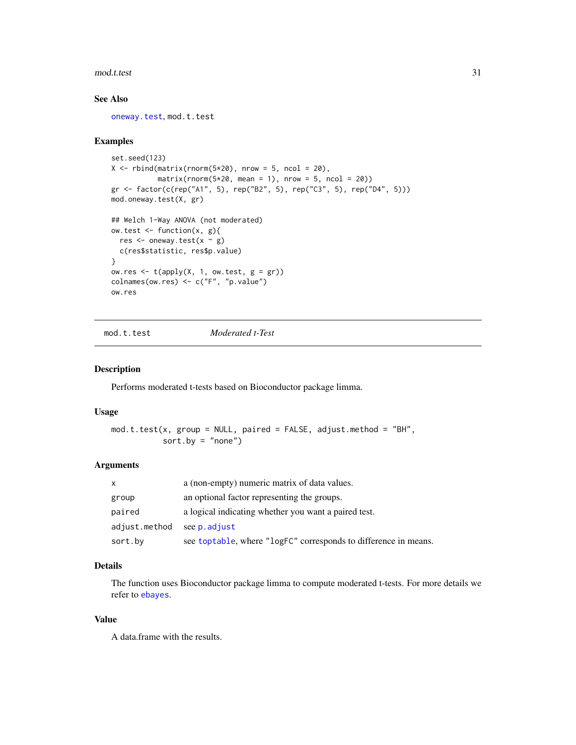## See Also

oneway.test, mod.t.test

## Examples

```
set.seed(123)
X <- rbind(matrix(rnorm(5*20), nrow = 5, ncol = 20),
           matrix(rnorm(5*20, mean = 1), nrow = 5, ncol = 20))
gr <- factor(c(rep("A1", 5), rep("B2", 5), rep("C3", 5), rep("D4", 5)))
mod.oneway.test(X, gr)

## Welch 1-Way ANOVA (not moderated)
ow.test <- function(x, g){
  res <- oneway.test(x ~ g)
  c(res$statistic, res$p.value)
}
ow.res <- t(apply(X, 1, ow.test, g = gr))
colnames(ow.res) <- c("F", "p.value")
ow.res
```

---

# mod.t.test *Moderated t-Test*

## Description

Performs moderated t-tests based on Bioconductor package limma.

## Usage

```
mod.t.test(x, group = NULL, paired = FALSE, adjust.method = "BH",
           sort.by = "none")
```

## Arguments

| | |
|---|---|
| x | a (non-empty) numeric matrix of data values. |
| group | an optional factor representing the groups. |
| paired | a logical indicating whether you want a paired test. |
| adjust.method | see p.adjust |
| sort.by | see toptable, where "logFC" corresponds to difference in means. |

## Details

The function uses Bioconductor package limma to compute moderated t-tests. For more details we refer to ebayes.

## Value

A data.frame with the results.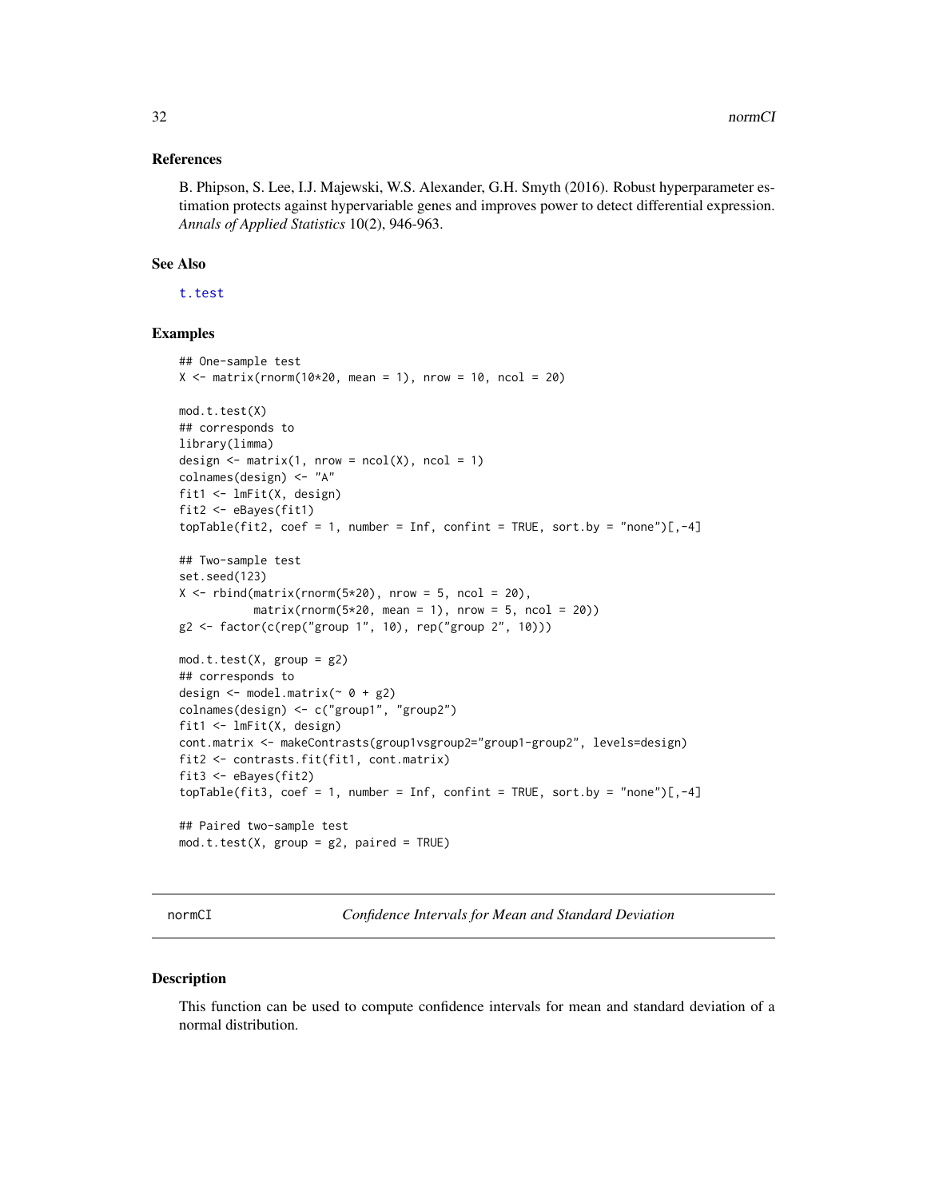### References

B. Phipson, S. Lee, I.J. Majewski, W.S. Alexander, G.H. Smyth (2016). Robust hyperparameter estimation protects against hypervariable genes and improves power to detect differential expression. *Annals of Applied Statistics* 10(2), 946-963.

### See Also

t.test

### Examples

```
## One-sample test
X <- matrix(rnorm(10*20, mean = 1), nrow = 10, ncol = 20)

mod.t.test(X)
## corresponds to
library(limma)
design <- matrix(1, nrow = ncol(X), ncol = 1)
colnames(design) <- "A"
fit1 <- lmFit(X, design)
fit2 <- eBayes(fit1)
topTable(fit2, coef = 1, number = Inf, confint = TRUE, sort.by = "none")[,-4]

## Two-sample test
set.seed(123)
X <- rbind(matrix(rnorm(5*20), nrow = 5, ncol = 20),
           matrix(rnorm(5*20, mean = 1), nrow = 5, ncol = 20))
g2 <- factor(c(rep("group 1", 10), rep("group 2", 10)))

mod.t.test(X, group = g2)
## corresponds to
design <- model.matrix(~ 0 + g2)
colnames(design) <- c("group1", "group2")
fit1 <- lmFit(X, design)
cont.matrix <- makeContrasts(group1vsgroup2="group1-group2", levels=design)
fit2 <- contrasts.fit(fit1, cont.matrix)
fit3 <- eBayes(fit2)
topTable(fit3, coef = 1, number = Inf, confint = TRUE, sort.by = "none")[,-4]

## Paired two-sample test
mod.t.test(X, group = g2, paired = TRUE)
```

---

## normCI &nbsp;&nbsp;&nbsp;&nbsp; *Confidence Intervals for Mean and Standard Deviation*

### Description

This function can be used to compute confidence intervals for mean and standard deviation of a normal distribution.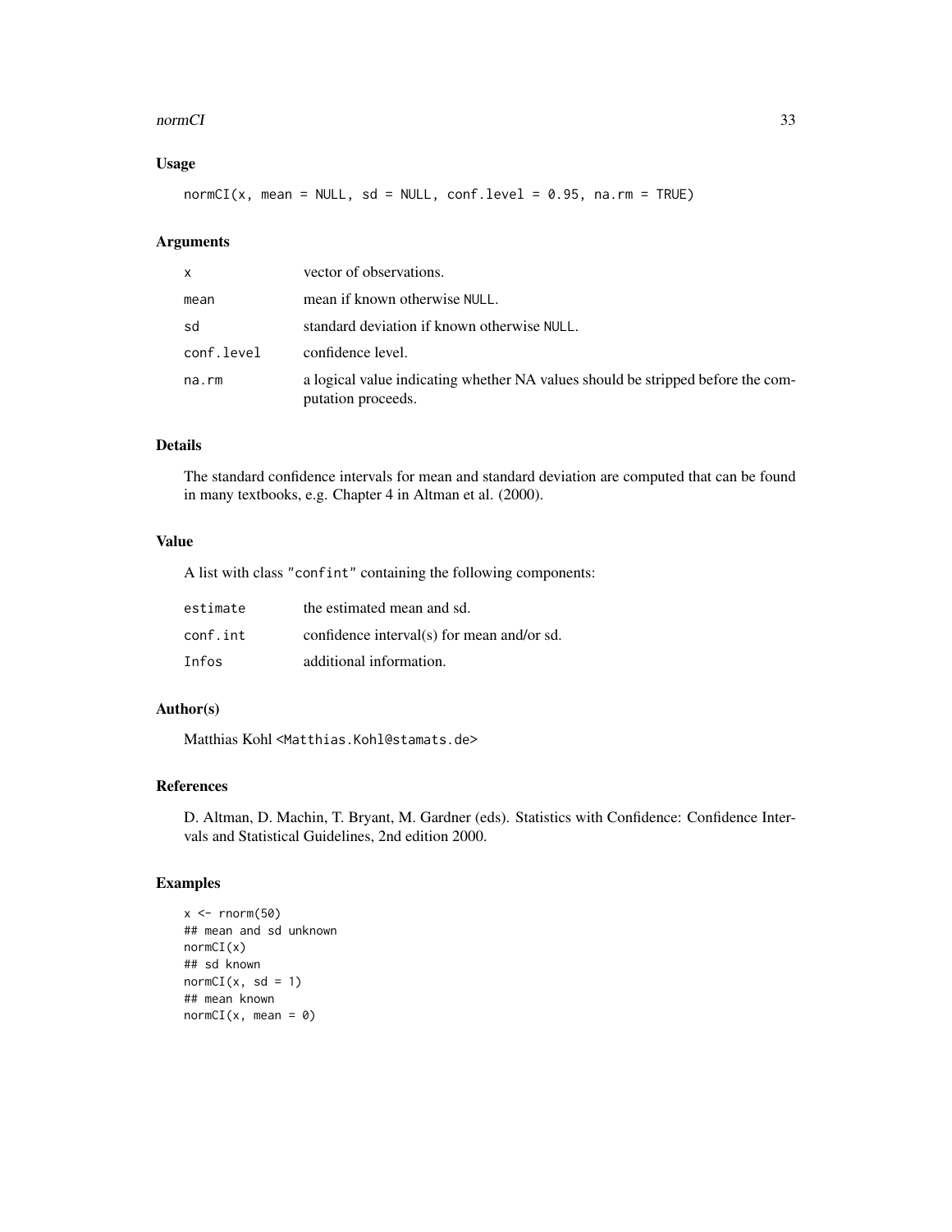### Usage

```
normCI(x, mean = NULL, sd = NULL, conf.level = 0.95, na.rm = TRUE)
```

### Arguments

| | |
|---|---|
| x | vector of observations. |
| mean | mean if known otherwise NULL. |
| sd | standard deviation if known otherwise NULL. |
| conf.level | confidence level. |
| na.rm | a logical value indicating whether NA values should be stripped before the computation proceeds. |

### Details

The standard confidence intervals for mean and standard deviation are computed that can be found in many textbooks, e.g. Chapter 4 in Altman et al. (2000).

### Value

A list with class "confint" containing the following components:

| | |
|---|---|
| estimate | the estimated mean and sd. |
| conf.int | confidence interval(s) for mean and/or sd. |
| Infos | additional information. |

### Author(s)

Matthias Kohl <Matthias.Kohl@stamats.de>

### References

D. Altman, D. Machin, T. Bryant, M. Gardner (eds). Statistics with Confidence: Confidence Intervals and Statistical Guidelines, 2nd edition 2000.

### Examples

```
x <- rnorm(50)
## mean and sd unknown
normCI(x)
## sd known
normCI(x, sd = 1)
## mean known
normCI(x, mean = 0)
```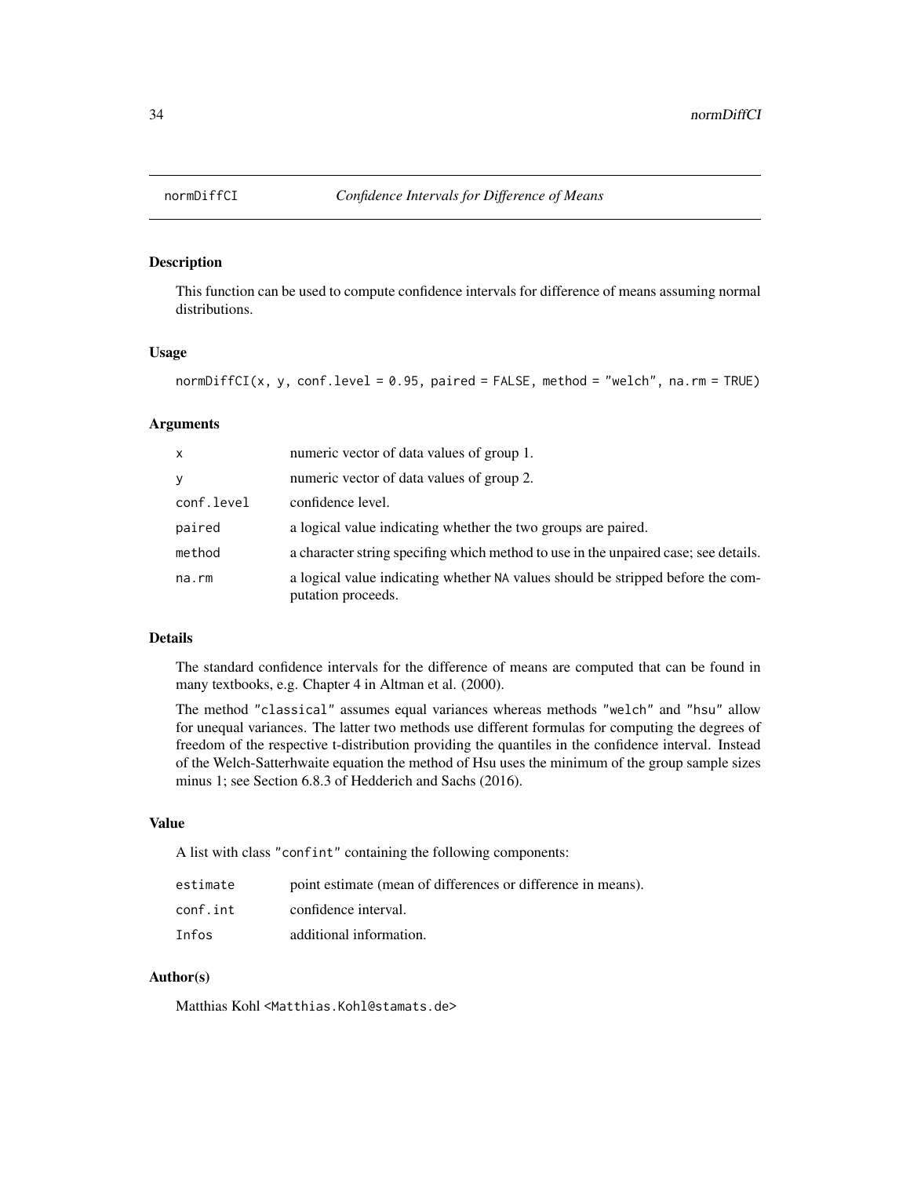# normDiffCI *Confidence Intervals for Difference of Means*

## Description

This function can be used to compute confidence intervals for difference of means assuming normal distributions.

## Usage

```
normDiffCI(x, y, conf.level = 0.95, paired = FALSE, method = "welch", na.rm = TRUE)
```

## Arguments

| | |
|---|---|
| x | numeric vector of data values of group 1. |
| y | numeric vector of data values of group 2. |
| conf.level | confidence level. |
| paired | a logical value indicating whether the two groups are paired. |
| method | a character string specifing which method to use in the unpaired case; see details. |
| na.rm | a logical value indicating whether NA values should be stripped before the computation proceeds. |

## Details

The standard confidence intervals for the difference of means are computed that can be found in many textbooks, e.g. Chapter 4 in Altman et al. (2000).

The method "classical" assumes equal variances whereas methods "welch" and "hsu" allow for unequal variances. The latter two methods use different formulas for computing the degrees of freedom of the respective t-distribution providing the quantiles in the confidence interval. Instead of the Welch-Satterhwaite equation the method of Hsu uses the minimum of the group sample sizes minus 1; see Section 6.8.3 of Hedderich and Sachs (2016).

## Value

A list with class "confint" containing the following components:

| | |
|---|---|
| estimate | point estimate (mean of differences or difference in means). |
| conf.int | confidence interval. |
| Infos | additional information. |

## Author(s)

Matthias Kohl <Matthias.Kohl@stamats.de>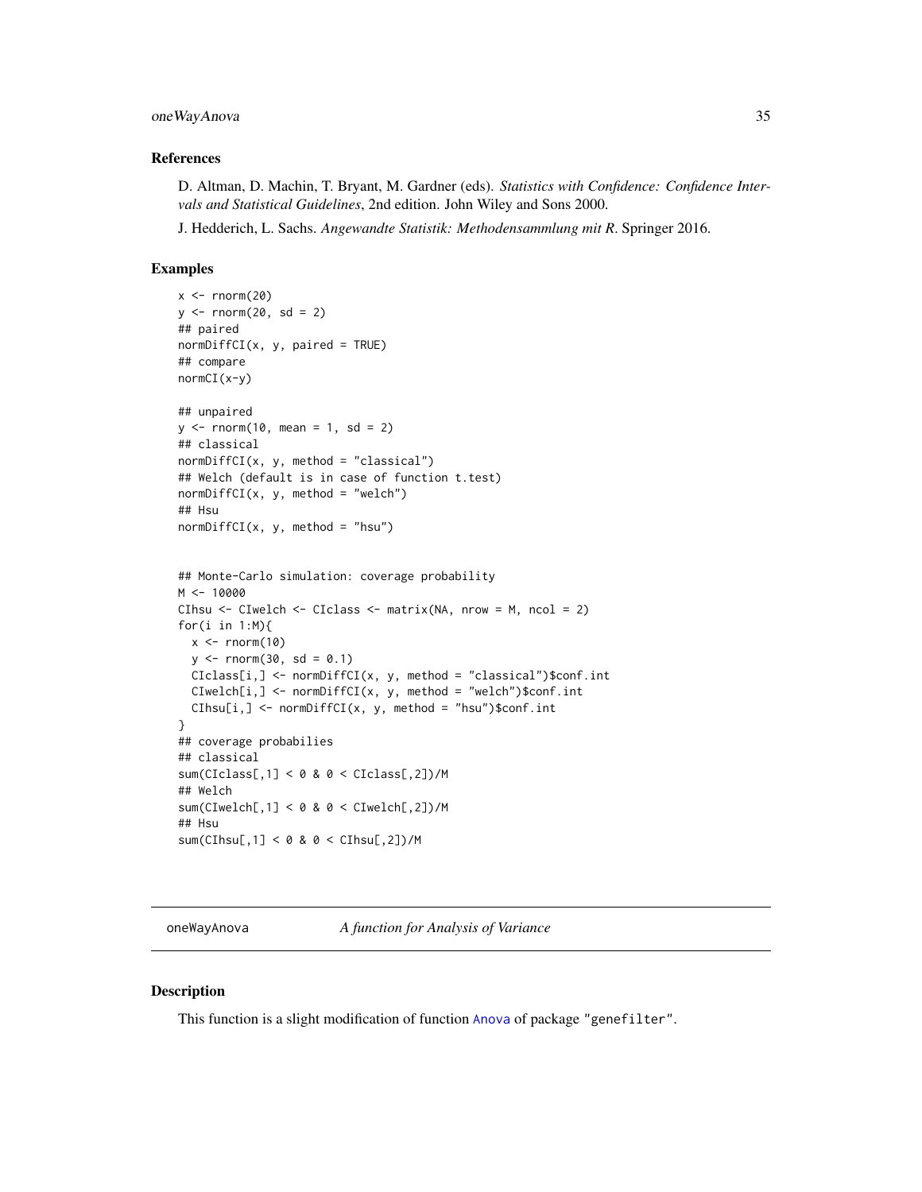## References

D. Altman, D. Machin, T. Bryant, M. Gardner (eds). *Statistics with Confidence: Confidence Intervals and Statistical Guidelines*, 2nd edition. John Wiley and Sons 2000.

J. Hedderich, L. Sachs. *Angewandte Statistik: Methodensammlung mit R*. Springer 2016.

## Examples

```
x <- rnorm(20)
y <- rnorm(20, sd = 2)
## paired
normDiffCI(x, y, paired = TRUE)
## compare
normCI(x-y)

## unpaired
y <- rnorm(10, mean = 1, sd = 2)
## classical
normDiffCI(x, y, method = "classical")
## Welch (default is in case of function t.test)
normDiffCI(x, y, method = "welch")
## Hsu
normDiffCI(x, y, method = "hsu")


## Monte-Carlo simulation: coverage probability
M <- 10000
CIhsu <- CIwelch <- CIclass <- matrix(NA, nrow = M, ncol = 2)
for(i in 1:M){
  x <- rnorm(10)
  y <- rnorm(30, sd = 0.1)
  CIclass[i,] <- normDiffCI(x, y, method = "classical")$conf.int
  CIwelch[i,] <- normDiffCI(x, y, method = "welch")$conf.int
  CIhsu[i,] <- normDiffCI(x, y, method = "hsu")$conf.int
}
## coverage probabilies
## classical
sum(CIclass[,1] < 0 & 0 < CIclass[,2])/M
## Welch
sum(CIwelch[,1] < 0 & 0 < CIwelch[,2])/M
## Hsu
sum(CIhsu[,1] < 0 & 0 < CIhsu[,2])/M
```

---

# oneWayAnova &nbsp;&nbsp;&nbsp;&nbsp; *A function for Analysis of Variance*

## Description

This function is a slight modification of function Anova of package "genefilter".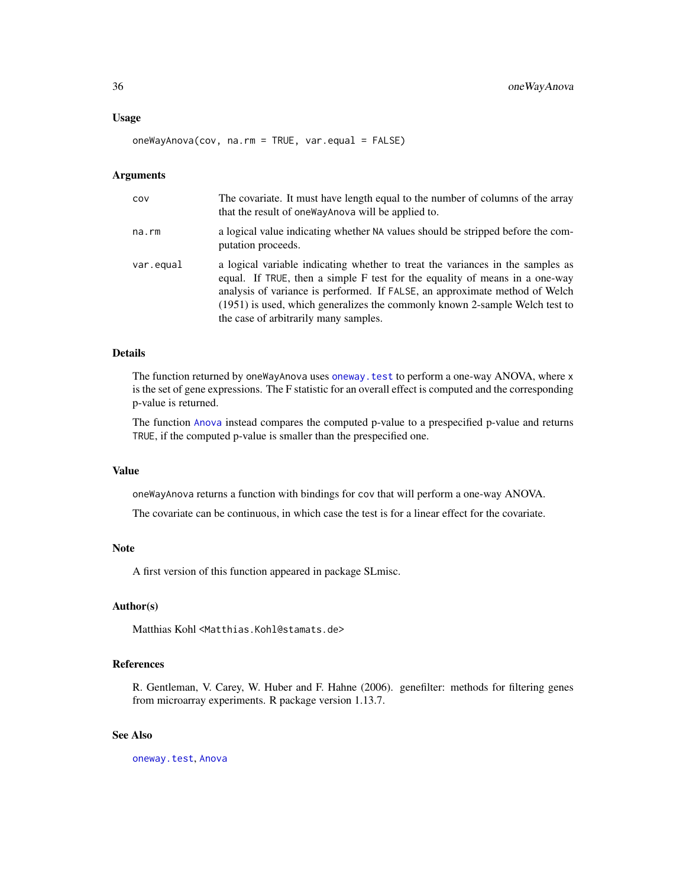## Usage

```
oneWayAnova(cov, na.rm = TRUE, var.equal = FALSE)
```

## Arguments

| | |
|---|---|
| `cov` | The covariate. It must have length equal to the number of columns of the array that the result of `oneWayAnova` will be applied to. |
| `na.rm` | a logical value indicating whether `NA` values should be stripped before the computation proceeds. |
| `var.equal` | a logical variable indicating whether to treat the variances in the samples as equal. If `TRUE`, then a simple F test for the equality of means in a one-way analysis of variance is performed. If `FALSE`, an approximate method of Welch (1951) is used, which generalizes the commonly known 2-sample Welch test to the case of arbitrarily many samples. |

## Details

The function returned by `oneWayAnova` uses `oneway.test` to perform a one-way ANOVA, where `x` is the set of gene expressions. The F statistic for an overall effect is computed and the corresponding p-value is returned.

The function `Anova` instead compares the computed p-value to a prespecified p-value and returns `TRUE`, if the computed p-value is smaller than the prespecified one.

## Value

`oneWayAnova` returns a function with bindings for `cov` that will perform a one-way ANOVA.

The covariate can be continuous, in which case the test is for a linear effect for the covariate.

## Note

A first version of this function appeared in package SLmisc.

## Author(s)

Matthias Kohl <Matthias.Kohl@stamats.de>

## References

R. Gentleman, V. Carey, W. Huber and F. Hahne (2006). genefilter: methods for filtering genes from microarray experiments. R package version 1.13.7.

## See Also

`oneway.test`, `Anova`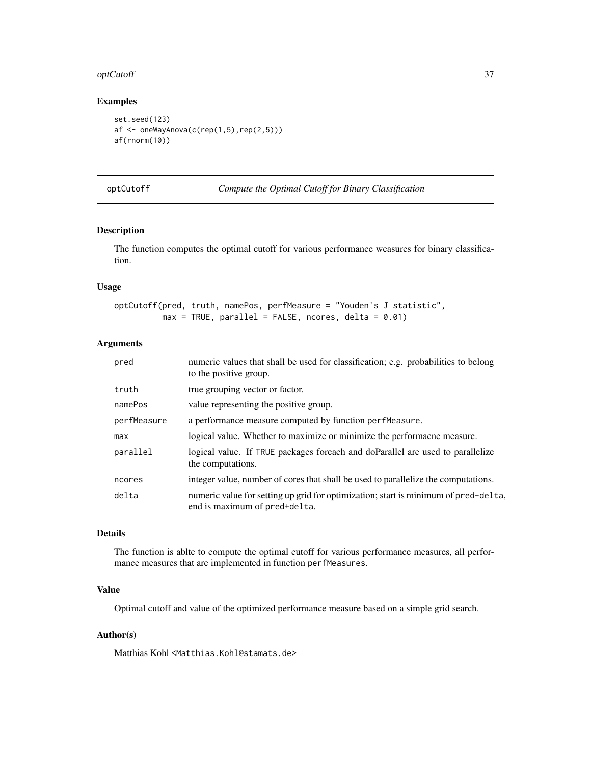## Examples

```
set.seed(123)
af <- oneWayAnova(c(rep(1,5),rep(2,5)))
af(rnorm(10))
```

---

## optCutoff &nbsp;&nbsp;&nbsp;&nbsp; *Compute the Optimal Cutoff for Binary Classification*

---

### Description

The function computes the optimal cutoff for various performance weasures for binary classification.

### Usage

```
optCutoff(pred, truth, namePos, perfMeasure = "Youden's J statistic",
          max = TRUE, parallel = FALSE, ncores, delta = 0.01)
```

### Arguments

| | |
|---|---|
| `pred` | numeric values that shall be used for classification; e.g. probabilities to belong to the positive group. |
| `truth` | true grouping vector or factor. |
| `namePos` | value representing the positive group. |
| `perfMeasure` | a performance measure computed by function `perfMeasure`. |
| `max` | logical value. Whether to maximize or minimize the performacne measure. |
| `parallel` | logical value. If `TRUE` packages foreach and doParallel are used to parallelize the computations. |
| `ncores` | integer value, number of cores that shall be used to parallelize the computations. |
| `delta` | numeric value for setting up grid for optimization; start is minimum of `pred-delta`, end is maximum of `pred+delta`. |

### Details

The function is ablte to compute the optimal cutoff for various performance measures, all performance measures that are implemented in function `perfMeasures`.

### Value

Optimal cutoff and value of the optimized performance measure based on a simple grid search.

### Author(s)

Matthias Kohl <Matthias.Kohl@stamats.de>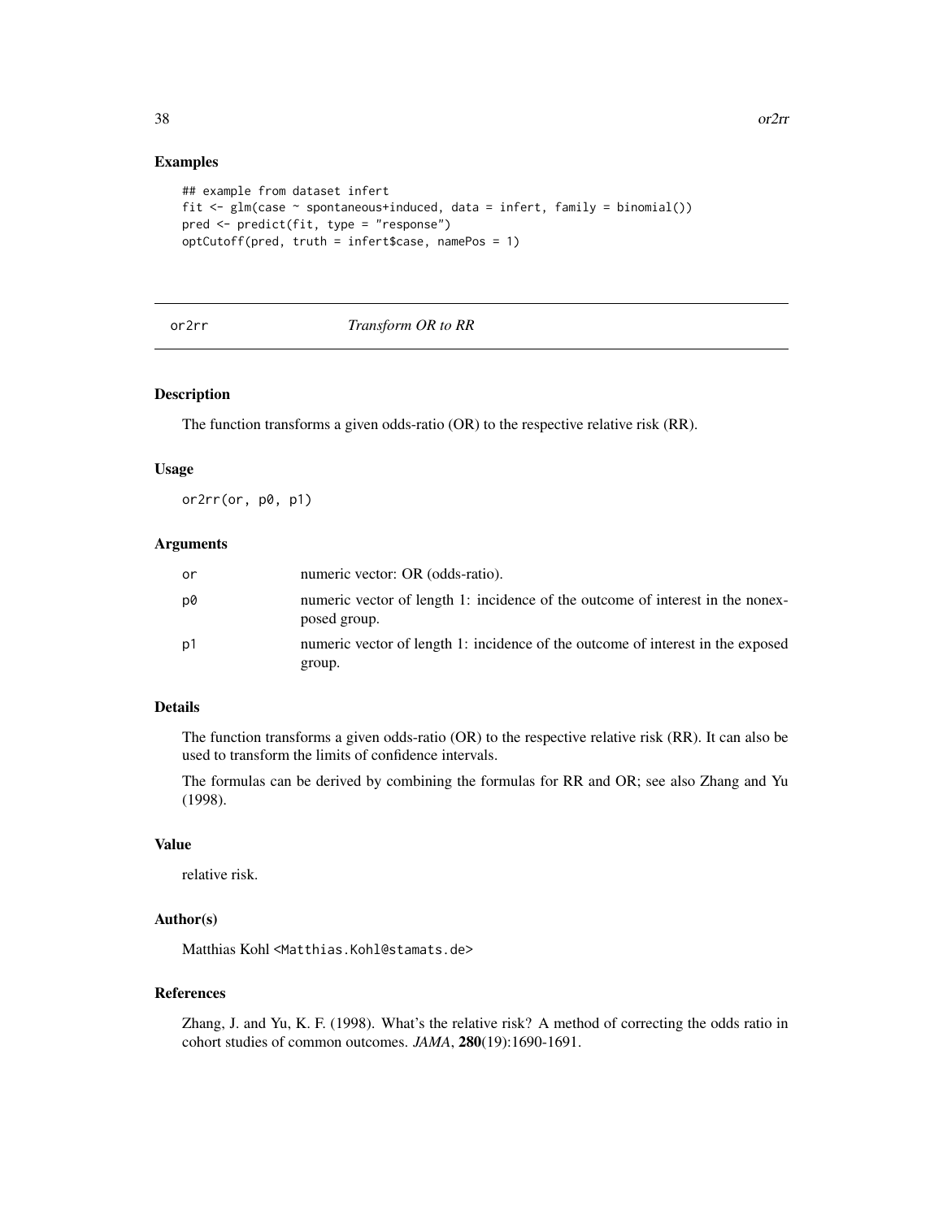## Examples

```
## example from dataset infert
fit <- glm(case ~ spontaneous+induced, data = infert, family = binomial())
pred <- predict(fit, type = "response")
optCutoff(pred, truth = infert$case, namePos = 1)
```

---

# or2rr — *Transform OR to RR*

---

## Description

The function transforms a given odds-ratio (OR) to the respective relative risk (RR).

## Usage

```
or2rr(or, p0, p1)
```

## Arguments

| | |
|---|---|
| or | numeric vector: OR (odds-ratio). |
| p0 | numeric vector of length 1: incidence of the outcome of interest in the nonexposed group. |
| p1 | numeric vector of length 1: incidence of the outcome of interest in the exposed group. |

## Details

The function transforms a given odds-ratio (OR) to the respective relative risk (RR). It can also be used to transform the limits of confidence intervals.

The formulas can be derived by combining the formulas for RR and OR; see also Zhang and Yu (1998).

## Value

relative risk.

## Author(s)

Matthias Kohl <Matthias.Kohl@stamats.de>

## References

Zhang, J. and Yu, K. F. (1998). What's the relative risk? A method of correcting the odds ratio in cohort studies of common outcomes. *JAMA*, **280**(19):1690-1691.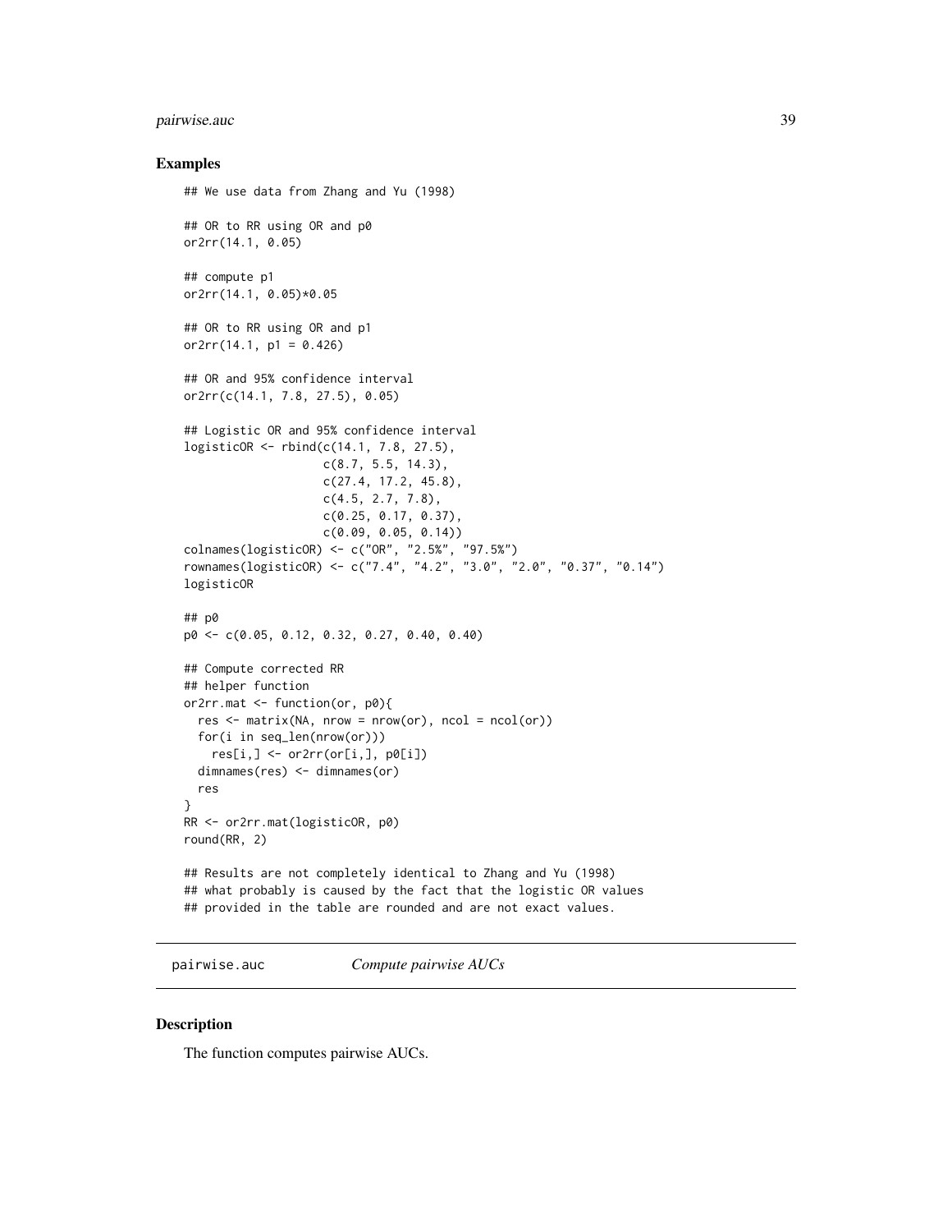### Examples

```
## We use data from Zhang and Yu (1998)

## OR to RR using OR and p0
or2rr(14.1, 0.05)

## compute p1
or2rr(14.1, 0.05)*0.05

## OR to RR using OR and p1
or2rr(14.1, p1 = 0.426)

## OR and 95% confidence interval
or2rr(c(14.1, 7.8, 27.5), 0.05)

## Logistic OR and 95% confidence interval
logisticOR <- rbind(c(14.1, 7.8, 27.5),
                    c(8.7, 5.5, 14.3),
                    c(27.4, 17.2, 45.8),
                    c(4.5, 2.7, 7.8),
                    c(0.25, 0.17, 0.37),
                    c(0.09, 0.05, 0.14))
colnames(logisticOR) <- c("OR", "2.5%", "97.5%")
rownames(logisticOR) <- c("7.4", "4.2", "3.0", "2.0", "0.37", "0.14")
logisticOR

## p0
p0 <- c(0.05, 0.12, 0.32, 0.27, 0.40, 0.40)

## Compute corrected RR
## helper function
or2rr.mat <- function(or, p0){
  res <- matrix(NA, nrow = nrow(or), ncol = ncol(or))
  for(i in seq_len(nrow(or)))
    res[i,] <- or2rr(or[i,], p0[i])
  dimnames(res) <- dimnames(or)
  res
}
RR <- or2rr.mat(logisticOR, p0)
round(RR, 2)

## Results are not completely identical to Zhang and Yu (1998)
## what probably is caused by the fact that the logistic OR values
## provided in the table are rounded and are not exact values.
```

---

## pairwise.auc *Compute pairwise AUCs*

### Description

The function computes pairwise AUCs.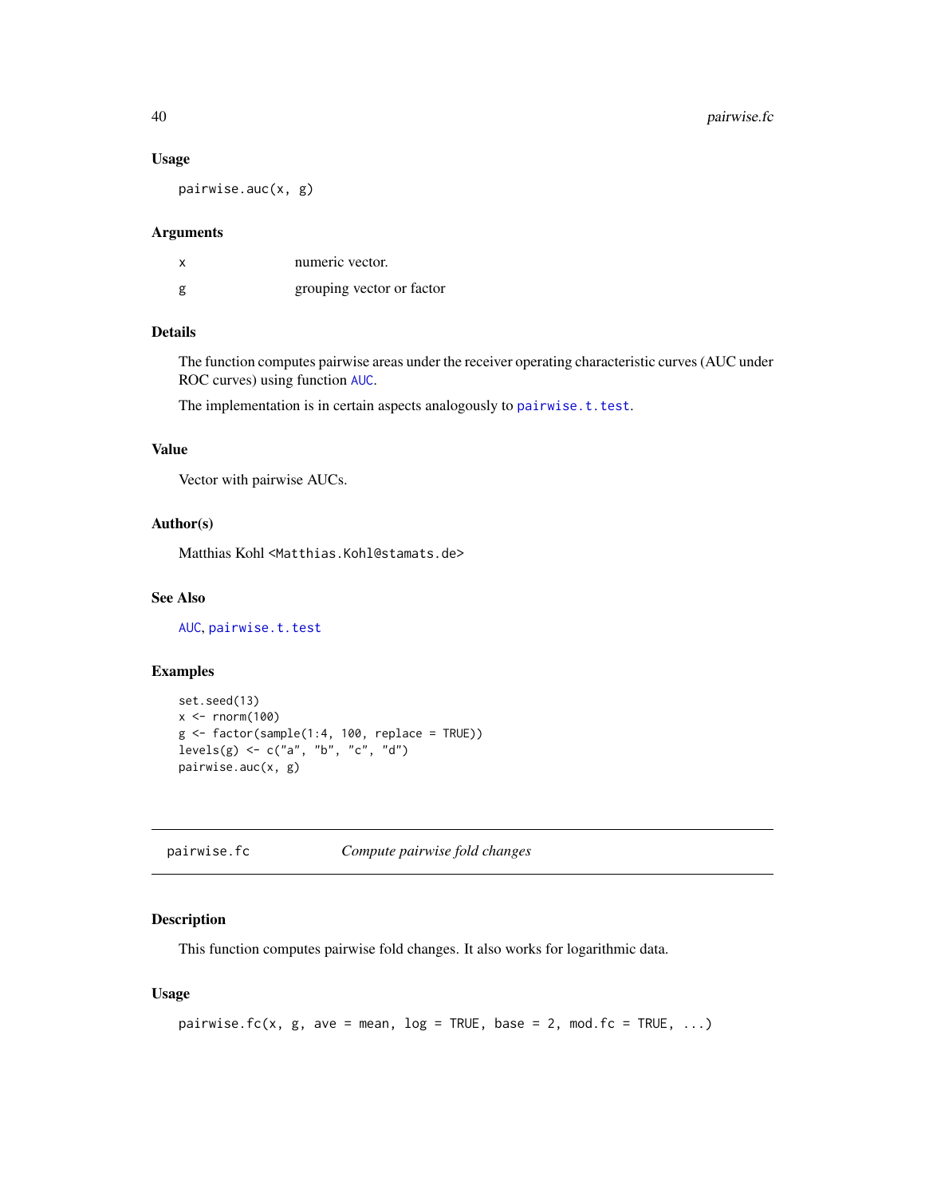### Usage

```
pairwise.auc(x, g)
```

### Arguments

| | |
|---|---|
| x | numeric vector. |
| g | grouping vector or factor |

### Details

The function computes pairwise areas under the receiver operating characteristic curves (AUC under ROC curves) using function AUC.

The implementation is in certain aspects analogously to pairwise.t.test.

### Value

Vector with pairwise AUCs.

### Author(s)

Matthias Kohl <Matthias.Kohl@stamats.de>

### See Also

AUC, pairwise.t.test

### Examples

```
set.seed(13)
x <- rnorm(100)
g <- factor(sample(1:4, 100, replace = TRUE))
levels(g) <- c("a", "b", "c", "d")
pairwise.auc(x, g)
```

---

## pairwise.fc    *Compute pairwise fold changes*

---

### Description

This function computes pairwise fold changes. It also works for logarithmic data.

### Usage

```
pairwise.fc(x, g, ave = mean, log = TRUE, base = 2, mod.fc = TRUE, ...)
```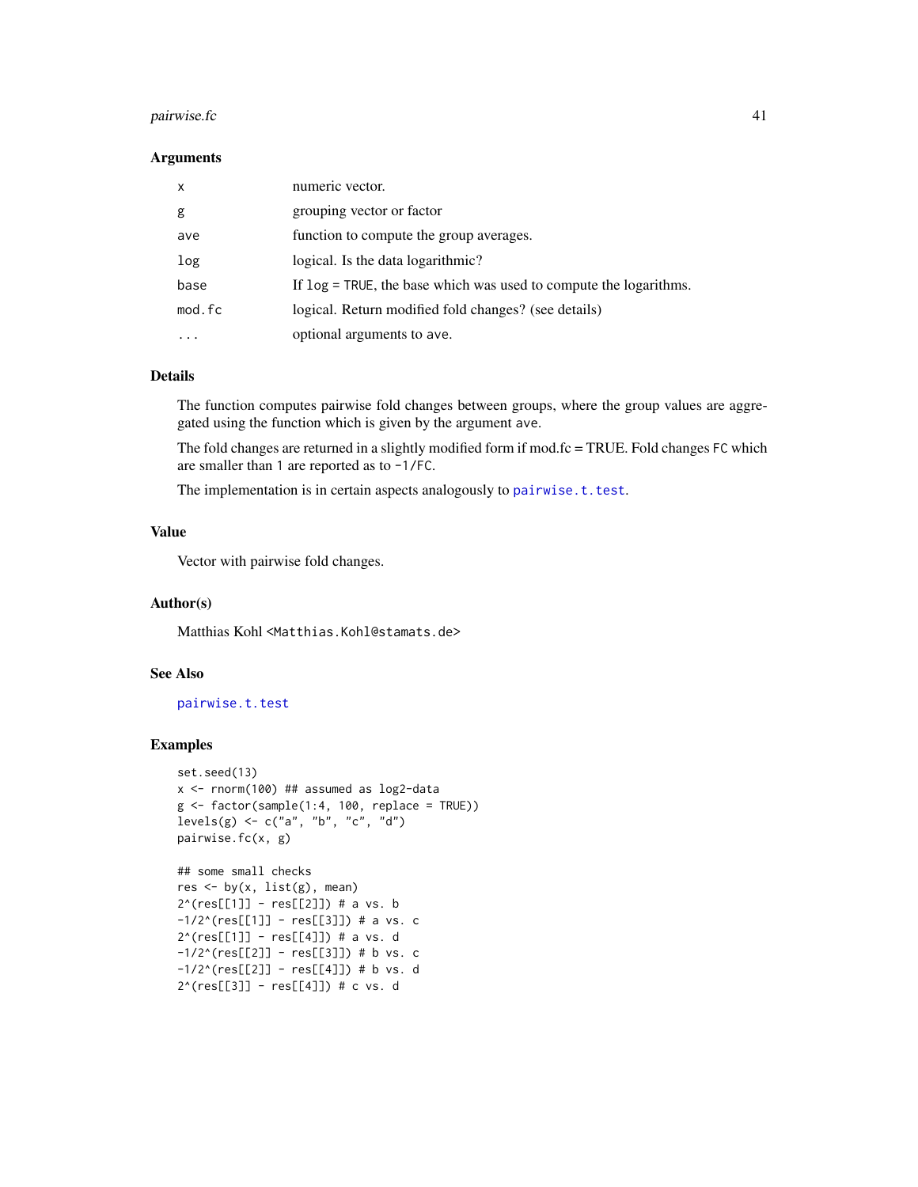### Arguments

| | |
|---|---|
| x | numeric vector. |
| g | grouping vector or factor |
| ave | function to compute the group averages. |
| log | logical. Is the data logarithmic? |
| base | If log = TRUE, the base which was used to compute the logarithms. |
| mod.fc | logical. Return modified fold changes? (see details) |
| ... | optional arguments to ave. |

### Details

The function computes pairwise fold changes between groups, where the group values are aggregated using the function which is given by the argument ave.

The fold changes are returned in a slightly modified form if mod.fc = TRUE. Fold changes FC which are smaller than 1 are reported as to -1/FC.

The implementation is in certain aspects analogously to pairwise.t.test.

### Value

Vector with pairwise fold changes.

### Author(s)

Matthias Kohl <Matthias.Kohl@stamats.de>

### See Also

pairwise.t.test

### Examples

```
set.seed(13)
x <- rnorm(100) ## assumed as log2-data
g <- factor(sample(1:4, 100, replace = TRUE))
levels(g) <- c("a", "b", "c", "d")
pairwise.fc(x, g)

## some small checks
res <- by(x, list(g), mean)
2^(res[[1]] - res[[2]]) # a vs. b
-1/2^(res[[1]] - res[[3]]) # a vs. c
2^(res[[1]] - res[[4]]) # a vs. d
-1/2^(res[[2]] - res[[3]]) # b vs. c
-1/2^(res[[2]] - res[[4]]) # b vs. d
2^(res[[3]] - res[[4]]) # c vs. d
```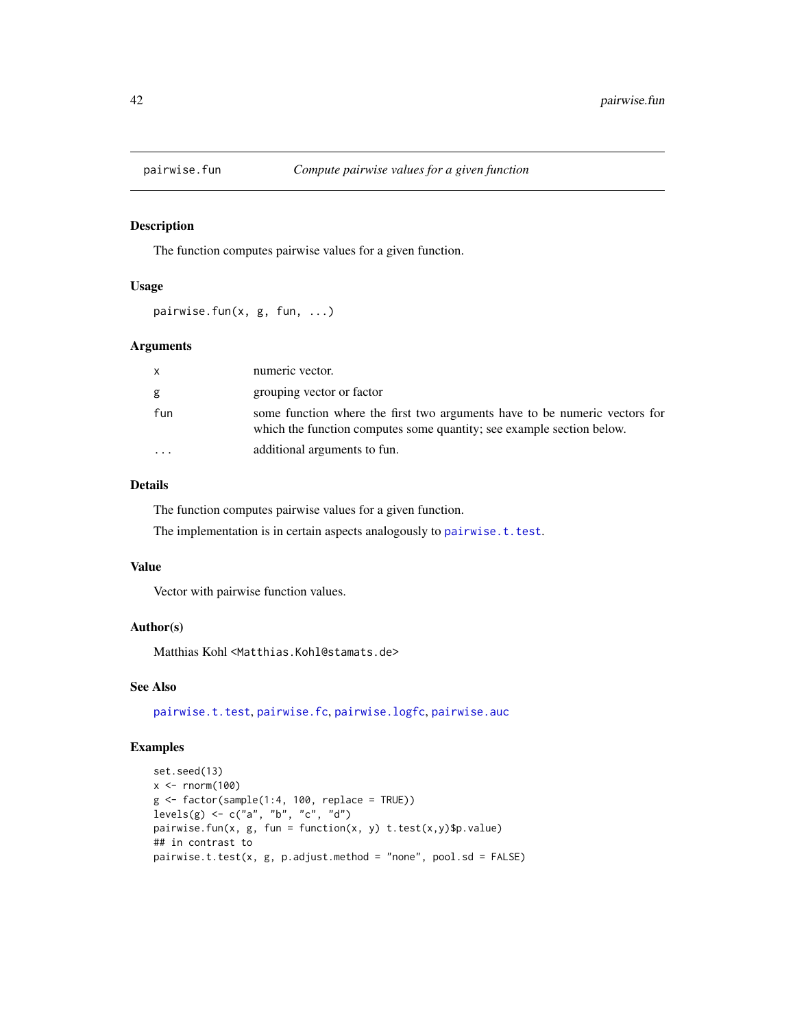pairwise.fun *Compute pairwise values for a given function*

## Description

The function computes pairwise values for a given function.

## Usage

```
pairwise.fun(x, g, fun, ...)
```

## Arguments

| | |
|---|---|
| x | numeric vector. |
| g | grouping vector or factor |
| fun | some function where the first two arguments have to be numeric vectors for which the function computes some quantity; see example section below. |
| ... | additional arguments to fun. |

## Details

The function computes pairwise values for a given function.

The implementation is in certain aspects analogously to pairwise.t.test.

## Value

Vector with pairwise function values.

## Author(s)

Matthias Kohl <Matthias.Kohl@stamats.de>

## See Also

pairwise.t.test, pairwise.fc, pairwise.logfc, pairwise.auc

## Examples

```
set.seed(13)
x <- rnorm(100)
g <- factor(sample(1:4, 100, replace = TRUE))
levels(g) <- c("a", "b", "c", "d")
pairwise.fun(x, g, fun = function(x, y) t.test(x,y)$p.value)
## in contrast to
pairwise.t.test(x, g, p.adjust.method = "none", pool.sd = FALSE)
```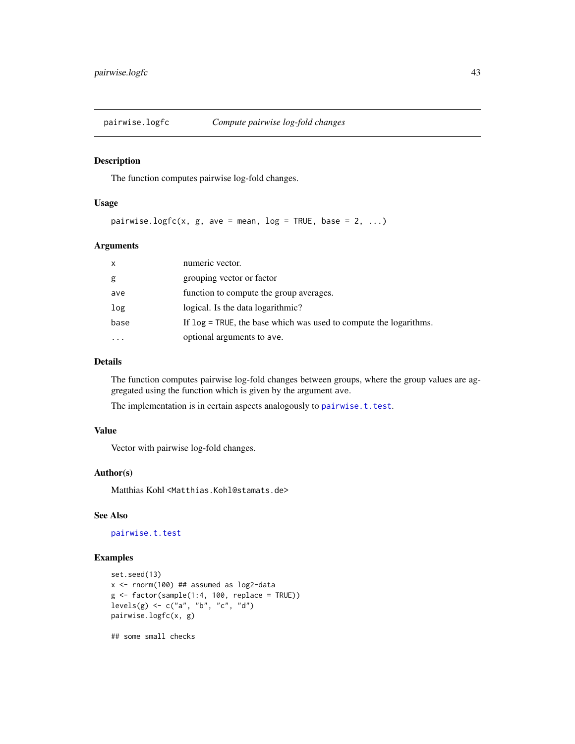## pairwise.logfc — *Compute pairwise log-fold changes*

### Description

The function computes pairwise log-fold changes.

### Usage

```
pairwise.logfc(x, g, ave = mean, log = TRUE, base = 2, ...)
```

### Arguments

| | |
|---|---|
| `x` | numeric vector. |
| `g` | grouping vector or factor |
| `ave` | function to compute the group averages. |
| `log` | logical. Is the data logarithmic? |
| `base` | If `log = TRUE`, the base which was used to compute the logarithms. |
| `...` | optional arguments to ave. |

### Details

The function computes pairwise log-fold changes between groups, where the group values are aggregated using the function which is given by the argument ave.

The implementation is in certain aspects analogously to `pairwise.t.test`.

### Value

Vector with pairwise log-fold changes.

### Author(s)

Matthias Kohl <`Matthias.Kohl@stamats.de`>

### See Also

`pairwise.t.test`

### Examples

```
set.seed(13)
x <- rnorm(100) ## assumed as log2-data
g <- factor(sample(1:4, 100, replace = TRUE))
levels(g) <- c("a", "b", "c", "d")
pairwise.logfc(x, g)

## some small checks
```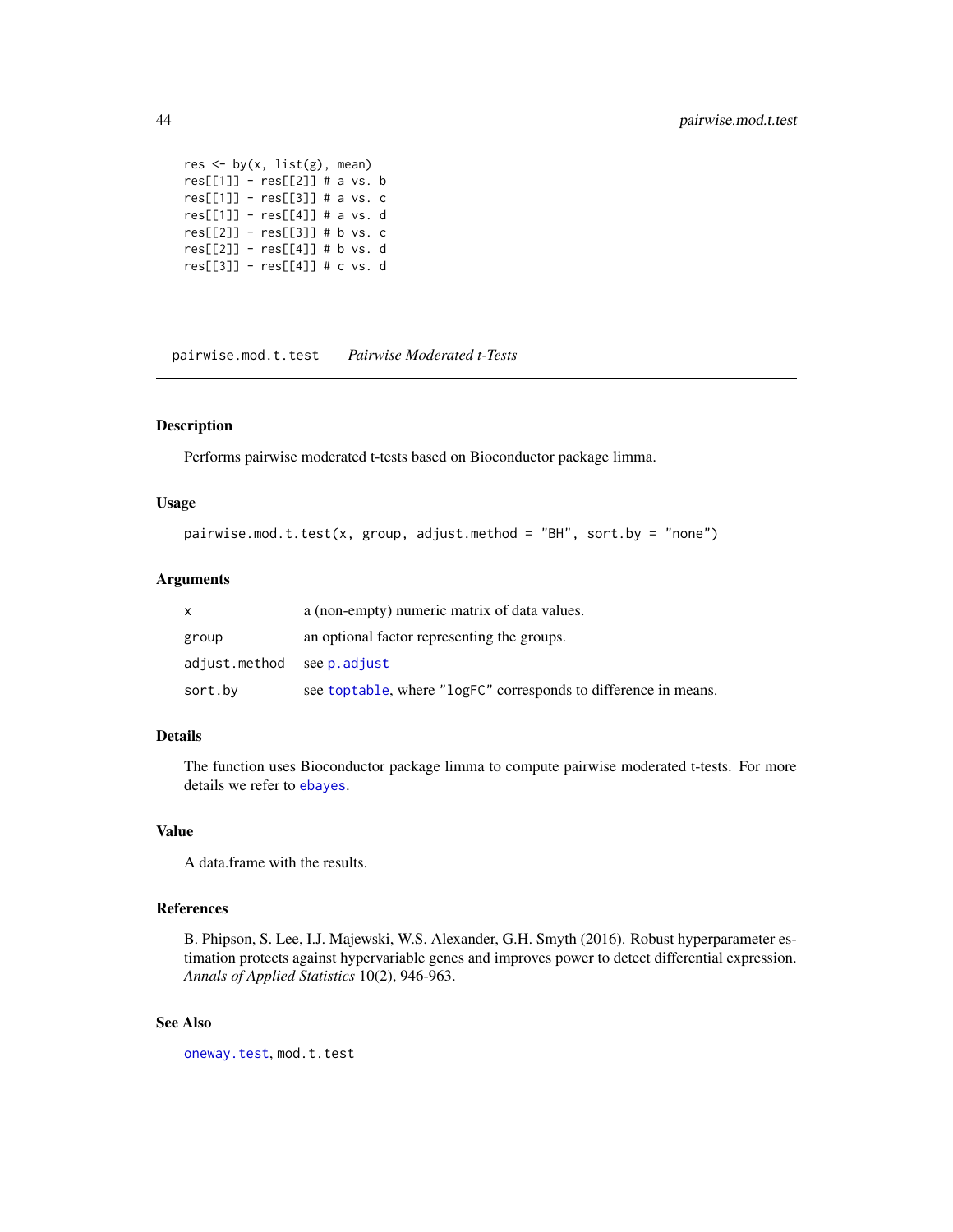```
res <- by(x, list(g), mean)
res[[1]] - res[[2]] # a vs. b
res[[1]] - res[[3]] # a vs. c
res[[1]] - res[[4]] # a vs. d
res[[2]] - res[[3]] # b vs. c
res[[2]] - res[[4]] # b vs. d
res[[3]] - res[[4]] # c vs. d
```

---

## pairwise.mod.t.test *Pairwise Moderated t-Tests*

---

### Description

Performs pairwise moderated t-tests based on Bioconductor package limma.

### Usage

```
pairwise.mod.t.test(x, group, adjust.method = "BH", sort.by = "none")
```

### Arguments

| | |
|---|---|
| `x` | a (non-empty) numeric matrix of data values. |
| `group` | an optional factor representing the groups. |
| `adjust.method` | see `p.adjust` |
| `sort.by` | see `toptable`, where `"logFC"` corresponds to difference in means. |

### Details

The function uses Bioconductor package limma to compute pairwise moderated t-tests. For more details we refer to `ebayes`.

### Value

A data.frame with the results.

### References

B. Phipson, S. Lee, I.J. Majewski, W.S. Alexander, G.H. Smyth (2016). Robust hyperparameter estimation protects against hypervariable genes and improves power to detect differential expression. *Annals of Applied Statistics* 10(2), 946-963.

### See Also

`oneway.test`, `mod.t.test`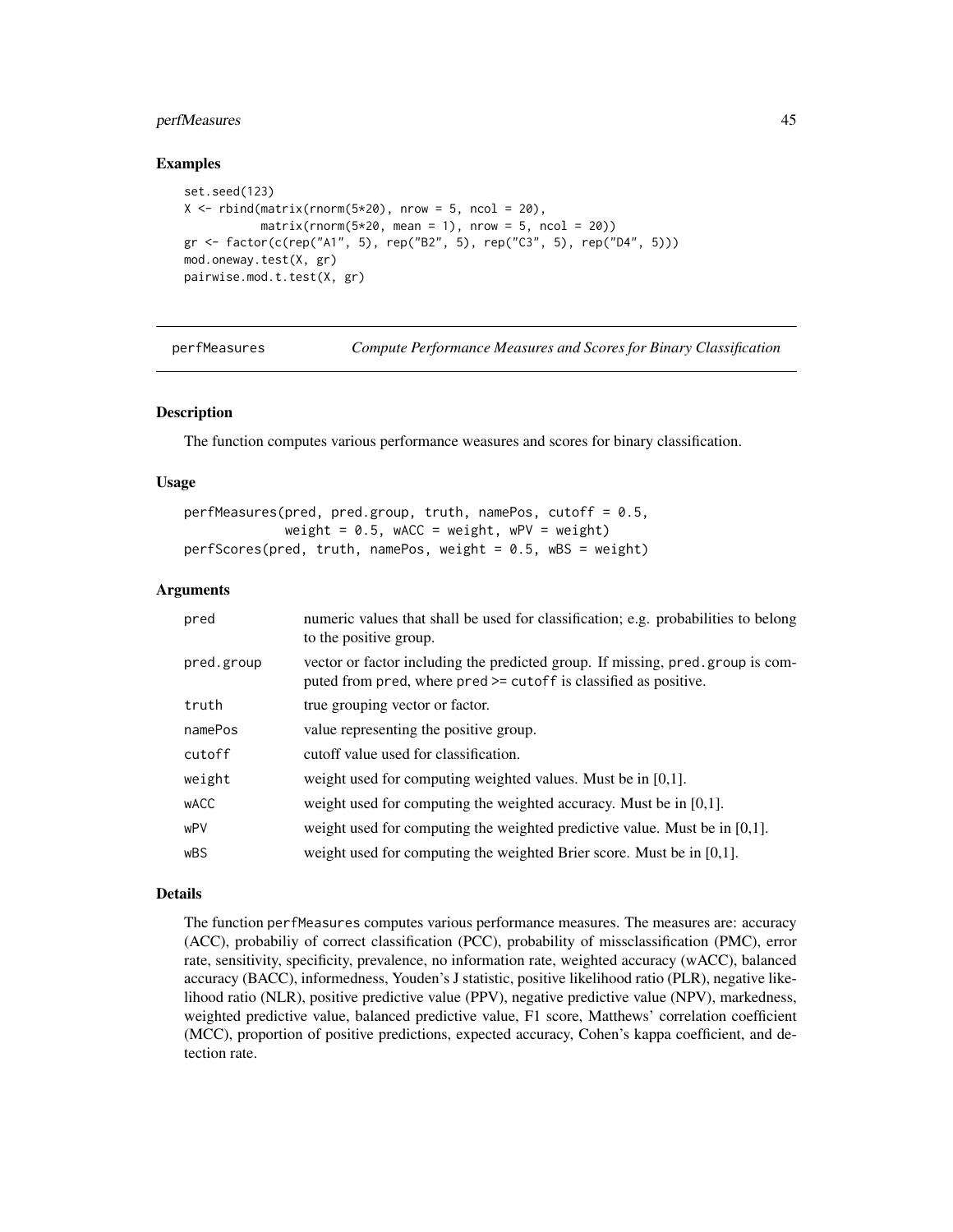## Examples

```
set.seed(123)
X <- rbind(matrix(rnorm(5*20), nrow = 5, ncol = 20),
           matrix(rnorm(5*20, mean = 1), nrow = 5, ncol = 20))
gr <- factor(c(rep("A1", 5), rep("B2", 5), rep("C3", 5), rep("D4", 5)))
mod.oneway.test(X, gr)
pairwise.mod.t.test(X, gr)
```

---

# perfMeasures — *Compute Performance Measures and Scores for Binary Classification*

---

## Description

The function computes various performance weasures and scores for binary classification.

## Usage

```
perfMeasures(pred, pred.group, truth, namePos, cutoff = 0.5,
             weight = 0.5, wACC = weight, wPV = weight)
perfScores(pred, truth, namePos, weight = 0.5, wBS = weight)
```

## Arguments

| | |
|---|---|
| pred | numeric values that shall be used for classification; e.g. probabilities to belong to the positive group. |
| pred.group | vector or factor including the predicted group. If missing, pred.group is computed from pred, where pred >= cutoff is classified as positive. |
| truth | true grouping vector or factor. |
| namePos | value representing the positive group. |
| cutoff | cutoff value used for classification. |
| weight | weight used for computing weighted values. Must be in [0,1]. |
| wACC | weight used for computing the weighted accuracy. Must be in [0,1]. |
| wPV | weight used for computing the weighted predictive value. Must be in [0,1]. |
| wBS | weight used for computing the weighted Brier score. Must be in [0,1]. |

## Details

The function perfMeasures computes various performance measures. The measures are: accuracy (ACC), probabiliy of correct classification (PCC), probability of missclassification (PMC), error rate, sensitivity, specificity, prevalence, no information rate, weighted accuracy (wACC), balanced accuracy (BACC), informedness, Youden's J statistic, positive likelihood ratio (PLR), negative likelihood ratio (NLR), positive predictive value (PPV), negative predictive value (NPV), markedness, weighted predictive value, balanced predictive value, F1 score, Matthews' correlation coefficient (MCC), proportion of positive predictions, expected accuracy, Cohen's kappa coefficient, and detection rate.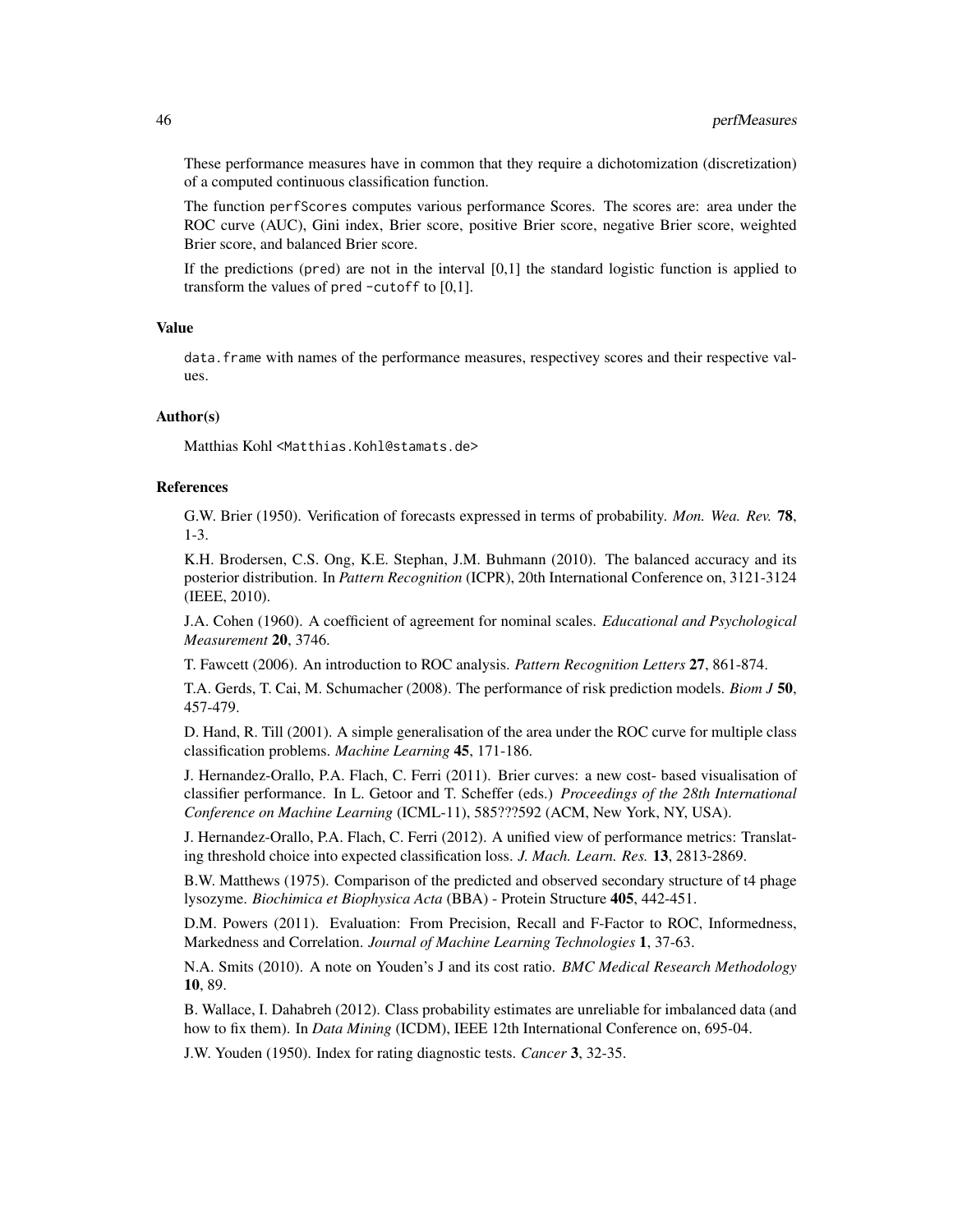These performance measures have in common that they require a dichotomization (discretization) of a computed continuous classification function.

The function `perfScores` computes various performance Scores. The scores are: area under the ROC curve (AUC), Gini index, Brier score, positive Brier score, negative Brier score, weighted Brier score, and balanced Brier score.

If the predictions (`pred`) are not in the interval [0,1] the standard logistic function is applied to transform the values of `pred -cutoff` to [0,1].

### Value

`data.frame` with names of the performance measures, respectivey scores and their respective values.

### Author(s)

Matthias Kohl <Matthias.Kohl@stamats.de>

### References

G.W. Brier (1950). Verification of forecasts expressed in terms of probability. *Mon. Wea. Rev.* **78**, 1-3.

K.H. Brodersen, C.S. Ong, K.E. Stephan, J.M. Buhmann (2010). The balanced accuracy and its posterior distribution. In *Pattern Recognition* (ICPR), 20th International Conference on, 3121-3124 (IEEE, 2010).

J.A. Cohen (1960). A coefficient of agreement for nominal scales. *Educational and Psychological Measurement* **20**, 3746.

T. Fawcett (2006). An introduction to ROC analysis. *Pattern Recognition Letters* **27**, 861-874.

T.A. Gerds, T. Cai, M. Schumacher (2008). The performance of risk prediction models. *Biom J* **50**, 457-479.

D. Hand, R. Till (2001). A simple generalisation of the area under the ROC curve for multiple class classification problems. *Machine Learning* **45**, 171-186.

J. Hernandez-Orallo, P.A. Flach, C. Ferri (2011). Brier curves: a new cost- based visualisation of classifier performance. In L. Getoor and T. Scheffer (eds.) *Proceedings of the 28th International Conference on Machine Learning* (ICML-11), 585???592 (ACM, New York, NY, USA).

J. Hernandez-Orallo, P.A. Flach, C. Ferri (2012). A unified view of performance metrics: Translating threshold choice into expected classification loss. *J. Mach. Learn. Res.* **13**, 2813-2869.

B.W. Matthews (1975). Comparison of the predicted and observed secondary structure of t4 phage lysozyme. *Biochimica et Biophysica Acta* (BBA) - Protein Structure **405**, 442-451.

D.M. Powers (2011). Evaluation: From Precision, Recall and F-Factor to ROC, Informedness, Markedness and Correlation. *Journal of Machine Learning Technologies* **1**, 37-63.

N.A. Smits (2010). A note on Youden's J and its cost ratio. *BMC Medical Research Methodology* **10**, 89.

B. Wallace, I. Dahabreh (2012). Class probability estimates are unreliable for imbalanced data (and how to fix them). In *Data Mining* (ICDM), IEEE 12th International Conference on, 695-04.

J.W. Youden (1950). Index for rating diagnostic tests. *Cancer* **3**, 32-35.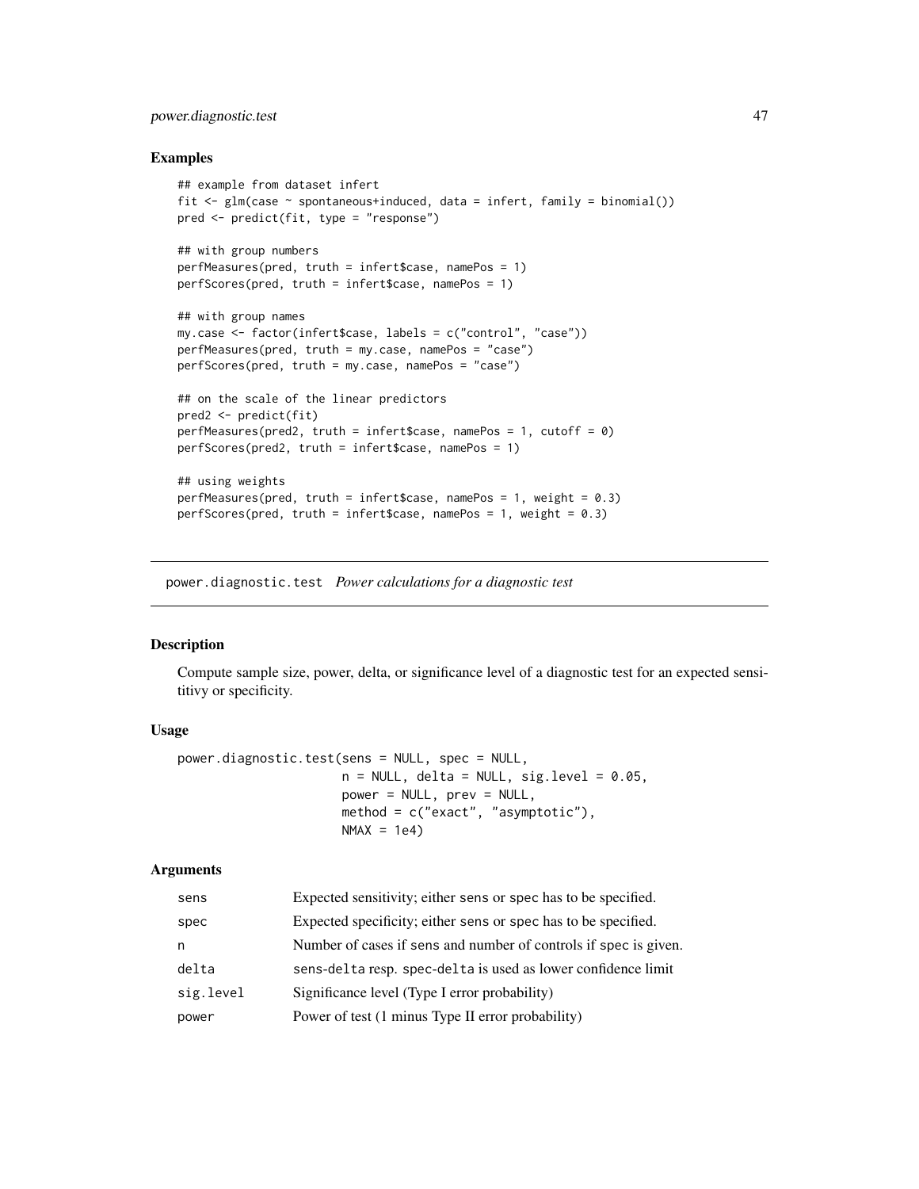## Examples

```
## example from dataset infert
fit <- glm(case ~ spontaneous+induced, data = infert, family = binomial())
pred <- predict(fit, type = "response")

## with group numbers
perfMeasures(pred, truth = infert$case, namePos = 1)
perfScores(pred, truth = infert$case, namePos = 1)

## with group names
my.case <- factor(infert$case, labels = c("control", "case"))
perfMeasures(pred, truth = my.case, namePos = "case")
perfScores(pred, truth = my.case, namePos = "case")

## on the scale of the linear predictors
pred2 <- predict(fit)
perfMeasures(pred2, truth = infert$case, namePos = 1, cutoff = 0)
perfScores(pred2, truth = infert$case, namePos = 1)

## using weights
perfMeasures(pred, truth = infert$case, namePos = 1, weight = 0.3)
perfScores(pred, truth = infert$case, namePos = 1, weight = 0.3)
```

---

# power.diagnostic.test *Power calculations for a diagnostic test*

## Description

Compute sample size, power, delta, or significance level of a diagnostic test for an expected sensitivy or specificity.

## Usage

```
power.diagnostic.test(sens = NULL, spec = NULL,
                      n = NULL, delta = NULL, sig.level = 0.05,
                      power = NULL, prev = NULL,
                      method = c("exact", "asymptotic"),
                      NMAX = 1e4)
```

## Arguments

| | |
|---|---|
| sens | Expected sensitivity; either sens or spec has to be specified. |
| spec | Expected specificity; either sens or spec has to be specified. |
| n | Number of cases if sens and number of controls if spec is given. |
| delta | sens-delta resp. spec-delta is used as lower confidence limit |
| sig.level | Significance level (Type I error probability) |
| power | Power of test (1 minus Type II error probability) |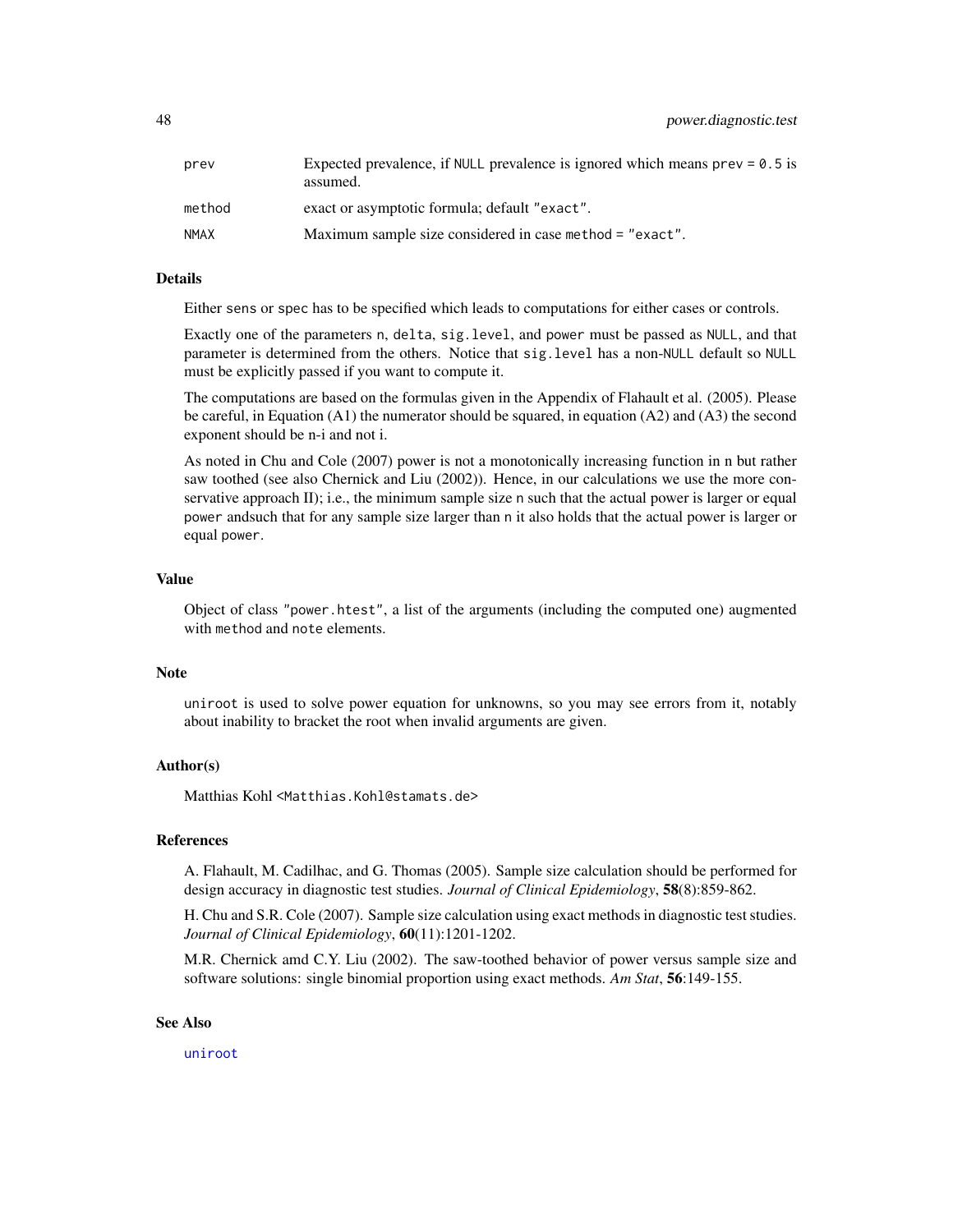| | |
|---|---|
| prev | Expected prevalence, if NULL prevalence is ignored which means prev = 0.5 is assumed. |
| method | exact or asymptotic formula; default "exact". |
| NMAX | Maximum sample size considered in case method = "exact". |

### Details

Either sens or spec has to be specified which leads to computations for either cases or controls.

Exactly one of the parameters n, delta, sig.level, and power must be passed as NULL, and that parameter is determined from the others. Notice that sig.level has a non-NULL default so NULL must be explicitly passed if you want to compute it.

The computations are based on the formulas given in the Appendix of Flahault et al. (2005). Please be careful, in Equation (A1) the numerator should be squared, in equation (A2) and (A3) the second exponent should be n-i and not i.

As noted in Chu and Cole (2007) power is not a monotonically increasing function in n but rather saw toothed (see also Chernick and Liu (2002)). Hence, in our calculations we use the more conservative approach II); i.e., the minimum sample size n such that the actual power is larger or equal power andsuch that for any sample size larger than n it also holds that the actual power is larger or equal power.

### Value

Object of class "power.htest", a list of the arguments (including the computed one) augmented with method and note elements.

### Note

uniroot is used to solve power equation for unknowns, so you may see errors from it, notably about inability to bracket the root when invalid arguments are given.

### Author(s)

Matthias Kohl <Matthias.Kohl@stamats.de>

### References

A. Flahault, M. Cadilhac, and G. Thomas (2005). Sample size calculation should be performed for design accuracy in diagnostic test studies. *Journal of Clinical Epidemiology*, **58**(8):859-862.

H. Chu and S.R. Cole (2007). Sample size calculation using exact methods in diagnostic test studies. *Journal of Clinical Epidemiology*, **60**(11):1201-1202.

M.R. Chernick amd C.Y. Liu (2002). The saw-toothed behavior of power versus sample size and software solutions: single binomial proportion using exact methods. *Am Stat*, **56**:149-155.

### See Also

uniroot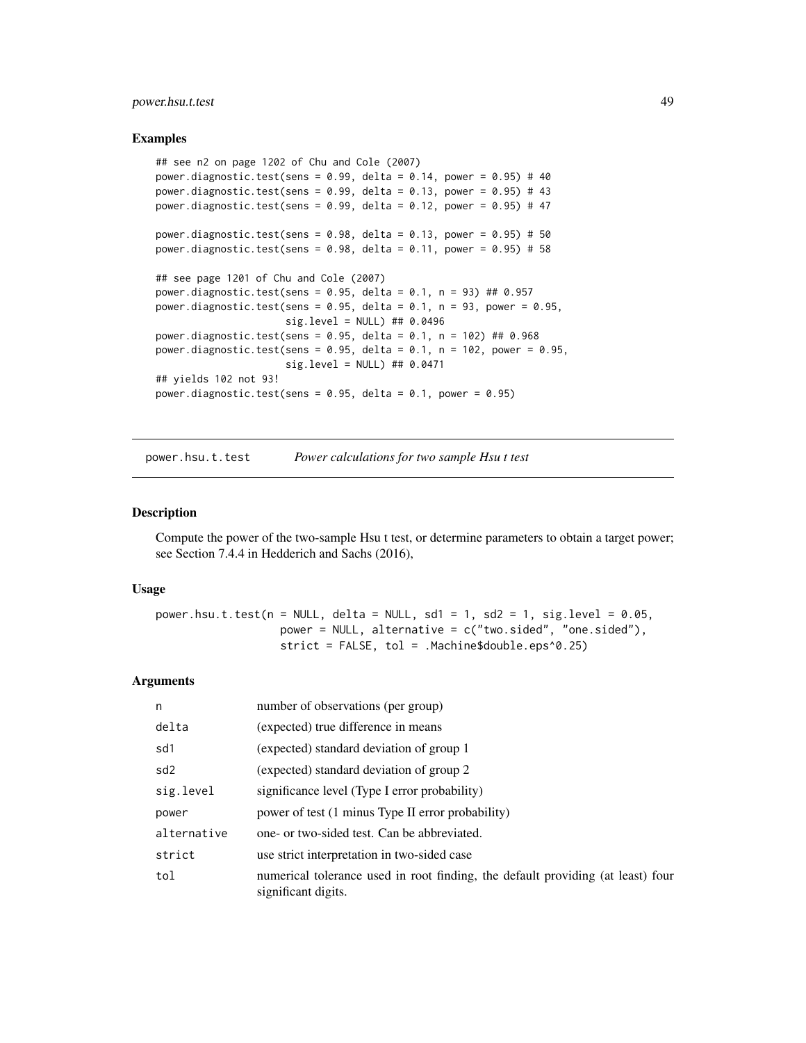### Examples

```
## see n2 on page 1202 of Chu and Cole (2007)
power.diagnostic.test(sens = 0.99, delta = 0.14, power = 0.95) # 40
power.diagnostic.test(sens = 0.99, delta = 0.13, power = 0.95) # 43
power.diagnostic.test(sens = 0.99, delta = 0.12, power = 0.95) # 47

power.diagnostic.test(sens = 0.98, delta = 0.13, power = 0.95) # 50
power.diagnostic.test(sens = 0.98, delta = 0.11, power = 0.95) # 58

## see page 1201 of Chu and Cole (2007)
power.diagnostic.test(sens = 0.95, delta = 0.1, n = 93) ## 0.957
power.diagnostic.test(sens = 0.95, delta = 0.1, n = 93, power = 0.95,
                      sig.level = NULL) ## 0.0496
power.diagnostic.test(sens = 0.95, delta = 0.1, n = 102) ## 0.968
power.diagnostic.test(sens = 0.95, delta = 0.1, n = 102, power = 0.95,
                      sig.level = NULL) ## 0.0471
## yields 102 not 93!
power.diagnostic.test(sens = 0.95, delta = 0.1, power = 0.95)
```

---

## power.hsu.t.test &nbsp;&nbsp;&nbsp; *Power calculations for two sample Hsu t test*

### Description

Compute the power of the two-sample Hsu t test, or determine parameters to obtain a target power; see Section 7.4.4 in Hedderich and Sachs (2016),

### Usage

```
power.hsu.t.test(n = NULL, delta = NULL, sd1 = 1, sd2 = 1, sig.level = 0.05,
                 power = NULL, alternative = c("two.sided", "one.sided"),
                 strict = FALSE, tol = .Machine$double.eps^0.25)
```

### Arguments

| | |
|---|---|
| n | number of observations (per group) |
| delta | (expected) true difference in means |
| sd1 | (expected) standard deviation of group 1 |
| sd2 | (expected) standard deviation of group 2 |
| sig.level | significance level (Type I error probability) |
| power | power of test (1 minus Type II error probability) |
| alternative | one- or two-sided test. Can be abbreviated. |
| strict | use strict interpretation in two-sided case |
| tol | numerical tolerance used in root finding, the default providing (at least) four significant digits. |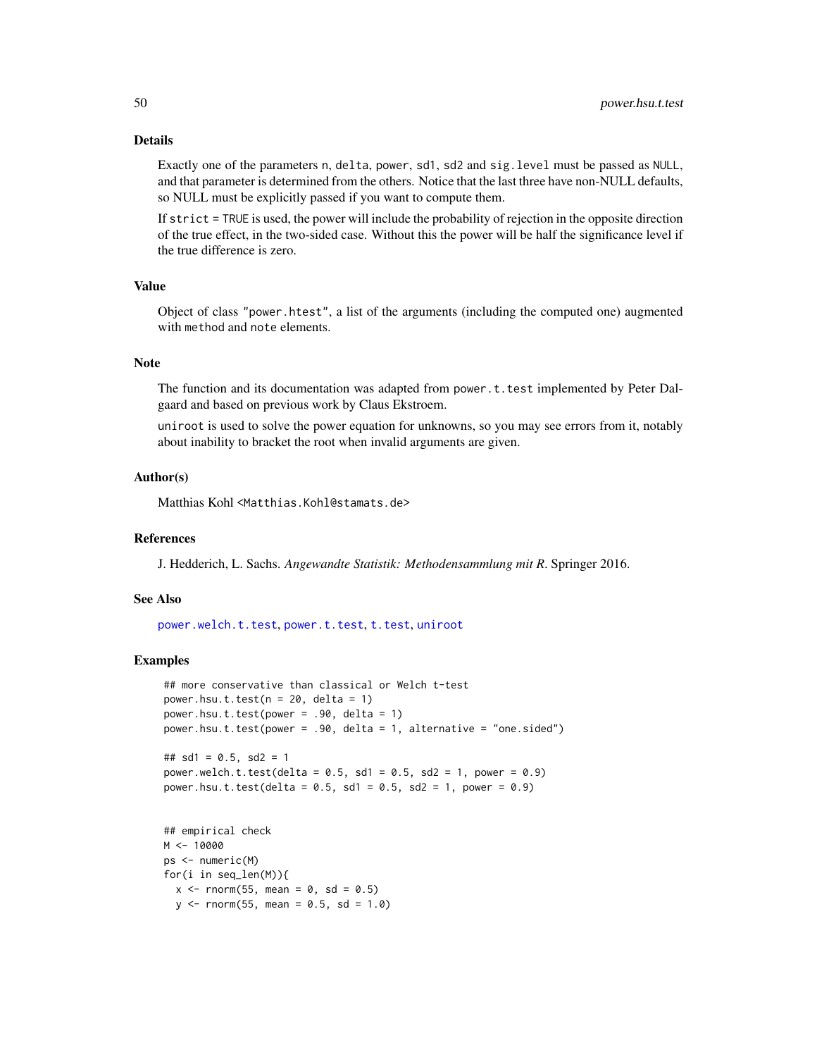### Details

Exactly one of the parameters `n`, `delta`, `power`, `sd1`, `sd2` and `sig.level` must be passed as `NULL`, and that parameter is determined from the others. Notice that the last three have non-NULL defaults, so NULL must be explicitly passed if you want to compute them.

If `strict = TRUE` is used, the power will include the probability of rejection in the opposite direction of the true effect, in the two-sided case. Without this the power will be half the significance level if the true difference is zero.

### Value

Object of class `"power.htest"`, a list of the arguments (including the computed one) augmented with `method` and `note` elements.

### Note

The function and its documentation was adapted from `power.t.test` implemented by Peter Dalgaard and based on previous work by Claus Ekstroem.

`uniroot` is used to solve the power equation for unknowns, so you may see errors from it, notably about inability to bracket the root when invalid arguments are given.

### Author(s)

Matthias Kohl <Matthias.Kohl@stamats.de>

### References

J. Hedderich, L. Sachs. *Angewandte Statistik: Methodensammlung mit R*. Springer 2016.

### See Also

`power.welch.t.test`, `power.t.test`, `t.test`, `uniroot`

### Examples

```
## more conservative than classical or Welch t-test
power.hsu.t.test(n = 20, delta = 1)
power.hsu.t.test(power = .90, delta = 1)
power.hsu.t.test(power = .90, delta = 1, alternative = "one.sided")

## sd1 = 0.5, sd2 = 1
power.welch.t.test(delta = 0.5, sd1 = 0.5, sd2 = 1, power = 0.9)
power.hsu.t.test(delta = 0.5, sd1 = 0.5, sd2 = 1, power = 0.9)


## empirical check
M <- 10000
ps <- numeric(M)
for(i in seq_len(M)){
  x <- rnorm(55, mean = 0, sd = 0.5)
  y <- rnorm(55, mean = 0.5, sd = 1.0)
```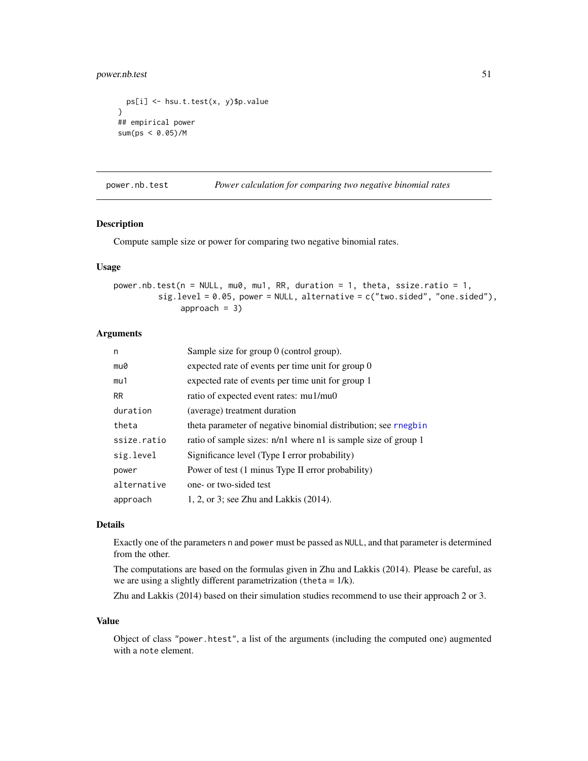```
  ps[i] <- hsu.t.test(x, y)$p.value
}
## empirical power
sum(ps < 0.05)/M
```

---

## power.nb.test — *Power calculation for comparing two negative binomial rates*

### Description

Compute sample size or power for comparing two negative binomial rates.

### Usage

```
power.nb.test(n = NULL, mu0, mu1, RR, duration = 1, theta, ssize.ratio = 1,
         sig.level = 0.05, power = NULL, alternative = c("two.sided", "one.sided"),
              approach = 3)
```

### Arguments

| | |
|---|---|
| `n` | Sample size for group 0 (control group). |
| `mu0` | expected rate of events per time unit for group 0 |
| `mu1` | expected rate of events per time unit for group 1 |
| `RR` | ratio of expected event rates: mu1/mu0 |
| `duration` | (average) treatment duration |
| `theta` | theta parameter of negative binomial distribution; see rnegbin |
| `ssize.ratio` | ratio of sample sizes: n/n1 where n1 is sample size of group 1 |
| `sig.level` | Significance level (Type I error probability) |
| `power` | Power of test (1 minus Type II error probability) |
| `alternative` | one- or two-sided test |
| `approach` | 1, 2, or 3; see Zhu and Lakkis (2014). |

### Details

Exactly one of the parameters `n` and `power` must be passed as `NULL`, and that parameter is determined from the other.

The computations are based on the formulas given in Zhu and Lakkis (2014). Please be careful, as we are using a slightly different parametrization (`theta` = 1/k).

Zhu and Lakkis (2014) based on their simulation studies recommend to use their approach 2 or 3.

### Value

Object of class `"power.htest"`, a list of the arguments (including the computed one) augmented with a `note` element.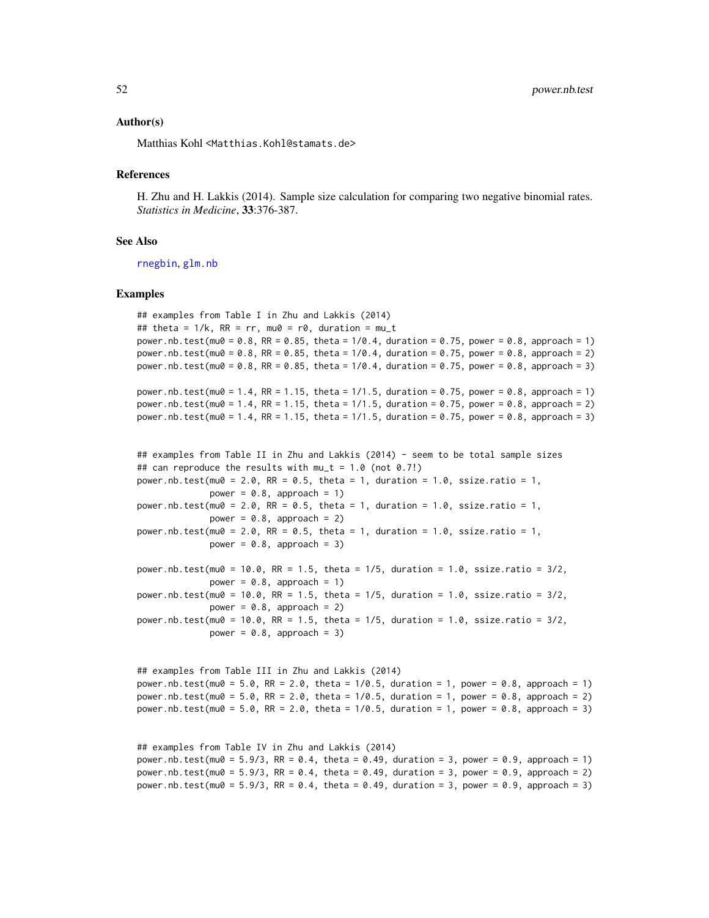## Author(s)

Matthias Kohl <Matthias.Kohl@stamats.de>

## References

H. Zhu and H. Lakkis (2014). Sample size calculation for comparing two negative binomial rates. *Statistics in Medicine*, **33**:376-387.

## See Also

rnegbin, glm.nb

## Examples

```
## examples from Table I in Zhu and Lakkis (2014)
## theta = 1/k, RR = rr, mu0 = r0, duration = mu_t
power.nb.test(mu0 = 0.8, RR = 0.85, theta = 1/0.4, duration = 0.75, power = 0.8, approach = 1)
power.nb.test(mu0 = 0.8, RR = 0.85, theta = 1/0.4, duration = 0.75, power = 0.8, approach = 2)
power.nb.test(mu0 = 0.8, RR = 0.85, theta = 1/0.4, duration = 0.75, power = 0.8, approach = 3)

power.nb.test(mu0 = 1.4, RR = 1.15, theta = 1/1.5, duration = 0.75, power = 0.8, approach = 1)
power.nb.test(mu0 = 1.4, RR = 1.15, theta = 1/1.5, duration = 0.75, power = 0.8, approach = 2)
power.nb.test(mu0 = 1.4, RR = 1.15, theta = 1/1.5, duration = 0.75, power = 0.8, approach = 3)


## examples from Table II in Zhu and Lakkis (2014) - seem to be total sample sizes
## can reproduce the results with mu_t = 1.0 (not 0.7!)
power.nb.test(mu0 = 2.0, RR = 0.5, theta = 1, duration = 1.0, ssize.ratio = 1,
              power = 0.8, approach = 1)
power.nb.test(mu0 = 2.0, RR = 0.5, theta = 1, duration = 1.0, ssize.ratio = 1,
              power = 0.8, approach = 2)
power.nb.test(mu0 = 2.0, RR = 0.5, theta = 1, duration = 1.0, ssize.ratio = 1,
              power = 0.8, approach = 3)

power.nb.test(mu0 = 10.0, RR = 1.5, theta = 1/5, duration = 1.0, ssize.ratio = 3/2,
              power = 0.8, approach = 1)
power.nb.test(mu0 = 10.0, RR = 1.5, theta = 1/5, duration = 1.0, ssize.ratio = 3/2,
              power = 0.8, approach = 2)
power.nb.test(mu0 = 10.0, RR = 1.5, theta = 1/5, duration = 1.0, ssize.ratio = 3/2,
              power = 0.8, approach = 3)


## examples from Table III in Zhu and Lakkis (2014)
power.nb.test(mu0 = 5.0, RR = 2.0, theta = 1/0.5, duration = 1, power = 0.8, approach = 1)
power.nb.test(mu0 = 5.0, RR = 2.0, theta = 1/0.5, duration = 1, power = 0.8, approach = 2)
power.nb.test(mu0 = 5.0, RR = 2.0, theta = 1/0.5, duration = 1, power = 0.8, approach = 3)


## examples from Table IV in Zhu and Lakkis (2014)
power.nb.test(mu0 = 5.9/3, RR = 0.4, theta = 0.49, duration = 3, power = 0.9, approach = 1)
power.nb.test(mu0 = 5.9/3, RR = 0.4, theta = 0.49, duration = 3, power = 0.9, approach = 2)
power.nb.test(mu0 = 5.9/3, RR = 0.4, theta = 0.49, duration = 3, power = 0.9, approach = 3)
```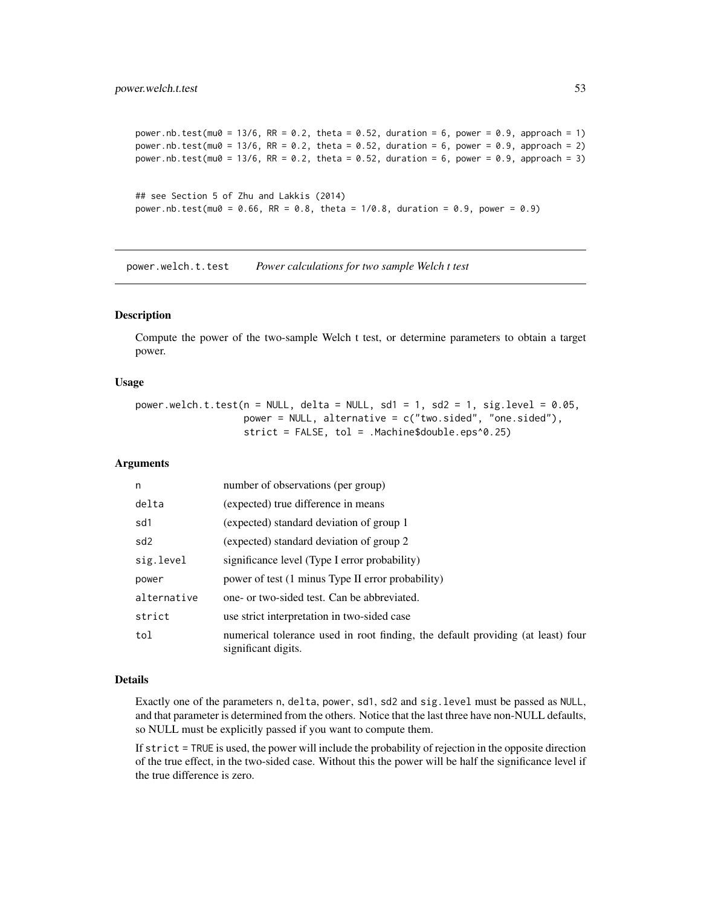```
power.nb.test(mu0 = 13/6, RR = 0.2, theta = 0.52, duration = 6, power = 0.9, approach = 1)
power.nb.test(mu0 = 13/6, RR = 0.2, theta = 0.52, duration = 6, power = 0.9, approach = 2)
power.nb.test(mu0 = 13/6, RR = 0.2, theta = 0.52, duration = 6, power = 0.9, approach = 3)


## see Section 5 of Zhu and Lakkis (2014)
power.nb.test(mu0 = 0.66, RR = 0.8, theta = 1/0.8, duration = 0.9, power = 0.9)
```

---

## power.welch.t.test *Power calculations for two sample Welch t test*

---

### Description

Compute the power of the two-sample Welch t test, or determine parameters to obtain a target power.

### Usage

```
power.welch.t.test(n = NULL, delta = NULL, sd1 = 1, sd2 = 1, sig.level = 0.05,
                   power = NULL, alternative = c("two.sided", "one.sided"),
                   strict = FALSE, tol = .Machine$double.eps^0.25)
```

### Arguments

| | |
|---|---|
| n | number of observations (per group) |
| delta | (expected) true difference in means |
| sd1 | (expected) standard deviation of group 1 |
| sd2 | (expected) standard deviation of group 2 |
| sig.level | significance level (Type I error probability) |
| power | power of test (1 minus Type II error probability) |
| alternative | one- or two-sided test. Can be abbreviated. |
| strict | use strict interpretation in two-sided case |
| tol | numerical tolerance used in root finding, the default providing (at least) four significant digits. |

### Details

Exactly one of the parameters `n`, `delta`, `power`, `sd1`, `sd2` and `sig.level` must be passed as `NULL`, and that parameter is determined from the others. Notice that the last three have non-NULL defaults, so NULL must be explicitly passed if you want to compute them.

If `strict = TRUE` is used, the power will include the probability of rejection in the opposite direction of the true effect, in the two-sided case. Without this the power will be half the significance level if the true difference is zero.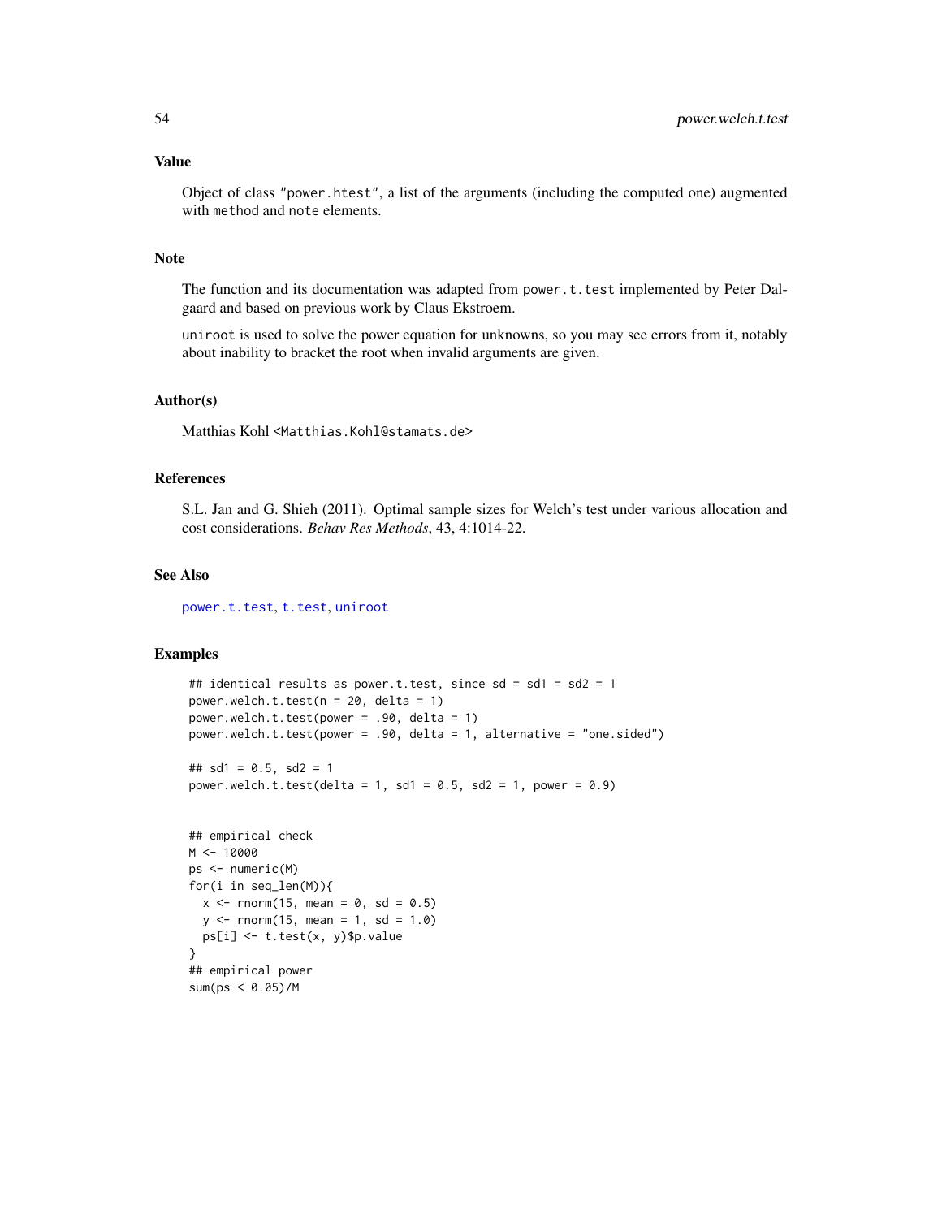## Value

Object of class "power.htest", a list of the arguments (including the computed one) augmented with `method` and `note` elements.

## Note

The function and its documentation was adapted from `power.t.test` implemented by Peter Dalgaard and based on previous work by Claus Ekstroem.

`uniroot` is used to solve the power equation for unknowns, so you may see errors from it, notably about inability to bracket the root when invalid arguments are given.

## Author(s)

Matthias Kohl <Matthias.Kohl@stamats.de>

## References

S.L. Jan and G. Shieh (2011). Optimal sample sizes for Welch's test under various allocation and cost considerations. *Behav Res Methods*, 43, 4:1014-22.

## See Also

`power.t.test`, `t.test`, `uniroot`

## Examples

```
## identical results as power.t.test, since sd = sd1 = sd2 = 1
power.welch.t.test(n = 20, delta = 1)
power.welch.t.test(power = .90, delta = 1)
power.welch.t.test(power = .90, delta = 1, alternative = "one.sided")

## sd1 = 0.5, sd2 = 1
power.welch.t.test(delta = 1, sd1 = 0.5, sd2 = 1, power = 0.9)


## empirical check
M <- 10000
ps <- numeric(M)
for(i in seq_len(M)){
  x <- rnorm(15, mean = 0, sd = 0.5)
  y <- rnorm(15, mean = 1, sd = 1.0)
  ps[i] <- t.test(x, y)$p.value
}
## empirical power
sum(ps < 0.05)/M
```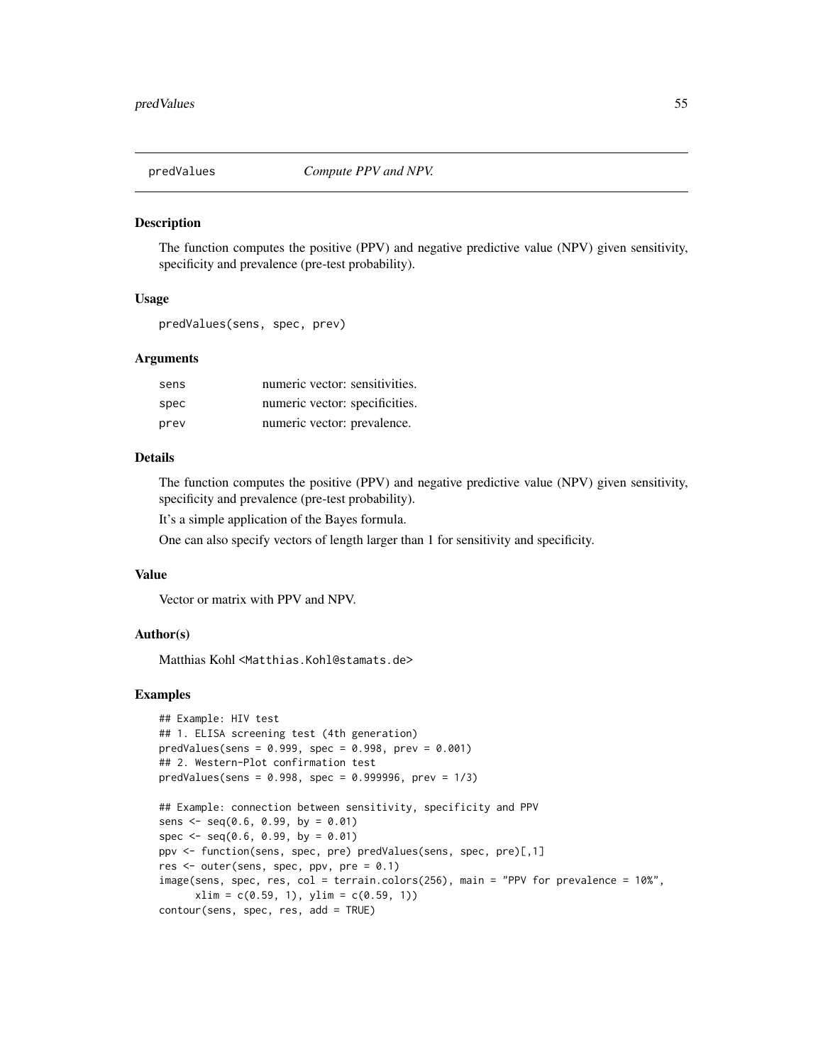## predValues *Compute PPV and NPV.*

### Description

The function computes the positive (PPV) and negative predictive value (NPV) given sensitivity, specificity and prevalence (pre-test probability).

### Usage

```
predValues(sens, spec, prev)
```

### Arguments

| | |
|---|---|
| sens | numeric vector: sensitivities. |
| spec | numeric vector: specificities. |
| prev | numeric vector: prevalence. |

### Details

The function computes the positive (PPV) and negative predictive value (NPV) given sensitivity, specificity and prevalence (pre-test probability).

It's a simple application of the Bayes formula.

One can also specify vectors of length larger than 1 for sensitivity and specificity.

### Value

Vector or matrix with PPV and NPV.

### Author(s)

Matthias Kohl <Matthias.Kohl@stamats.de>

### Examples

```
## Example: HIV test
## 1. ELISA screening test (4th generation)
predValues(sens = 0.999, spec = 0.998, prev = 0.001)
## 2. Western-Plot confirmation test
predValues(sens = 0.998, spec = 0.999996, prev = 1/3)

## Example: connection between sensitivity, specificity and PPV
sens <- seq(0.6, 0.99, by = 0.01)
spec <- seq(0.6, 0.99, by = 0.01)
ppv <- function(sens, spec, pre) predValues(sens, spec, pre)[,1]
res <- outer(sens, spec, ppv, pre = 0.1)
image(sens, spec, res, col = terrain.colors(256), main = "PPV for prevalence = 10%",
      xlim = c(0.59, 1), ylim = c(0.59, 1))
contour(sens, spec, res, add = TRUE)
```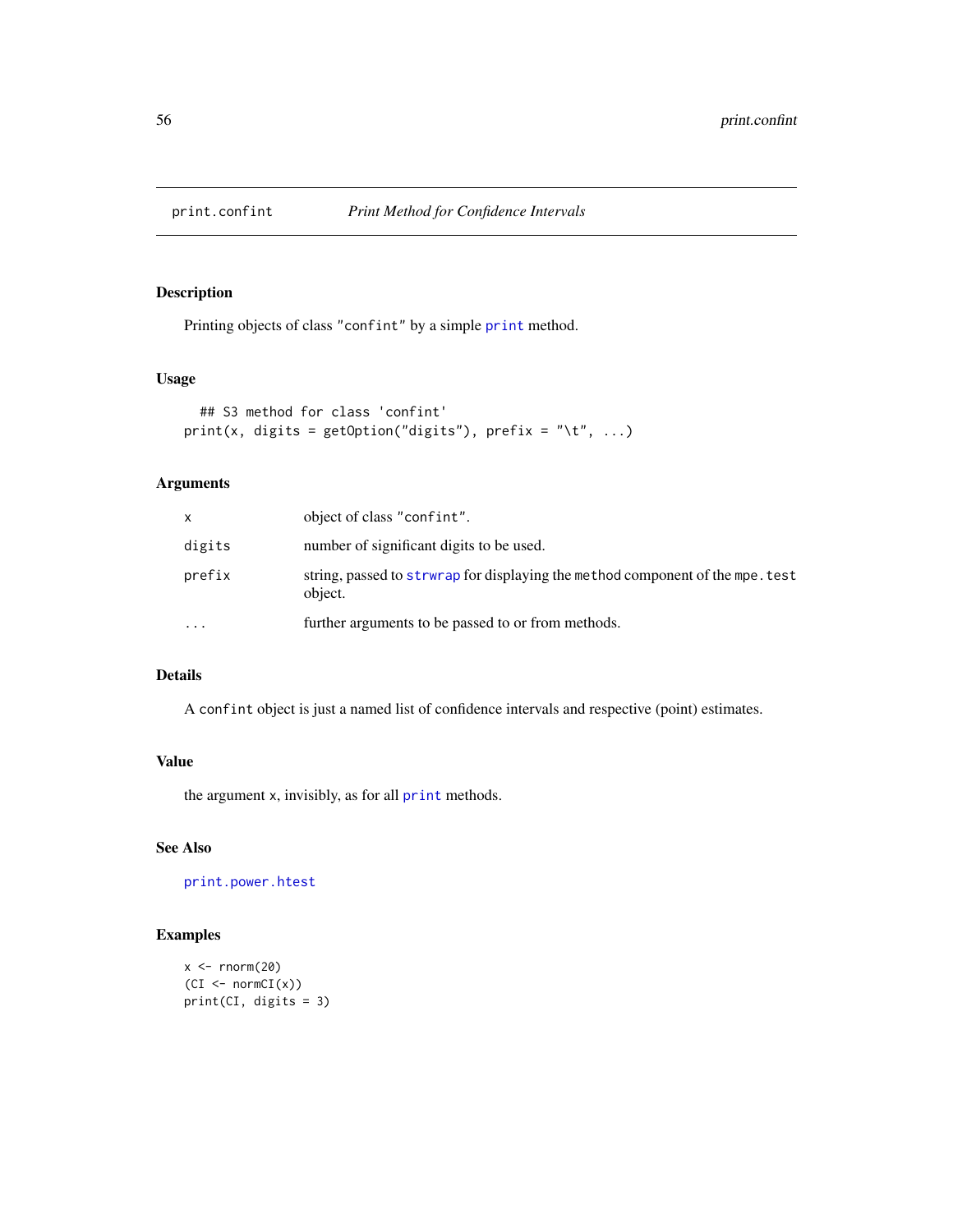## print.confint — *Print Method for Confidence Intervals*

### Description

Printing objects of class "confint" by a simple print method.

### Usage

```
## S3 method for class 'confint'
print(x, digits = getOption("digits"), prefix = "\t", ...)
```

### Arguments

| | |
|---|---|
| x | object of class "confint". |
| digits | number of significant digits to be used. |
| prefix | string, passed to strwrap for displaying the method component of the mpe.test object. |
| ... | further arguments to be passed to or from methods. |

### Details

A confint object is just a named list of confidence intervals and respective (point) estimates.

### Value

the argument x, invisibly, as for all print methods.

### See Also

print.power.htest

### Examples

```
x <- rnorm(20)
(CI <- normCI(x))
print(CI, digits = 3)
```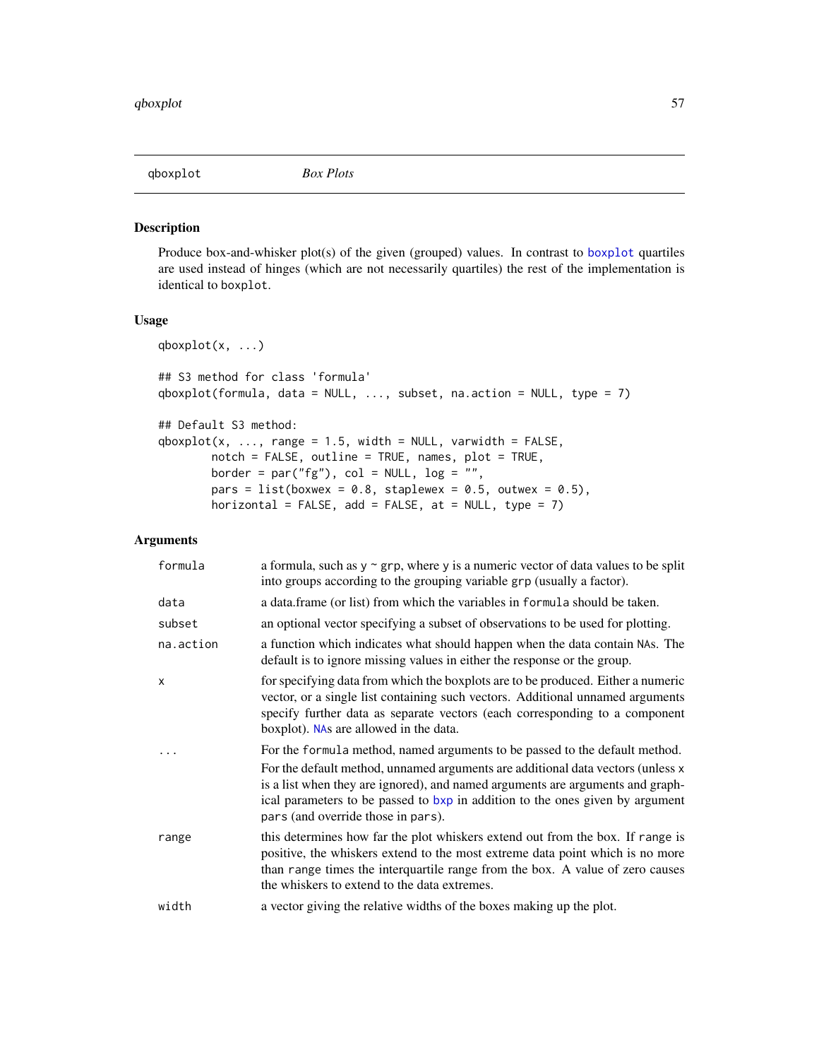qboxplot *Box Plots*

## Description

Produce box-and-whisker plot(s) of the given (grouped) values. In contrast to boxplot quartiles are used instead of hinges (which are not necessarily quartiles) the rest of the implementation is identical to `boxplot`.

## Usage

```
qboxplot(x, ...)

## S3 method for class 'formula'
qboxplot(formula, data = NULL, ..., subset, na.action = NULL, type = 7)

## Default S3 method:
qboxplot(x, ..., range = 1.5, width = NULL, varwidth = FALSE,
        notch = FALSE, outline = TRUE, names, plot = TRUE,
        border = par("fg"), col = NULL, log = "",
        pars = list(boxwex = 0.8, staplewex = 0.5, outwex = 0.5),
        horizontal = FALSE, add = FALSE, at = NULL, type = 7)
```

## Arguments

| | |
|---|---|
| `formula` | a formula, such as y ~ grp, where y is a numeric vector of data values to be split into groups according to the grouping variable grp (usually a factor). |
| `data` | a data.frame (or list) from which the variables in `formula` should be taken. |
| `subset` | an optional vector specifying a subset of observations to be used for plotting. |
| `na.action` | a function which indicates what should happen when the data contain `NA`s. The default is to ignore missing values in either the response or the group. |
| `x` | for specifying data from which the boxplots are to be produced. Either a numeric vector, or a single list containing such vectors. Additional unnamed arguments specify further data as separate vectors (each corresponding to a component boxplot). NAs are allowed in the data. |
| `...` | For the `formula` method, named arguments to be passed to the default method. For the default method, unnamed arguments are additional data vectors (unless `x` is a list when they are ignored), and named arguments are arguments and graphical parameters to be passed to bxp in addition to the ones given by argument `pars` (and override those in `pars`). |
| `range` | this determines how far the plot whiskers extend out from the box. If `range` is positive, the whiskers extend to the most extreme data point which is no more than `range` times the interquartile range from the box. A value of zero causes the whiskers to extend to the data extremes. |
| `width` | a vector giving the relative widths of the boxes making up the plot. |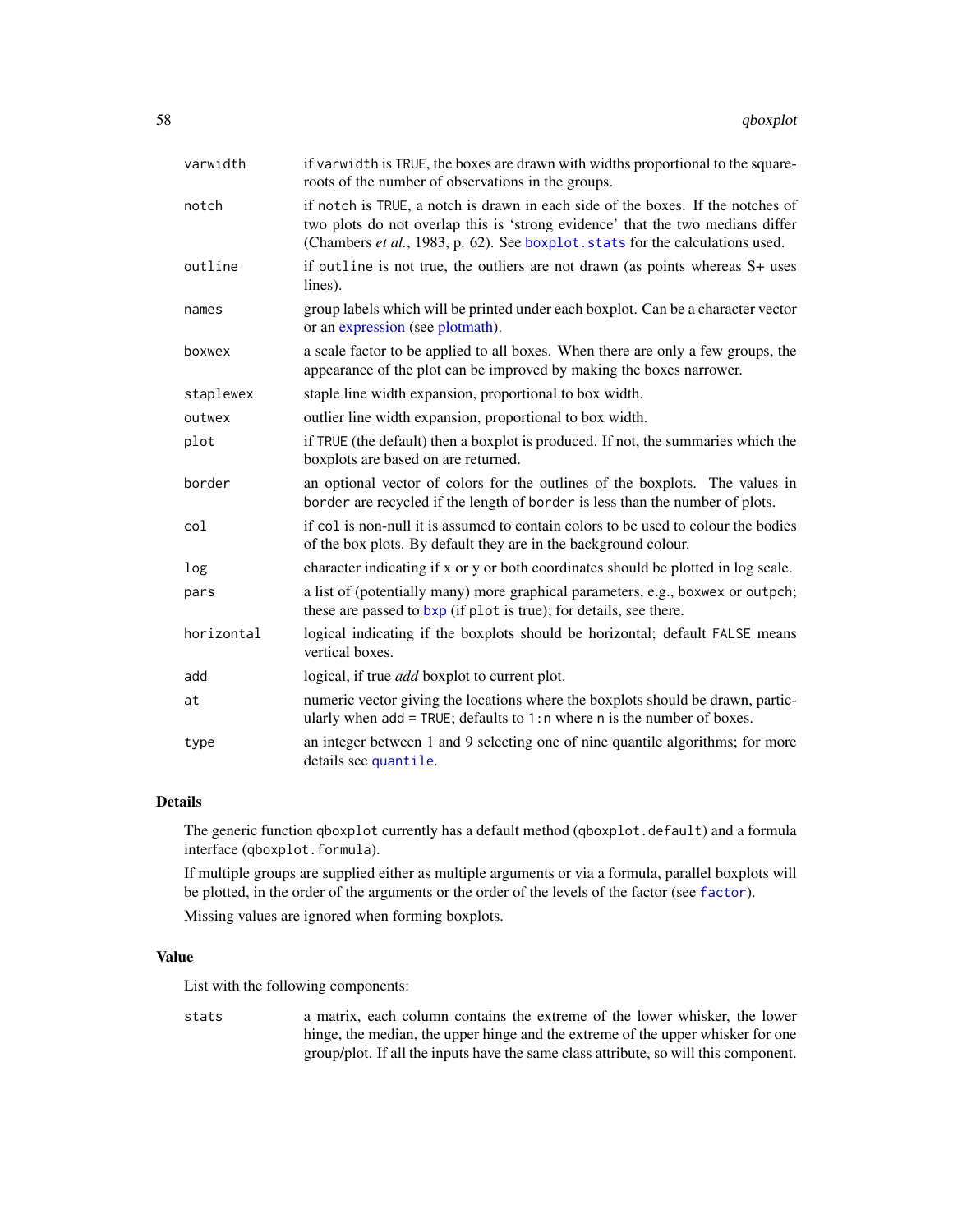| | |
|---|---|
| `varwidth` | if `varwidth` is `TRUE`, the boxes are drawn with widths proportional to the square-roots of the number of observations in the groups. |
| `notch` | if `notch` is `TRUE`, a notch is drawn in each side of the boxes. If the notches of two plots do not overlap this is 'strong evidence' that the two medians differ (Chambers *et al.*, 1983, p. 62). See `boxplot.stats` for the calculations used. |
| `outline` | if `outline` is not true, the outliers are not drawn (as points whereas S+ uses lines). |
| `names` | group labels which will be printed under each boxplot. Can be a character vector or an expression (see plotmath). |
| `boxwex` | a scale factor to be applied to all boxes. When there are only a few groups, the appearance of the plot can be improved by making the boxes narrower. |
| `staplewex` | staple line width expansion, proportional to box width. |
| `outwex` | outlier line width expansion, proportional to box width. |
| `plot` | if `TRUE` (the default) then a boxplot is produced. If not, the summaries which the boxplots are based on are returned. |
| `border` | an optional vector of colors for the outlines of the boxplots. The values in `border` are recycled if the length of `border` is less than the number of plots. |
| `col` | if `col` is non-null it is assumed to contain colors to be used to colour the bodies of the box plots. By default they are in the background colour. |
| `log` | character indicating if x or y or both coordinates should be plotted in log scale. |
| `pars` | a list of (potentially many) more graphical parameters, e.g., `boxwex` or `outpch`; these are passed to `bxp` (if `plot` is true); for details, see there. |
| `horizontal` | logical indicating if the boxplots should be horizontal; default `FALSE` means vertical boxes. |
| `add` | logical, if true *add* boxplot to current plot. |
| `at` | numeric vector giving the locations where the boxplots should be drawn, particularly when `add = TRUE`; defaults to `1:n` where `n` is the number of boxes. |
| `type` | an integer between 1 and 9 selecting one of nine quantile algorithms; for more details see `quantile`. |

## Details

The generic function `qboxplot` currently has a default method (`qboxplot.default`) and a formula interface (`qboxplot.formula`).

If multiple groups are supplied either as multiple arguments or via a formula, parallel boxplots will be plotted, in the order of the arguments or the order of the levels of the factor (see `factor`).

Missing values are ignored when forming boxplots.

## Value

List with the following components:

| | |
|---|---|
| `stats` | a matrix, each column contains the extreme of the lower whisker, the lower hinge, the median, the upper hinge and the extreme of the upper whisker for one group/plot. If all the inputs have the same class attribute, so will this component. |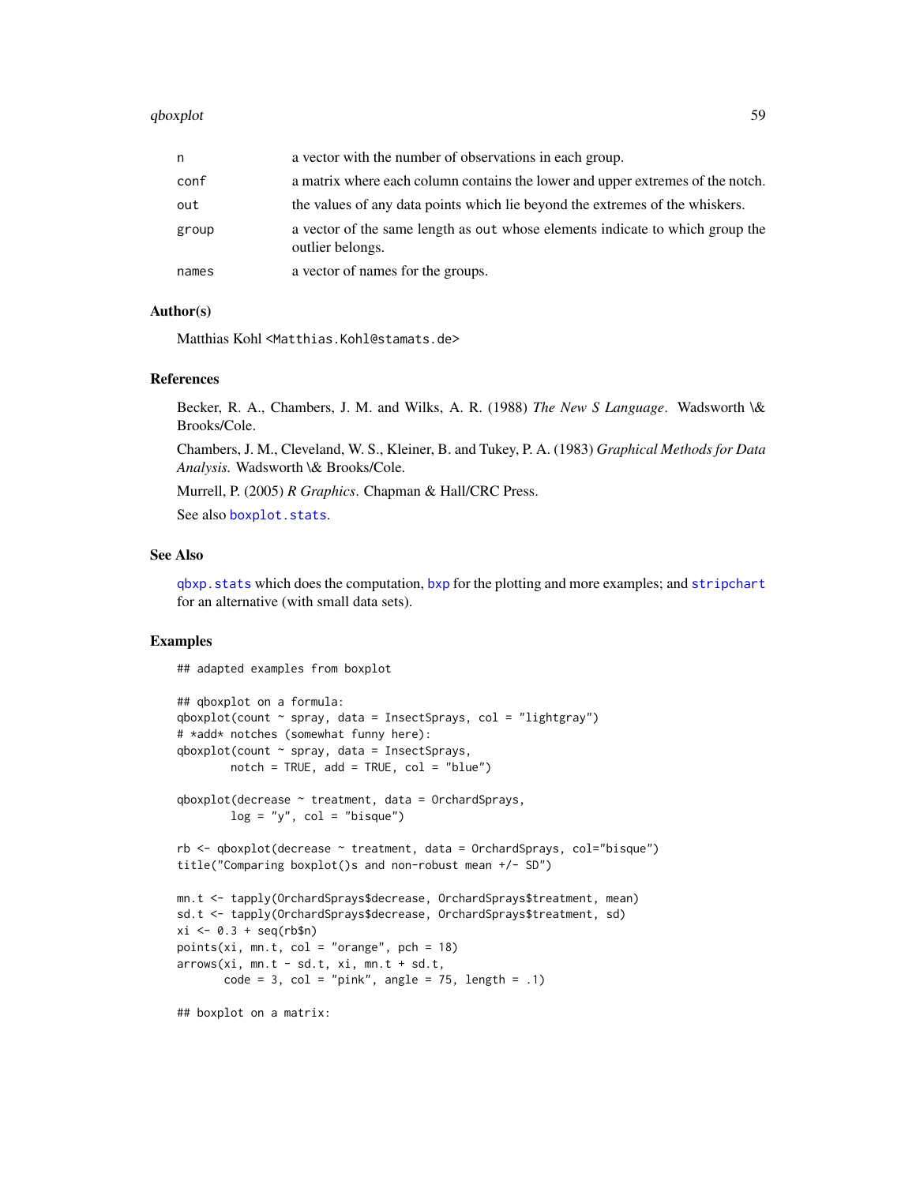| | |
|---|---|
| n | a vector with the number of observations in each group. |
| conf | a matrix where each column contains the lower and upper extremes of the notch. |
| out | the values of any data points which lie beyond the extremes of the whiskers. |
| group | a vector of the same length as out whose elements indicate to which group the outlier belongs. |
| names | a vector of names for the groups. |

## Author(s)

Matthias Kohl <Matthias.Kohl@stamats.de>

## References

Becker, R. A., Chambers, J. M. and Wilks, A. R. (1988) *The New S Language*. Wadsworth \& Brooks/Cole.

Chambers, J. M., Cleveland, W. S., Kleiner, B. and Tukey, P. A. (1983) *Graphical Methods for Data Analysis.* Wadsworth \& Brooks/Cole.

Murrell, P. (2005) *R Graphics*. Chapman & Hall/CRC Press.

See also boxplot.stats.

## See Also

qbxp.stats which does the computation, bxp for the plotting and more examples; and stripchart for an alternative (with small data sets).

## Examples

```
## adapted examples from boxplot

## qboxplot on a formula:
qboxplot(count ~ spray, data = InsectSprays, col = "lightgray")
# *add* notches (somewhat funny here):
qboxplot(count ~ spray, data = InsectSprays,
        notch = TRUE, add = TRUE, col = "blue")

qboxplot(decrease ~ treatment, data = OrchardSprays,
        log = "y", col = "bisque")

rb <- qboxplot(decrease ~ treatment, data = OrchardSprays, col="bisque")
title("Comparing boxplot()s and non-robust mean +/- SD")

mn.t <- tapply(OrchardSprays$decrease, OrchardSprays$treatment, mean)
sd.t <- tapply(OrchardSprays$decrease, OrchardSprays$treatment, sd)
xi <- 0.3 + seq(rb$n)
points(xi, mn.t, col = "orange", pch = 18)
arrows(xi, mn.t - sd.t, xi, mn.t + sd.t,
       code = 3, col = "pink", angle = 75, length = .1)

## boxplot on a matrix:
```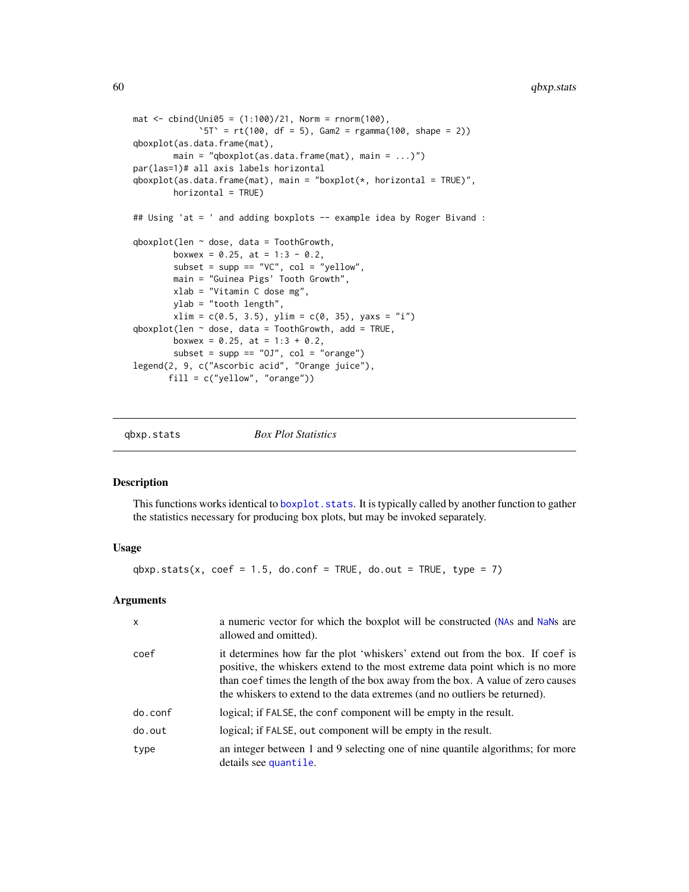```
mat <- cbind(Uni05 = (1:100)/21, Norm = rnorm(100),
             `5T` = rt(100, df = 5), Gam2 = rgamma(100, shape = 2))
qboxplot(as.data.frame(mat),
        main = "qboxplot(as.data.frame(mat), main = ...)")
par(las=1)# all axis labels horizontal
qboxplot(as.data.frame(mat), main = "boxplot(*, horizontal = TRUE)",
        horizontal = TRUE)

## Using 'at = ' and adding boxplots -- example idea by Roger Bivand :

qboxplot(len ~ dose, data = ToothGrowth,
        boxwex = 0.25, at = 1:3 - 0.2,
        subset = supp == "VC", col = "yellow",
        main = "Guinea Pigs' Tooth Growth",
        xlab = "Vitamin C dose mg",
        ylab = "tooth length",
        xlim = c(0.5, 3.5), ylim = c(0, 35), yaxs = "i")
qboxplot(len ~ dose, data = ToothGrowth, add = TRUE,
        boxwex = 0.25, at = 1:3 + 0.2,
        subset = supp == "OJ", col = "orange")
legend(2, 9, c("Ascorbic acid", "Orange juice"),
       fill = c("yellow", "orange"))
```

---

## qbxp.stats — *Box Plot Statistics*

### Description

This functions works identical to `boxplot.stats`. It is typically called by another function to gather the statistics necessary for producing box plots, but may be invoked separately.

### Usage

```
qbxp.stats(x, coef = 1.5, do.conf = TRUE, do.out = TRUE, type = 7)
```

### Arguments

| | |
|---|---|
| `x` | a numeric vector for which the boxplot will be constructed (`NA`s and `NaN`s are allowed and omitted). |
| `coef` | it determines how far the plot 'whiskers' extend out from the box. If `coef` is positive, the whiskers extend to the most extreme data point which is no more than `coef` times the length of the box away from the box. A value of zero causes the whiskers to extend to the data extremes (and no outliers be returned). |
| `do.conf` | logical; if `FALSE`, the `conf` component will be empty in the result. |
| `do.out` | logical; if `FALSE`, `out` component will be empty in the result. |
| `type` | an integer between 1 and 9 selecting one of nine quantile algorithms; for more details see `quantile`. |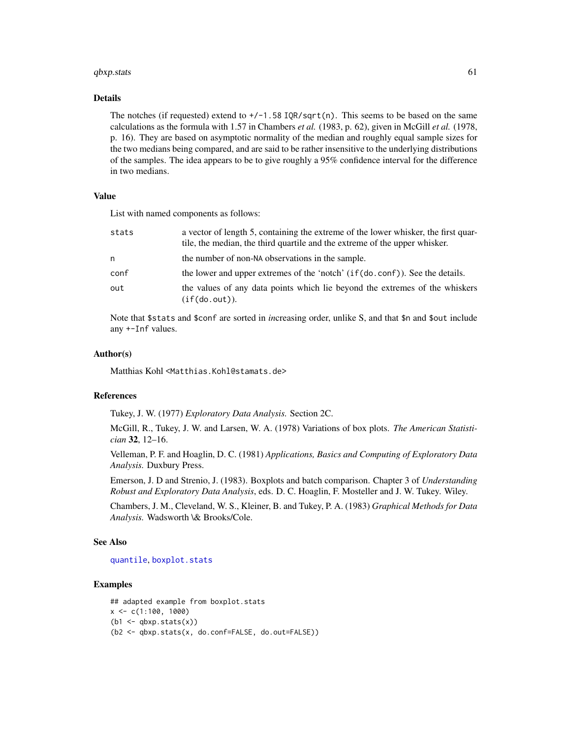## Details

The notches (if requested) extend to `+/-1.58 IQR/sqrt(n)`. This seems to be based on the same calculations as the formula with 1.57 in Chambers *et al.* (1983, p. 62), given in McGill *et al.* (1978, p. 16). They are based on asymptotic normality of the median and roughly equal sample sizes for the two medians being compared, and are said to be rather insensitive to the underlying distributions of the samples. The idea appears to be to give roughly a 95% confidence interval for the difference in two medians.

## Value

List with named components as follows:

| | |
|---|---|
| `stats` | a vector of length 5, containing the extreme of the lower whisker, the first quartile, the median, the third quartile and the extreme of the upper whisker. |
| `n` | the number of non-`NA` observations in the sample. |
| `conf` | the lower and upper extremes of the 'notch' (`if(do.conf)`). See the details. |
| `out` | the values of any data points which lie beyond the extremes of the whiskers (`if(do.out)`). |

Note that `$stats` and `$conf` are sorted in *in*creasing order, unlike S, and that `$n` and `$out` include any `+-Inf` values.

## Author(s)

Matthias Kohl <Matthias.Kohl@stamats.de>

## References

Tukey, J. W. (1977) *Exploratory Data Analysis.* Section 2C.

McGill, R., Tukey, J. W. and Larsen, W. A. (1978) Variations of box plots. *The American Statistician* **32**, 12–16.

Velleman, P. F. and Hoaglin, D. C. (1981) *Applications, Basics and Computing of Exploratory Data Analysis.* Duxbury Press.

Emerson, J. D and Strenio, J. (1983). Boxplots and batch comparison. Chapter 3 of *Understanding Robust and Exploratory Data Analysis*, eds. D. C. Hoaglin, F. Mosteller and J. W. Tukey. Wiley.

Chambers, J. M., Cleveland, W. S., Kleiner, B. and Tukey, P. A. (1983) *Graphical Methods for Data Analysis.* Wadsworth \& Brooks/Cole.

## See Also

`quantile`, `boxplot.stats`

## Examples

```
## adapted example from boxplot.stats
x <- c(1:100, 1000)
(b1 <- qbxp.stats(x))
(b2 <- qbxp.stats(x, do.conf=FALSE, do.out=FALSE))
```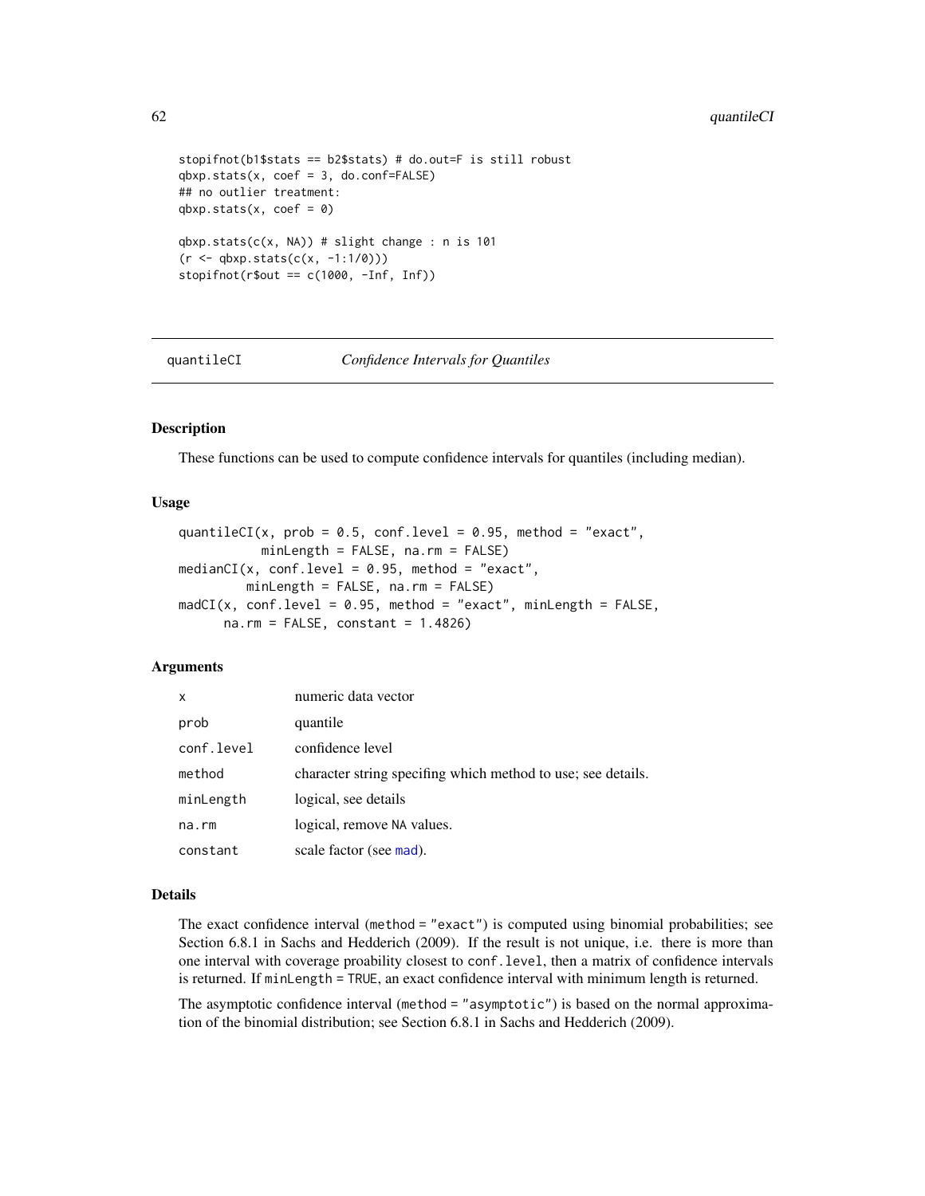```
stopifnot(b1$stats == b2$stats) # do.out=F is still robust
qbxp.stats(x, coef = 3, do.conf=FALSE)
## no outlier treatment:
qbxp.stats(x, coef = 0)

qbxp.stats(c(x, NA)) # slight change : n is 101
(r <- qbxp.stats(c(x, -1:1/0)))
stopifnot(r$out == c(1000, -Inf, Inf))
```

---

## quantileCI — *Confidence Intervals for Quantiles*

### Description

These functions can be used to compute confidence intervals for quantiles (including median).

### Usage

```
quantileCI(x, prob = 0.5, conf.level = 0.95, method = "exact",
           minLength = FALSE, na.rm = FALSE)
medianCI(x, conf.level = 0.95, method = "exact",
         minLength = FALSE, na.rm = FALSE)
madCI(x, conf.level = 0.95, method = "exact", minLength = FALSE,
      na.rm = FALSE, constant = 1.4826)
```

### Arguments

| | |
|---|---|
| `x` | numeric data vector |
| `prob` | quantile |
| `conf.level` | confidence level |
| `method` | character string specifing which method to use; see details. |
| `minLength` | logical, see details |
| `na.rm` | logical, remove `NA` values. |
| `constant` | scale factor (see `mad`). |

### Details

The exact confidence interval (`method = "exact"`) is computed using binomial probabilities; see Section 6.8.1 in Sachs and Hedderich (2009). If the result is not unique, i.e. there is more than one interval with coverage proability closest to `conf.level`, then a matrix of confidence intervals is returned. If `minLength = TRUE`, an exact confidence interval with minimum length is returned.

The asymptotic confidence interval (`method = "asymptotic"`) is based on the normal approximation of the binomial distribution; see Section 6.8.1 in Sachs and Hedderich (2009).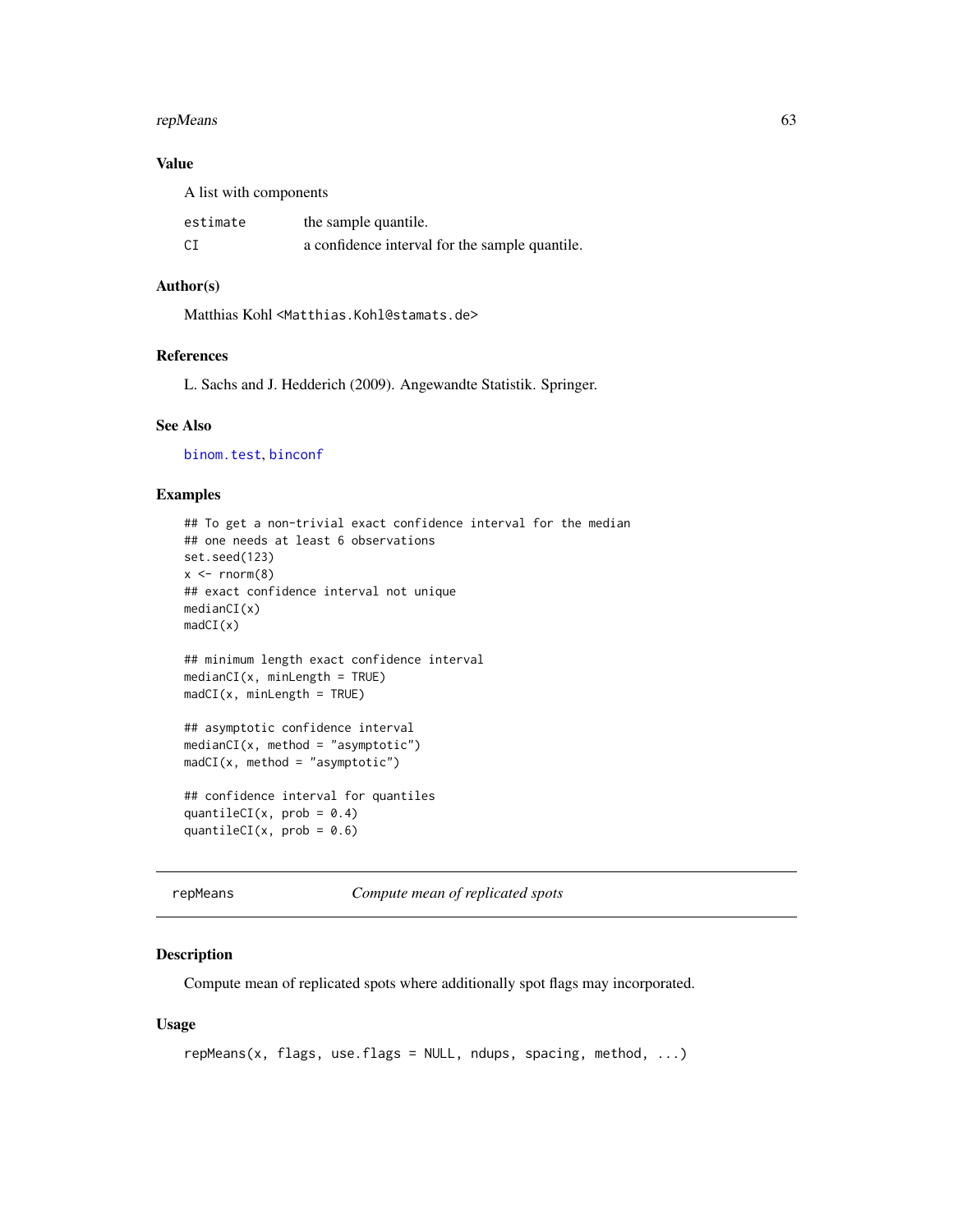### Value

A list with components

| | |
|---|---|
| estimate | the sample quantile. |
| CI | a confidence interval for the sample quantile. |

### Author(s)

Matthias Kohl <Matthias.Kohl@stamats.de>

### References

L. Sachs and J. Hedderich (2009). Angewandte Statistik. Springer.

### See Also

binom.test, binconf

### Examples

```
## To get a non-trivial exact confidence interval for the median
## one needs at least 6 observations
set.seed(123)
x <- rnorm(8)
## exact confidence interval not unique
medianCI(x)
madCI(x)

## minimum length exact confidence interval
medianCI(x, minLength = TRUE)
madCI(x, minLength = TRUE)

## asymptotic confidence interval
medianCI(x, method = "asymptotic")
madCI(x, method = "asymptotic")

## confidence interval for quantiles
quantileCI(x, prob = 0.4)
quantileCI(x, prob = 0.6)
```

---

## repMeans *Compute mean of replicated spots*

### Description

Compute mean of replicated spots where additionally spot flags may incorporated.

### Usage

```
repMeans(x, flags, use.flags = NULL, ndups, spacing, method, ...)
```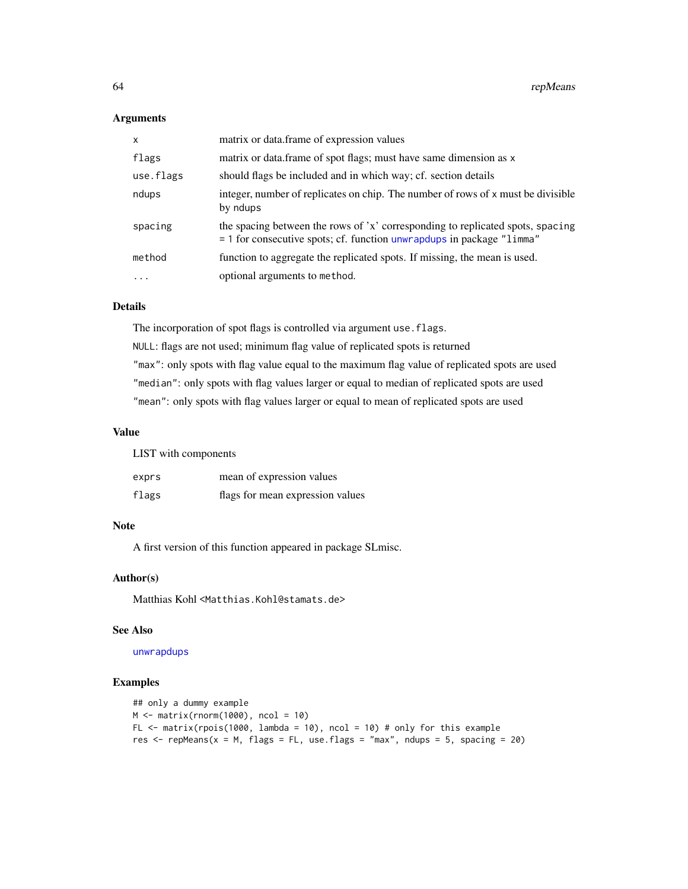## Arguments

| | |
|---|---|
| `x` | matrix or data.frame of expression values |
| `flags` | matrix or data.frame of spot flags; must have same dimension as `x` |
| `use.flags` | should flags be included and in which way; cf. section details |
| `ndups` | integer, number of replicates on chip. The number of rows of `x` must be divisible by `ndups` |
| `spacing` | the spacing between the rows of 'x' corresponding to replicated spots, `spacing = 1` for consecutive spots; cf. function `unwrapdups` in package `"limma"` |
| `method` | function to aggregate the replicated spots. If missing, the mean is used. |
| `...` | optional arguments to `method`. |

## Details

The incorporation of spot flags is controlled via argument `use.flags`.

`NULL`: flags are not used; minimum flag value of replicated spots is returned

`"max"`: only spots with flag value equal to the maximum flag value of replicated spots are used

`"median"`: only spots with flag values larger or equal to median of replicated spots are used

`"mean"`: only spots with flag values larger or equal to mean of replicated spots are used

## Value

LIST with components

| | |
|---|---|
| `exprs` | mean of expression values |
| `flags` | flags for mean expression values |

## Note

A first version of this function appeared in package SLmisc.

## Author(s)

Matthias Kohl <`Matthias.Kohl@stamats.de`>

## See Also

`unwrapdups`

## Examples

```
## only a dummy example
M <- matrix(rnorm(1000), ncol = 10)
FL <- matrix(rpois(1000, lambda = 10), ncol = 10) # only for this example
res <- repMeans(x = M, flags = FL, use.flags = "max", ndups = 5, spacing = 20)
```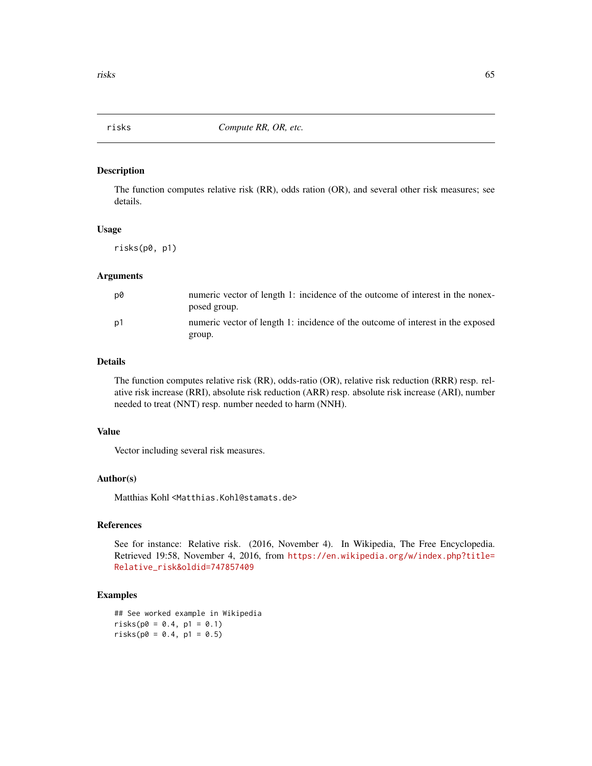# risks *Compute RR, OR, etc.*

## Description

The function computes relative risk (RR), odds ration (OR), and several other risk measures; see details.

## Usage

```
risks(p0, p1)
```

## Arguments

| | |
|---|---|
| p0 | numeric vector of length 1: incidence of the outcome of interest in the nonexposed group. |
| p1 | numeric vector of length 1: incidence of the outcome of interest in the exposed group. |

## Details

The function computes relative risk (RR), odds-ratio (OR), relative risk reduction (RRR) resp. relative risk increase (RRI), absolute risk reduction (ARR) resp. absolute risk increase (ARI), number needed to treat (NNT) resp. number needed to harm (NNH).

## Value

Vector including several risk measures.

## Author(s)

Matthias Kohl <Matthias.Kohl@stamats.de>

## References

See for instance: Relative risk. (2016, November 4). In Wikipedia, The Free Encyclopedia. Retrieved 19:58, November 4, 2016, from https://en.wikipedia.org/w/index.php?title=Relative_risk&oldid=747857409

## Examples

```
## See worked example in Wikipedia
risks(p0 = 0.4, p1 = 0.1)
risks(p0 = 0.4, p1 = 0.5)
```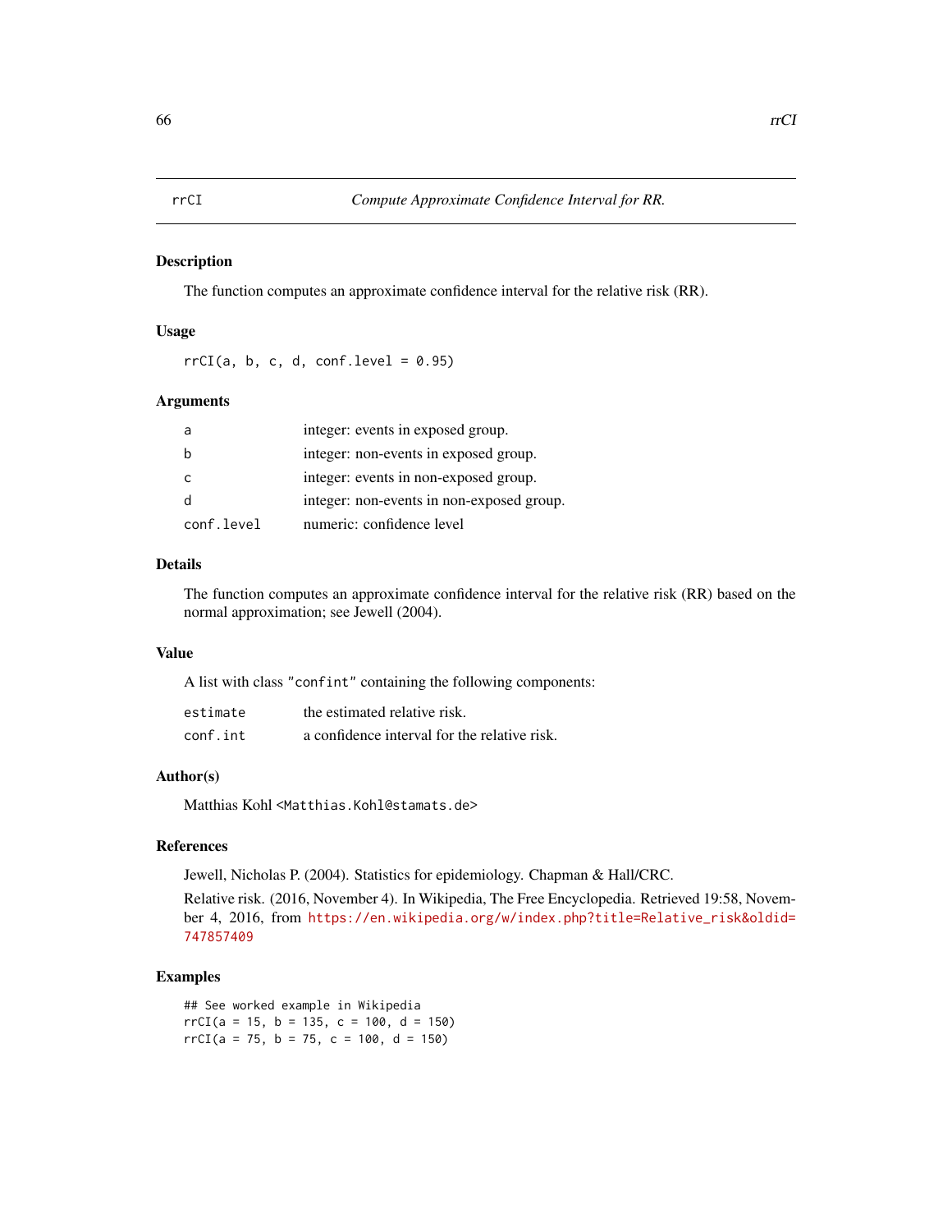## rrCI — *Compute Approximate Confidence Interval for RR.*

### Description

The function computes an approximate confidence interval for the relative risk (RR).

### Usage

```
rrCI(a, b, c, d, conf.level = 0.95)
```

### Arguments

| | |
|---|---|
| `a` | integer: events in exposed group. |
| `b` | integer: non-events in exposed group. |
| `c` | integer: events in non-exposed group. |
| `d` | integer: non-events in non-exposed group. |
| `conf.level` | numeric: confidence level |

### Details

The function computes an approximate confidence interval for the relative risk (RR) based on the normal approximation; see Jewell (2004).

### Value

A list with class `"confint"` containing the following components:

| | |
|---|---|
| `estimate` | the estimated relative risk. |
| `conf.int` | a confidence interval for the relative risk. |

### Author(s)

Matthias Kohl <Matthias.Kohl@stamats.de>

### References

Jewell, Nicholas P. (2004). Statistics for epidemiology. Chapman & Hall/CRC.

Relative risk. (2016, November 4). In Wikipedia, The Free Encyclopedia. Retrieved 19:58, November 4, 2016, from https://en.wikipedia.org/w/index.php?title=Relative_risk&oldid=747857409

### Examples

```
## See worked example in Wikipedia
rrCI(a = 15, b = 135, c = 100, d = 150)
rrCI(a = 75, b = 75, c = 100, d = 150)
```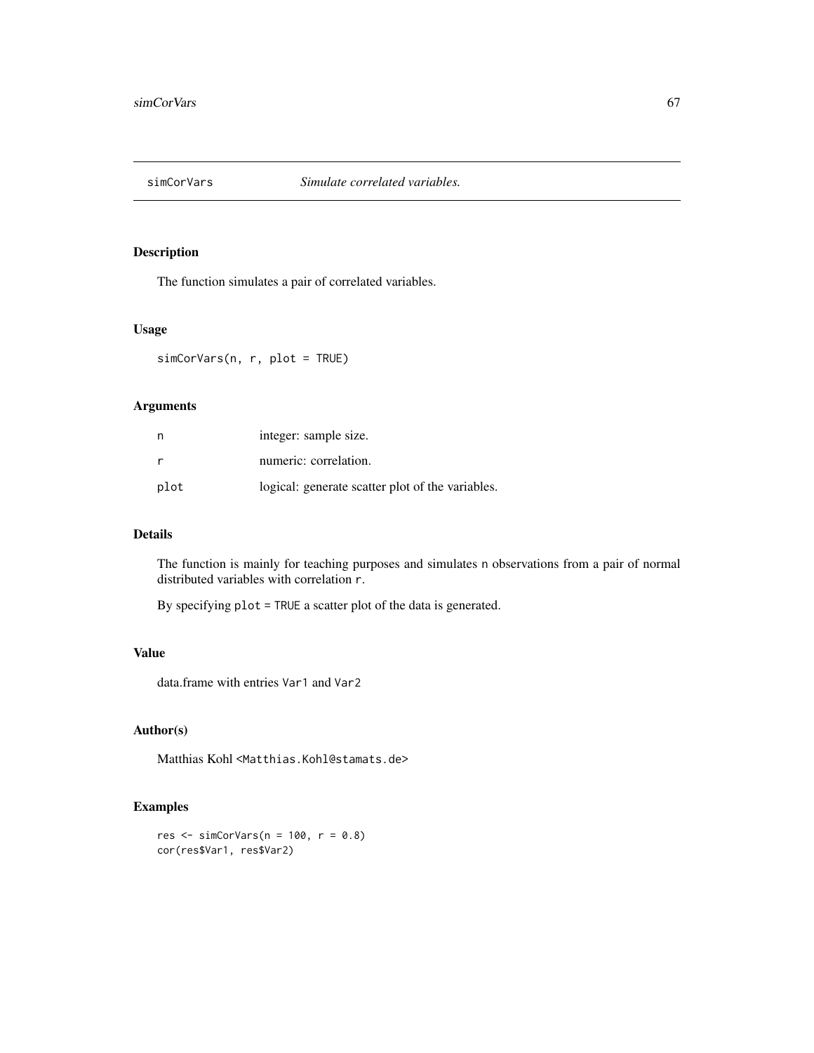# simCorVars — *Simulate correlated variables.*

## Description

The function simulates a pair of correlated variables.

## Usage

```
simCorVars(n, r, plot = TRUE)
```

## Arguments

| | |
|---|---|
| n | integer: sample size. |
| r | numeric: correlation. |
| plot | logical: generate scatter plot of the variables. |

## Details

The function is mainly for teaching purposes and simulates `n` observations from a pair of normal distributed variables with correlation `r`.

By specifying `plot = TRUE` a scatter plot of the data is generated.

## Value

data.frame with entries `Var1` and `Var2`

## Author(s)

Matthias Kohl <Matthias.Kohl@stamats.de>

## Examples

```
res <- simCorVars(n = 100, r = 0.8)
cor(res$Var1, res$Var2)
```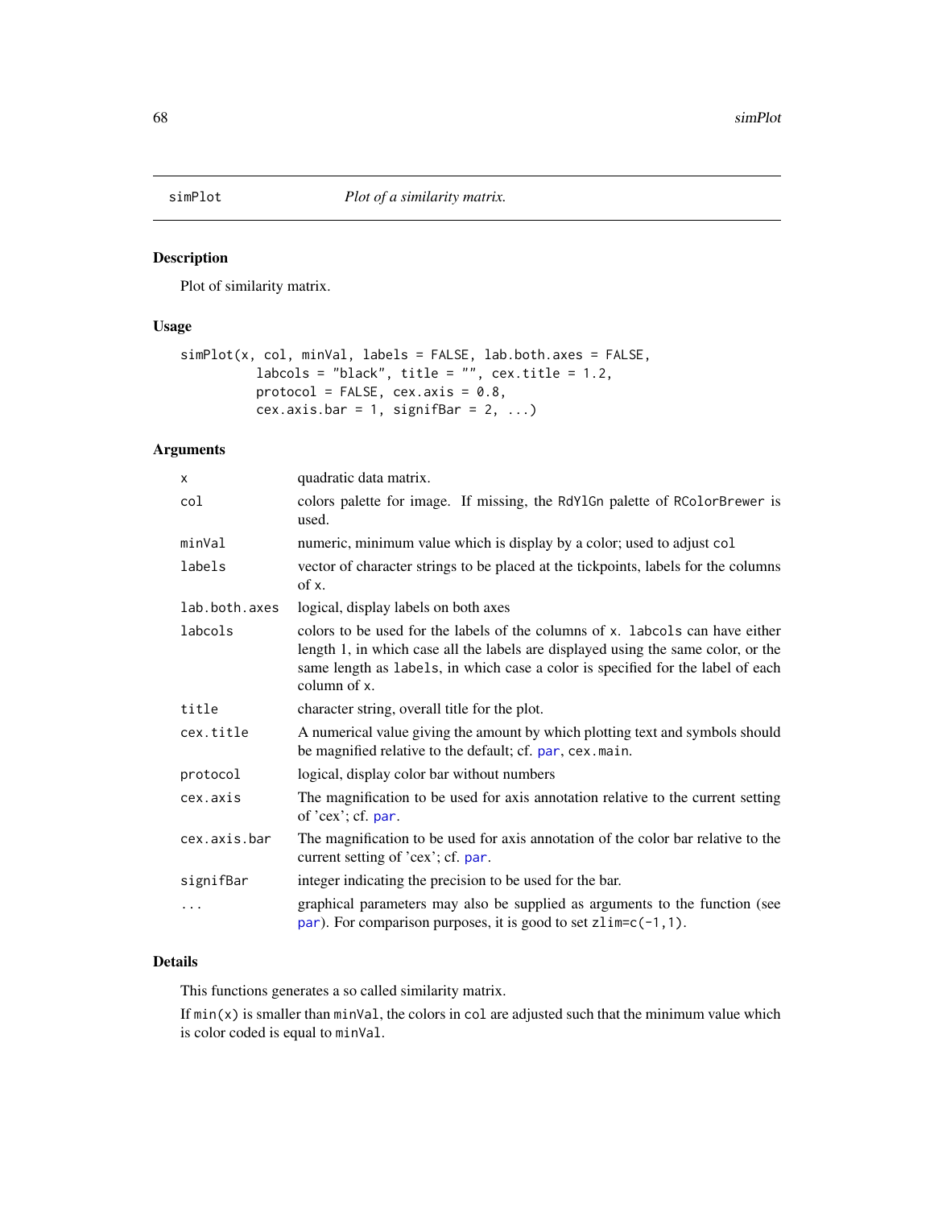# simPlot    *Plot of a similarity matrix.*

## Description

Plot of similarity matrix.

## Usage

```
simPlot(x, col, minVal, labels = FALSE, lab.both.axes = FALSE,
          labcols = "black", title = "", cex.title = 1.2,
          protocol = FALSE, cex.axis = 0.8,
          cex.axis.bar = 1, signifBar = 2, ...)
```

## Arguments

| | |
|---|---|
| `x` | quadratic data matrix. |
| `col` | colors palette for image. If missing, the `RdYlGn` palette of `RColorBrewer` is used. |
| `minVal` | numeric, minimum value which is display by a color; used to adjust `col` |
| `labels` | vector of character strings to be placed at the tickpoints, labels for the columns of `x`. |
| `lab.both.axes` | logical, display labels on both axes |
| `labcols` | colors to be used for the labels of the columns of `x`. `labcols` can have either length 1, in which case all the labels are displayed using the same color, or the same length as `labels`, in which case a color is specified for the label of each column of `x`. |
| `title` | character string, overall title for the plot. |
| `cex.title` | A numerical value giving the amount by which plotting text and symbols should be magnified relative to the default; cf. `par`, `cex.main`. |
| `protocol` | logical, display color bar without numbers |
| `cex.axis` | The magnification to be used for axis annotation relative to the current setting of 'cex'; cf. `par`. |
| `cex.axis.bar` | The magnification to be used for axis annotation of the color bar relative to the current setting of 'cex'; cf. `par`. |
| `signifBar` | integer indicating the precision to be used for the bar. |
| `...` | graphical parameters may also be supplied as arguments to the function (see `par`). For comparison purposes, it is good to set `zlim=c(-1,1)`. |

## Details

This functions generates a so called similarity matrix.

If `min(x)` is smaller than `minVal`, the colors in `col` are adjusted such that the minimum value which is color coded is equal to `minVal`.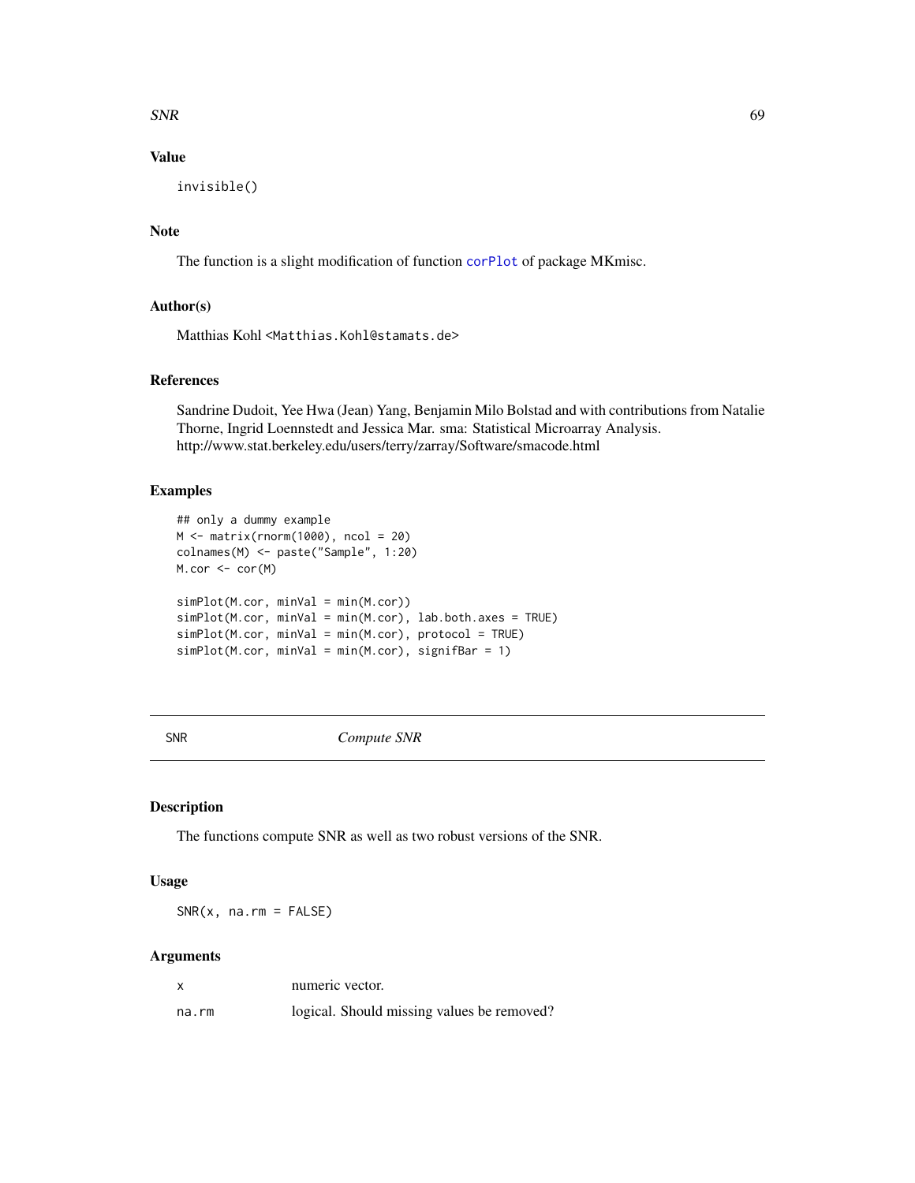### Value

```
invisible()
```

### Note

The function is a slight modification of function corPlot of package MKmisc.

### Author(s)

Matthias Kohl <Matthias.Kohl@stamats.de>

### References

Sandrine Dudoit, Yee Hwa (Jean) Yang, Benjamin Milo Bolstad and with contributions from Natalie Thorne, Ingrid Loennstedt and Jessica Mar. sma: Statistical Microarray Analysis. http://www.stat.berkeley.edu/users/terry/zarray/Software/smacode.html

### Examples

```
## only a dummy example
M <- matrix(rnorm(1000), ncol = 20)
colnames(M) <- paste("Sample", 1:20)
M.cor <- cor(M)

simPlot(M.cor, minVal = min(M.cor))
simPlot(M.cor, minVal = min(M.cor), lab.both.axes = TRUE)
simPlot(M.cor, minVal = min(M.cor), protocol = TRUE)
simPlot(M.cor, minVal = min(M.cor), signifBar = 1)
```

---

## SNR *Compute SNR*

### Description

The functions compute SNR as well as two robust versions of the SNR.

### Usage

```
SNR(x, na.rm = FALSE)
```

### Arguments

| | |
|---|---|
| x | numeric vector. |
| na.rm | logical. Should missing values be removed? |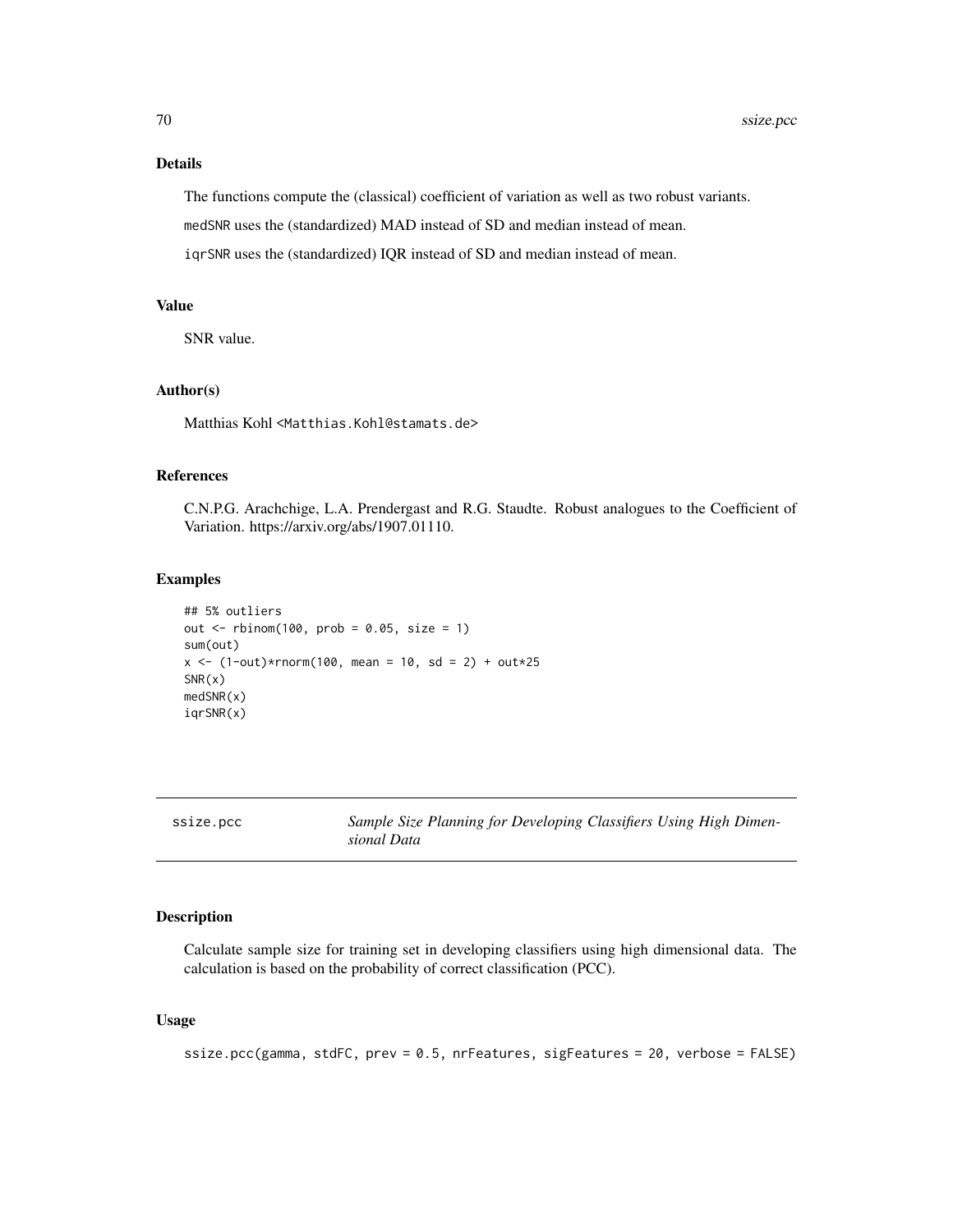### Details

The functions compute the (classical) coefficient of variation as well as two robust variants.

`medSNR` uses the (standardized) MAD instead of SD and median instead of mean.

`iqrSNR` uses the (standardized) IQR instead of SD and median instead of mean.

### Value

SNR value.

### Author(s)

Matthias Kohl <Matthias.Kohl@stamats.de>

### References

C.N.P.G. Arachchige, L.A. Prendergast and R.G. Staudte. Robust analogues to the Coefficient of Variation. https://arxiv.org/abs/1907.01110.

### Examples

```
## 5% outliers
out <- rbinom(100, prob = 0.05, size = 1)
sum(out)
x <- (1-out)*rnorm(100, mean = 10, sd = 2) + out*25
SNR(x)
medSNR(x)
iqrSNR(x)
```

---

## ssize.pcc — *Sample Size Planning for Developing Classifiers Using High Dimensional Data*

---

### Description

Calculate sample size for training set in developing classifiers using high dimensional data. The calculation is based on the probability of correct classification (PCC).

### Usage

```
ssize.pcc(gamma, stdFC, prev = 0.5, nrFeatures, sigFeatures = 20, verbose = FALSE)
```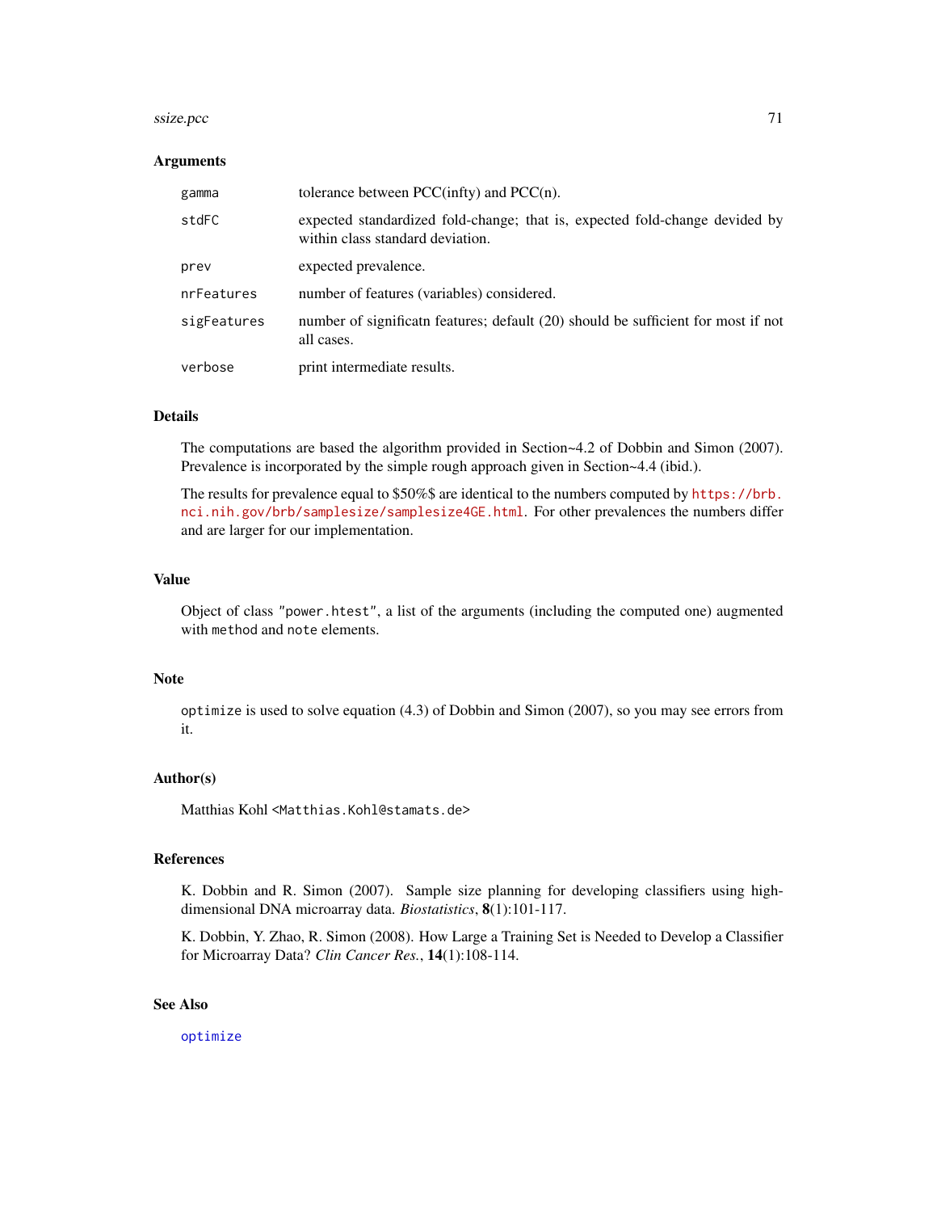### Arguments

| | |
|---|---|
| `gamma` | tolerance between PCC(infty) and PCC(n). |
| `stdFC` | expected standardized fold-change; that is, expected fold-change devided by within class standard deviation. |
| `prev` | expected prevalence. |
| `nrFeatures` | number of features (variables) considered. |
| `sigFeatures` | number of significatn features; default (20) should be sufficient for most if not all cases. |
| `verbose` | print intermediate results. |

### Details

The computations are based the algorithm provided in Section~4.2 of Dobbin and Simon (2007). Prevalence is incorporated by the simple rough approach given in Section~4.4 (ibid.).

The results for prevalence equal to $50%$ are identical to the numbers computed by https://brb.nci.nih.gov/brb/samplesize/samplesize4GE.html. For other prevalences the numbers differ and are larger for our implementation.

### Value

Object of class "`power.htest`", a list of the arguments (including the computed one) augmented with `method` and `note` elements.

### Note

`optimize` is used to solve equation (4.3) of Dobbin and Simon (2007), so you may see errors from it.

### Author(s)

Matthias Kohl <Matthias.Kohl@stamats.de>

### References

K. Dobbin and R. Simon (2007). Sample size planning for developing classifiers using high-dimensional DNA microarray data. *Biostatistics*, **8**(1):101-117.

K. Dobbin, Y. Zhao, R. Simon (2008). How Large a Training Set is Needed to Develop a Classifier for Microarray Data? *Clin Cancer Res.*, **14**(1):108-114.

### See Also

`optimize`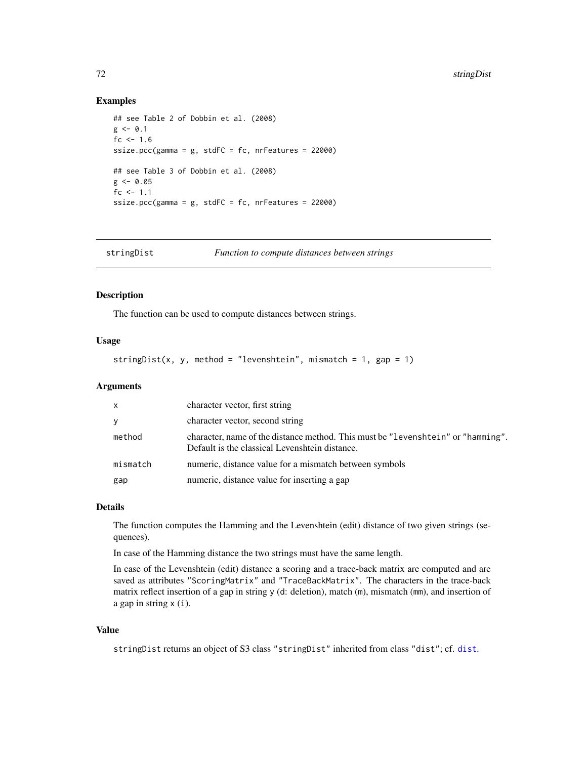## Examples

```
## see Table 2 of Dobbin et al. (2008)
g <- 0.1
fc <- 1.6
ssize.pcc(gamma = g, stdFC = fc, nrFeatures = 22000)

## see Table 3 of Dobbin et al. (2008)
g <- 0.05
fc <- 1.1
ssize.pcc(gamma = g, stdFC = fc, nrFeatures = 22000)
```

---

# stringDist *Function to compute distances between strings*

---

## Description

The function can be used to compute distances between strings.

## Usage

```
stringDist(x, y, method = "levenshtein", mismatch = 1, gap = 1)
```

## Arguments

| | |
|---|---|
| `x` | character vector, first string |
| `y` | character vector, second string |
| `method` | character, name of the distance method. This must be `"levenshtein"` or `"hamming"`. Default is the classical Levenshtein distance. |
| `mismatch` | numeric, distance value for a mismatch between symbols |
| `gap` | numeric, distance value for inserting a gap |

## Details

The function computes the Hamming and the Levenshtein (edit) distance of two given strings (sequences).

In case of the Hamming distance the two strings must have the same length.

In case of the Levenshtein (edit) distance a scoring and a trace-back matrix are computed and are saved as attributes `"ScoringMatrix"` and `"TraceBackMatrix"`. The characters in the trace-back matrix reflect insertion of a gap in string `y` (`d`: deletion), match (`m`), mismatch (`mm`), and insertion of a gap in string `x` (`i`).

## Value

`stringDist` returns an object of S3 class `"stringDist"` inherited from class `"dist"`; cf. `dist`.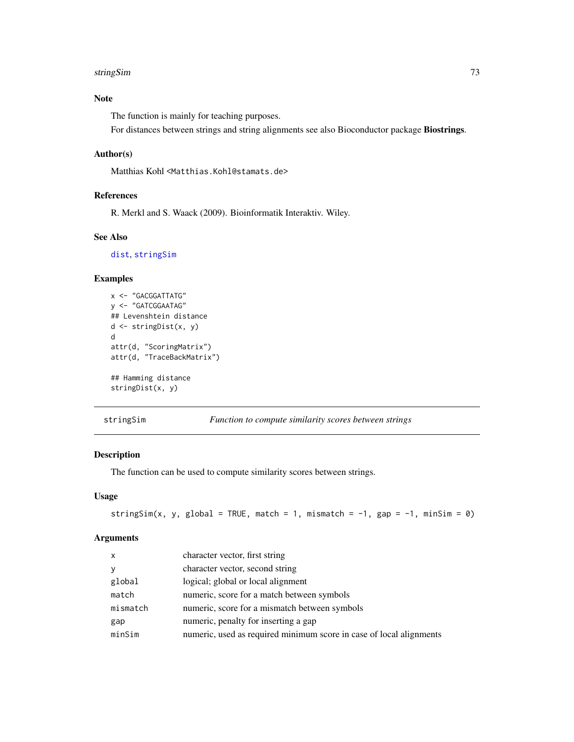### Note

The function is mainly for teaching purposes.

For distances between strings and string alignments see also Bioconductor package **Biostrings**.

### Author(s)

Matthias Kohl <Matthias.Kohl@stamats.de>

### References

R. Merkl and S. Waack (2009). Bioinformatik Interaktiv. Wiley.

### See Also

dist, stringSim

### Examples

```
x <- "GACGGATTATG"
y <- "GATCGGAATAG"
## Levenshtein distance
d <- stringDist(x, y)
d
attr(d, "ScoringMatrix")
attr(d, "TraceBackMatrix")

## Hamming distance
stringDist(x, y)
```

---

## stringSim — *Function to compute similarity scores between strings*

---

### Description

The function can be used to compute similarity scores between strings.

### Usage

```
stringSim(x, y, global = TRUE, match = 1, mismatch = -1, gap = -1, minSim = 0)
```

### Arguments

| | |
|---|---|
| `x` | character vector, first string |
| `y` | character vector, second string |
| `global` | logical; global or local alignment |
| `match` | numeric, score for a match between symbols |
| `mismatch` | numeric, score for a mismatch between symbols |
| `gap` | numeric, penalty for inserting a gap |
| `minSim` | numeric, used as required minimum score in case of local alignments |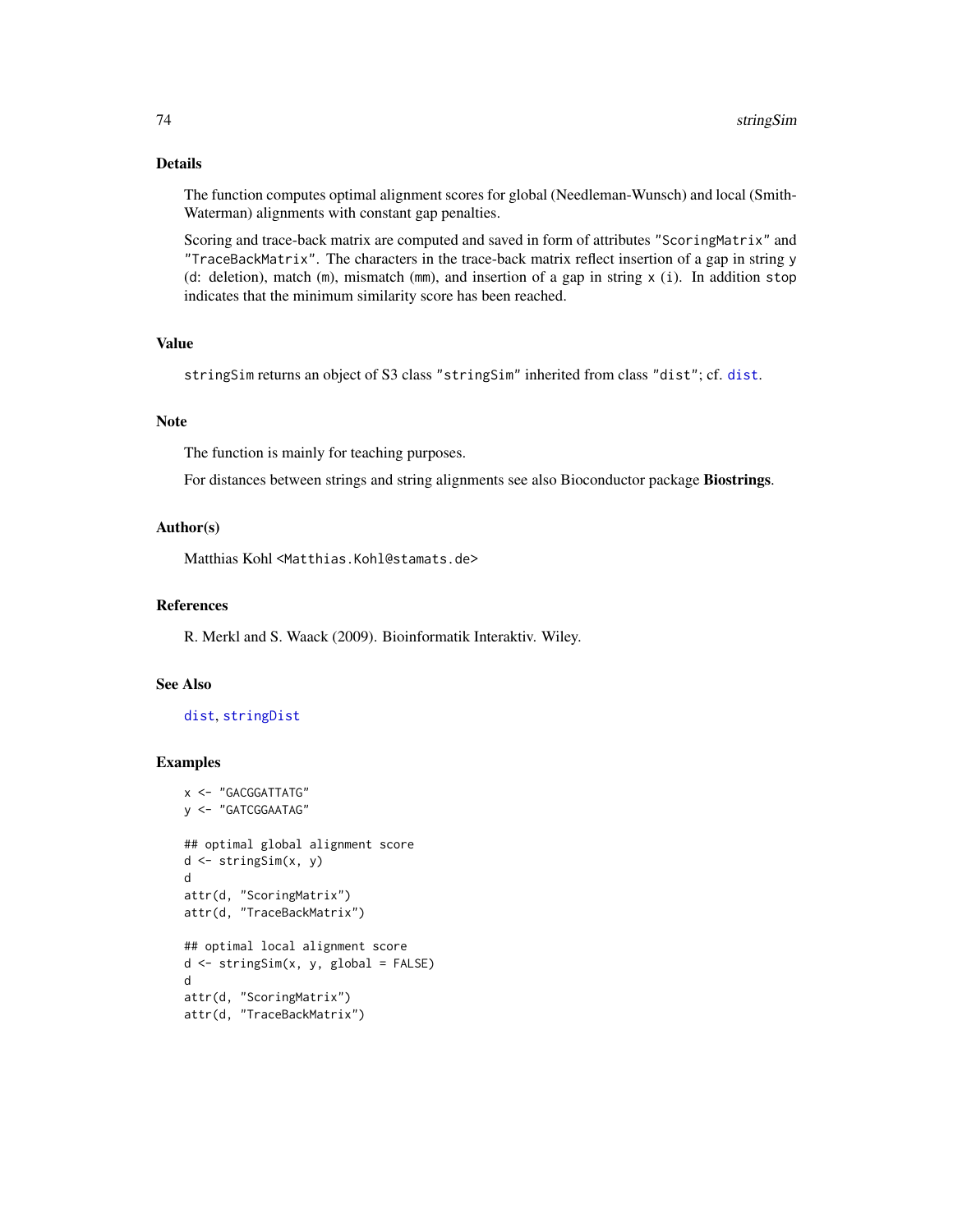## Details

The function computes optimal alignment scores for global (Needleman-Wunsch) and local (Smith-Waterman) alignments with constant gap penalties.

Scoring and trace-back matrix are computed and saved in form of attributes `"ScoringMatrix"` and `"TraceBackMatrix"`. The characters in the trace-back matrix reflect insertion of a gap in string `y` (`d`: deletion), match (`m`), mismatch (`mm`), and insertion of a gap in string `x` (`i`). In addition `stop` indicates that the minimum similarity score has been reached.

## Value

`stringSim` returns an object of S3 class `"stringSim"` inherited from class `"dist"`; cf. `dist`.

## Note

The function is mainly for teaching purposes.

For distances between strings and string alignments see also Bioconductor package **Biostrings**.

## Author(s)

Matthias Kohl <Matthias.Kohl@stamats.de>

## References

R. Merkl and S. Waack (2009). Bioinformatik Interaktiv. Wiley.

## See Also

`dist`, `stringDist`

## Examples

```
x <- "GACGGATTATG"
y <- "GATCGGAATAG"

## optimal global alignment score
d <- stringSim(x, y)
d
attr(d, "ScoringMatrix")
attr(d, "TraceBackMatrix")

## optimal local alignment score
d <- stringSim(x, y, global = FALSE)
d
attr(d, "ScoringMatrix")
attr(d, "TraceBackMatrix")
```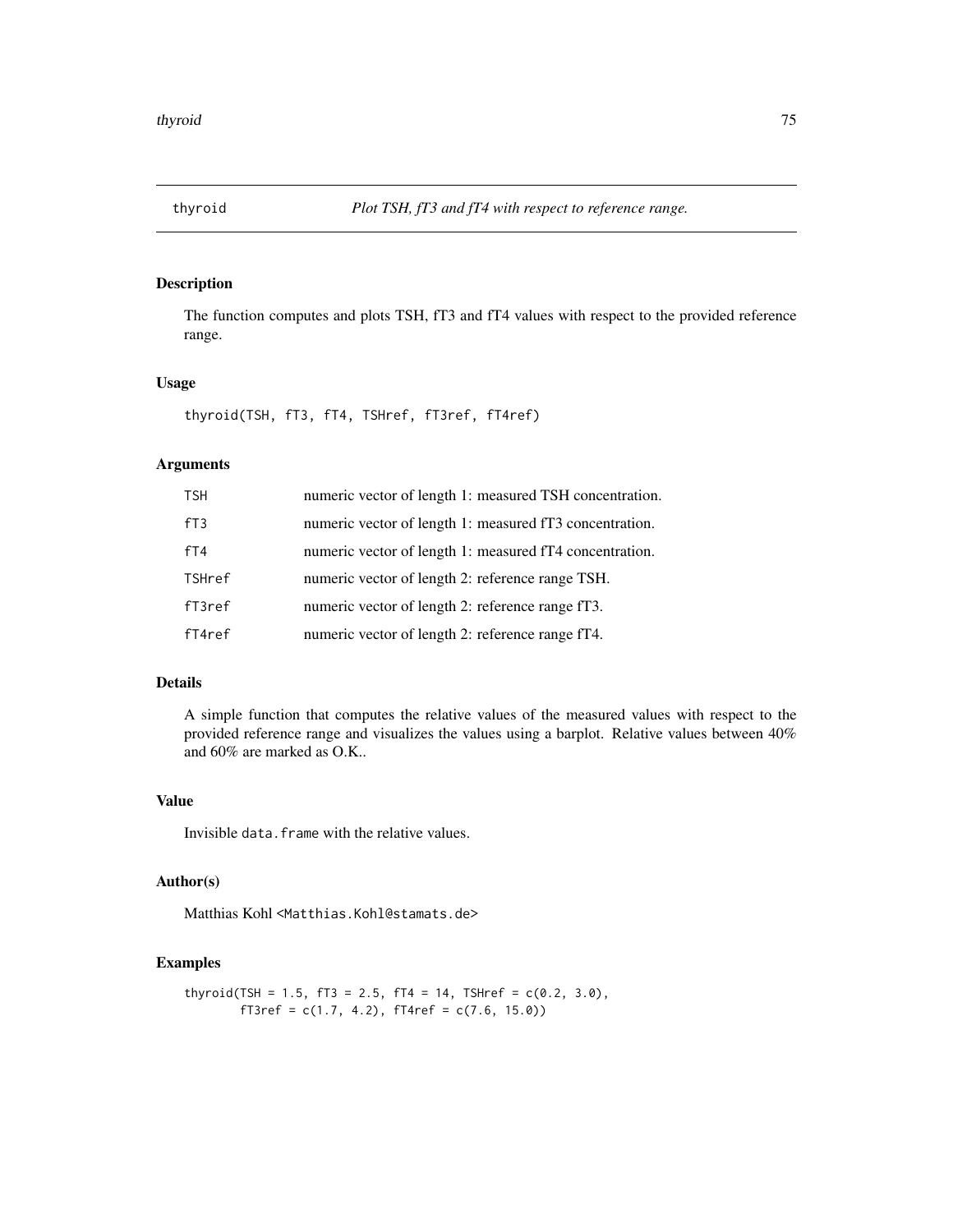# thyroid — *Plot TSH, fT3 and fT4 with respect to reference range.*

## Description

The function computes and plots TSH, fT3 and fT4 values with respect to the provided reference range.

## Usage

```
thyroid(TSH, fT3, fT4, TSHref, fT3ref, fT4ref)
```

## Arguments

| | |
|---|---|
| TSH | numeric vector of length 1: measured TSH concentration. |
| fT3 | numeric vector of length 1: measured fT3 concentration. |
| fT4 | numeric vector of length 1: measured fT4 concentration. |
| TSHref | numeric vector of length 2: reference range TSH. |
| fT3ref | numeric vector of length 2: reference range fT3. |
| fT4ref | numeric vector of length 2: reference range fT4. |

## Details

A simple function that computes the relative values of the measured values with respect to the provided reference range and visualizes the values using a barplot. Relative values between 40% and 60% are marked as O.K..

## Value

Invisible `data.frame` with the relative values.

## Author(s)

Matthias Kohl <Matthias.Kohl@stamats.de>

## Examples

```
thyroid(TSH = 1.5, fT3 = 2.5, fT4 = 14, TSHref = c(0.2, 3.0),
        fT3ref = c(1.7, 4.2), fT4ref = c(7.6, 15.0))
```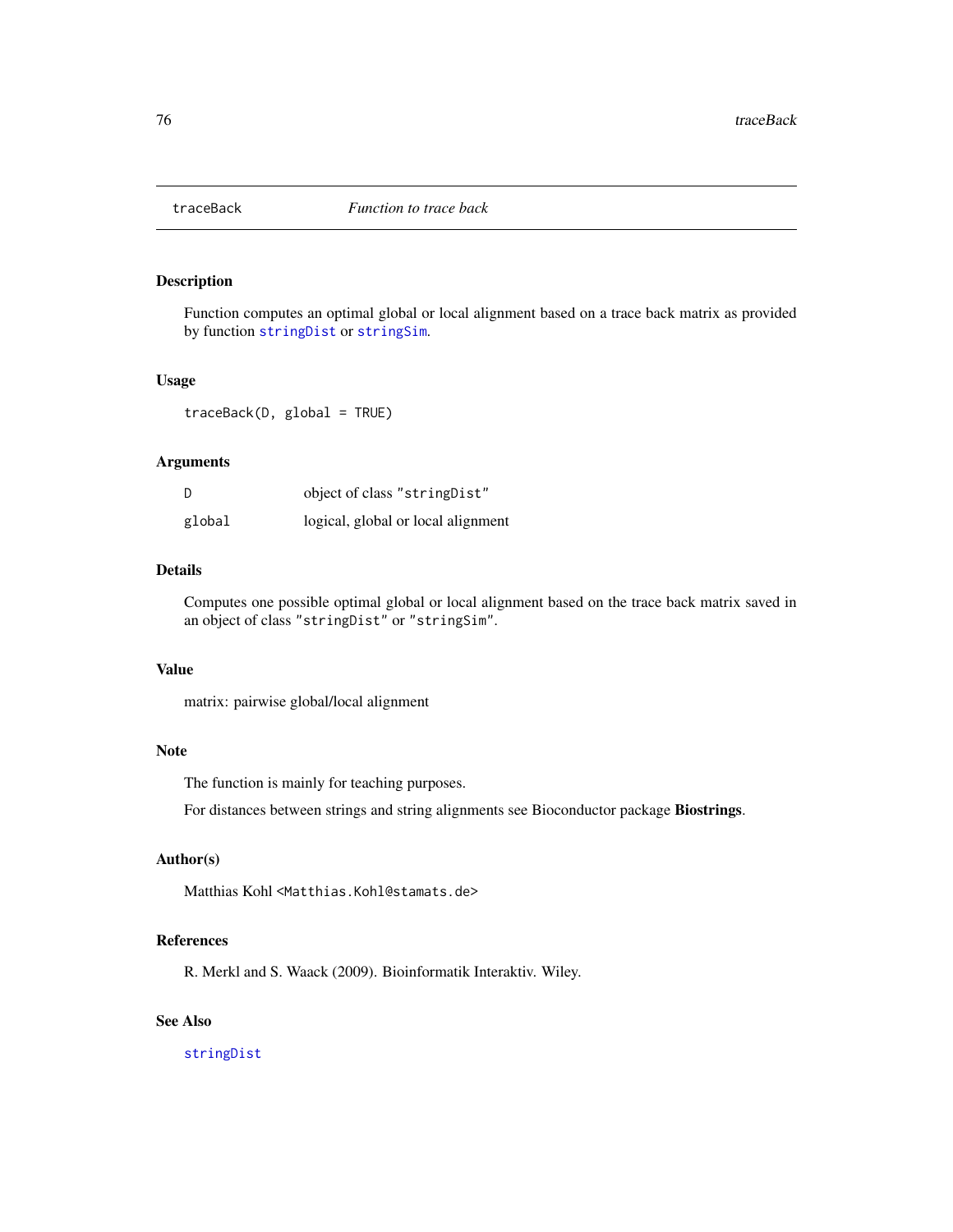# traceBack — *Function to trace back*

## Description

Function computes an optimal global or local alignment based on a trace back matrix as provided by function `stringDist` or `stringSim`.

## Usage

```
traceBack(D, global = TRUE)
```

## Arguments

| | |
|---|---|
| `D` | object of class `"stringDist"` |
| `global` | logical, global or local alignment |

## Details

Computes one possible optimal global or local alignment based on the trace back matrix saved in an object of class `"stringDist"` or `"stringSim"`.

## Value

matrix: pairwise global/local alignment

## Note

The function is mainly for teaching purposes.

For distances between strings and string alignments see Bioconductor package **Biostrings**.

## Author(s)

Matthias Kohl <`Matthias.Kohl@stamats.de`>

## References

R. Merkl and S. Waack (2009). Bioinformatik Interaktiv. Wiley.

## See Also

`stringDist`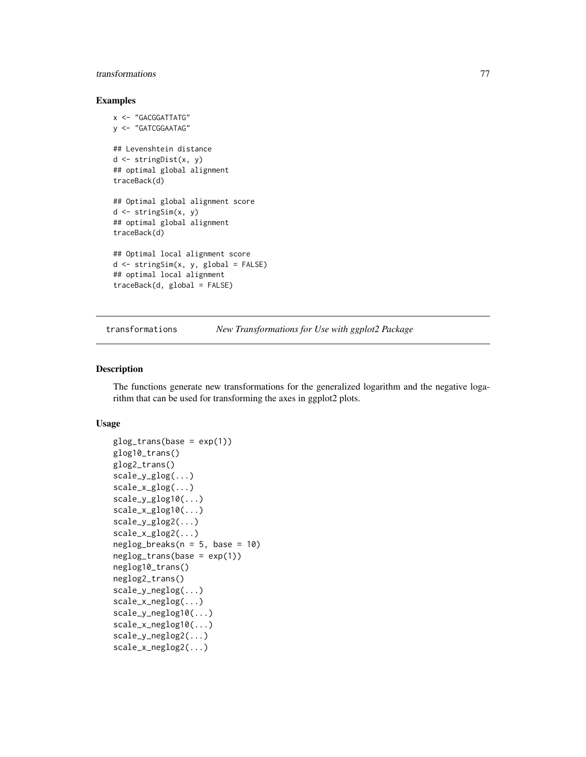## Examples

```
x <- "GACGGATTATG"
y <- "GATCGGAATAG"

## Levenshtein distance
d <- stringDist(x, y)
## optimal global alignment
traceBack(d)

## Optimal global alignment score
d <- stringSim(x, y)
## optimal global alignment
traceBack(d)

## Optimal local alignment score
d <- stringSim(x, y, global = FALSE)
## optimal local alignment
traceBack(d, global = FALSE)
```

---

transformations    *New Transformations for Use with ggplot2 Package*

---

## Description

The functions generate new transformations for the generalized logarithm and the negative logarithm that can be used for transforming the axes in ggplot2 plots.

## Usage

```
glog_trans(base = exp(1))
glog10_trans()
glog2_trans()
scale_y_glog(...)
scale_x_glog(...)
scale_y_glog10(...)
scale_x_glog10(...)
scale_y_glog2(...)
scale_x_glog2(...)
neglog_breaks(n = 5, base = 10)
neglog_trans(base = exp(1))
neglog10_trans()
neglog2_trans()
scale_y_neglog(...)
scale_x_neglog(...)
scale_y_neglog10(...)
scale_x_neglog10(...)
scale_y_neglog2(...)
scale_x_neglog2(...)
```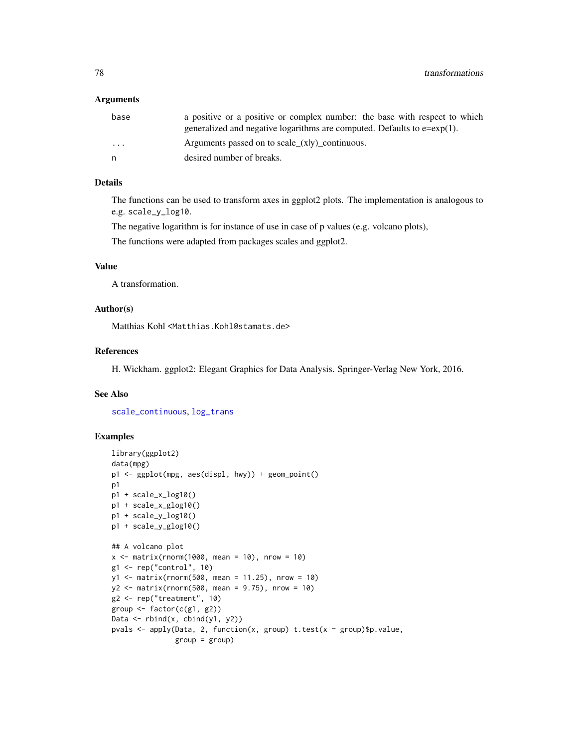### Arguments

| | |
|---|---|
| base | a positive or a positive or complex number: the base with respect to which generalized and negative logarithms are computed. Defaults to e=exp(1). |
| ... | Arguments passed on to scale_(xly)_continuous. |
| n | desired number of breaks. |

### Details

The functions can be used to transform axes in ggplot2 plots. The implementation is analogous to e.g. `scale_y_log10`.

The negative logarithm is for instance of use in case of p values (e.g. volcano plots),

The functions were adapted from packages scales and ggplot2.

### Value

A transformation.

### Author(s)

Matthias Kohl <Matthias.Kohl@stamats.de>

### References

H. Wickham. ggplot2: Elegant Graphics for Data Analysis. Springer-Verlag New York, 2016.

### See Also

scale_continuous, log_trans

### Examples

```
library(ggplot2)
data(mpg)
p1 <- ggplot(mpg, aes(displ, hwy)) + geom_point()
p1
p1 + scale_x_log10()
p1 + scale_x_glog10()
p1 + scale_y_log10()
p1 + scale_y_glog10()

## A volcano plot
x <- matrix(rnorm(1000, mean = 10), nrow = 10)
g1 <- rep("control", 10)
y1 <- matrix(rnorm(500, mean = 11.25), nrow = 10)
y2 <- matrix(rnorm(500, mean = 9.75), nrow = 10)
g2 <- rep("treatment", 10)
group <- factor(c(g1, g2))
Data <- rbind(x, cbind(y1, y2))
pvals <- apply(Data, 2, function(x, group) t.test(x ~ group)$p.value,
               group = group)
```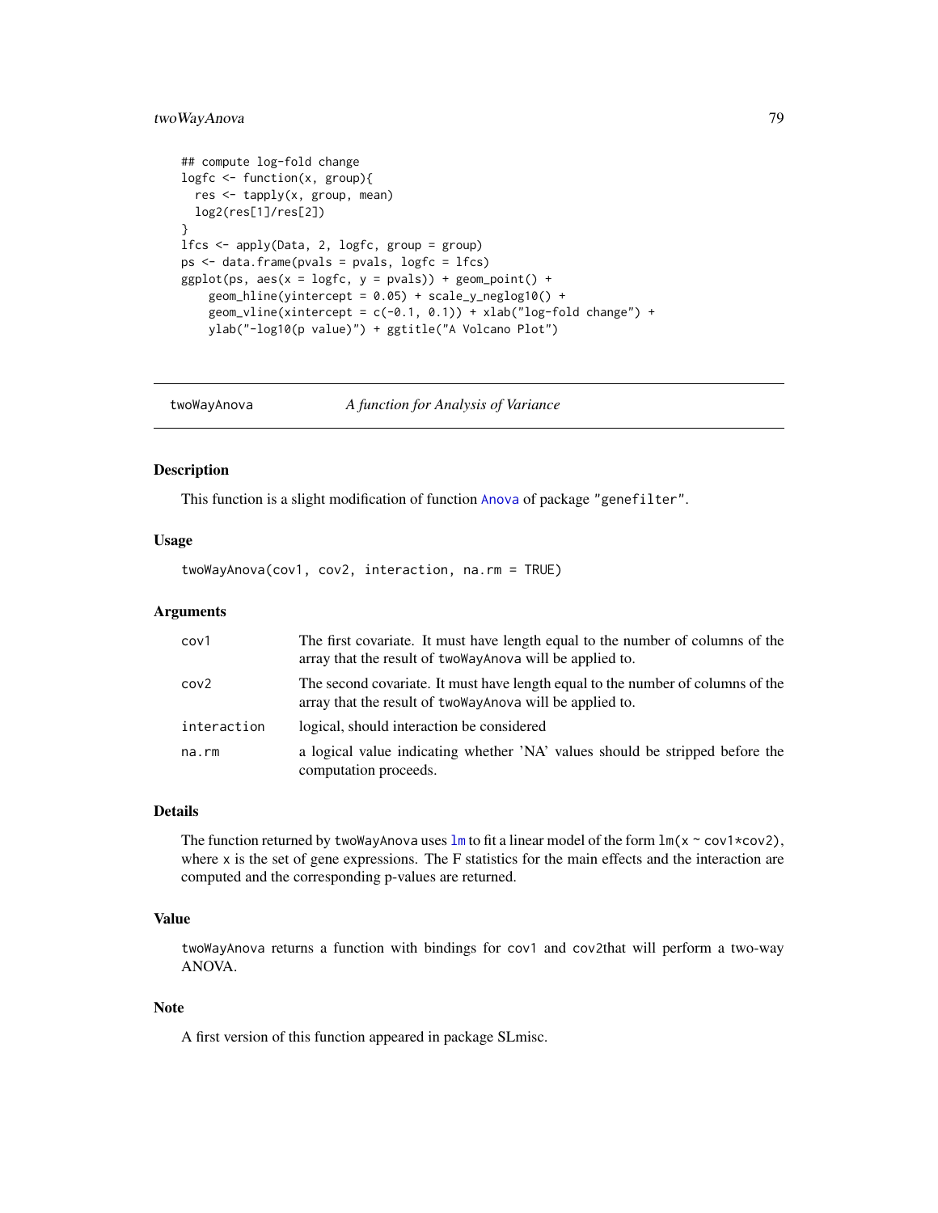```
## compute log-fold change
logfc <- function(x, group){
  res <- tapply(x, group, mean)
  log2(res[1]/res[2])
}
lfcs <- apply(Data, 2, logfc, group = group)
ps <- data.frame(pvals = pvals, logfc = lfcs)
ggplot(ps, aes(x = logfc, y = pvals)) + geom_point() +
    geom_hline(yintercept = 0.05) + scale_y_neglog10() +
    geom_vline(xintercept = c(-0.1, 0.1)) + xlab("log-fold change") +
    ylab("-log10(p value)") + ggtitle("A Volcano Plot")
```

---

## twoWayAnova — *A function for Analysis of Variance*

### Description

This function is a slight modification of function `Anova` of package `"genefilter"`.

### Usage

```
twoWayAnova(cov1, cov2, interaction, na.rm = TRUE)
```

### Arguments

| | |
|---|---|
| `cov1` | The first covariate. It must have length equal to the number of columns of the array that the result of `twoWayAnova` will be applied to. |
| `cov2` | The second covariate. It must have length equal to the number of columns of the array that the result of `twoWayAnova` will be applied to. |
| `interaction` | logical, should interaction be considered |
| `na.rm` | a logical value indicating whether 'NA' values should be stripped before the computation proceeds. |

### Details

The function returned by `twoWayAnova` uses `lm` to fit a linear model of the form `lm(x ~ cov1*cov2)`, where `x` is the set of gene expressions. The F statistics for the main effects and the interaction are computed and the corresponding p-values are returned.

### Value

`twoWayAnova` returns a function with bindings for `cov1` and `cov2`that will perform a two-way ANOVA.

### Note

A first version of this function appeared in package SLmisc.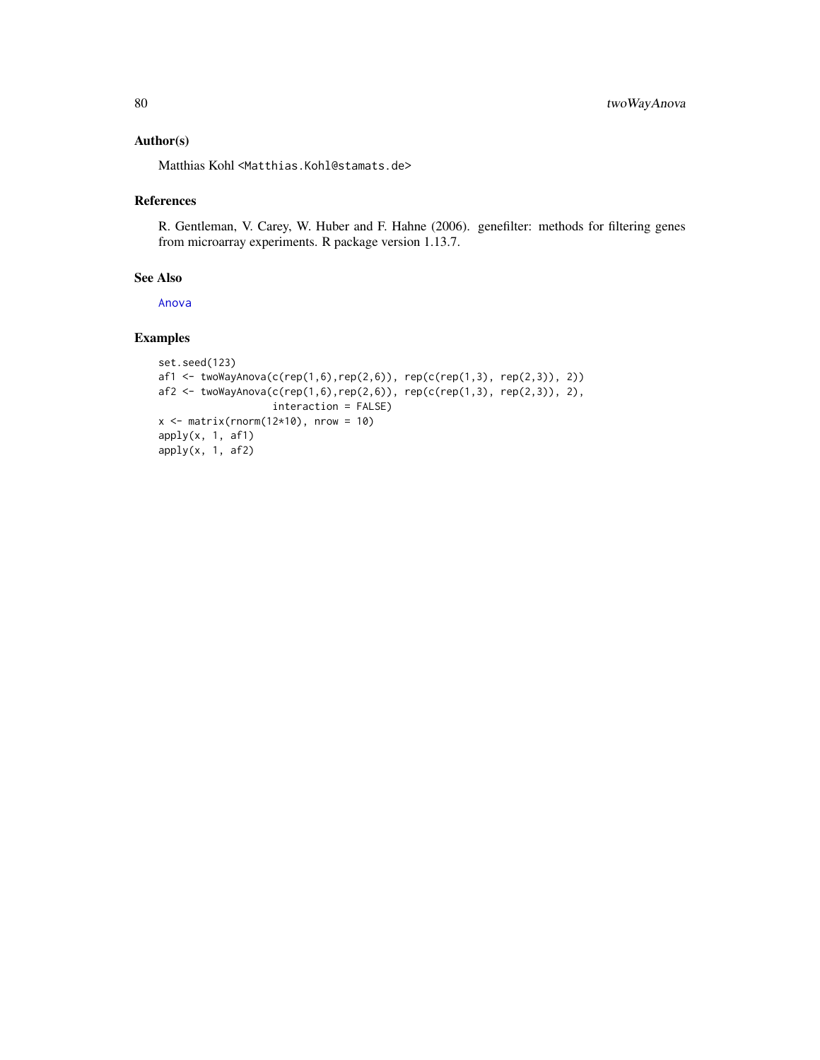## Author(s)

Matthias Kohl <Matthias.Kohl@stamats.de>

## References

R. Gentleman, V. Carey, W. Huber and F. Hahne (2006). genefilter: methods for filtering genes from microarray experiments. R package version 1.13.7.

## See Also

Anova

## Examples

```
set.seed(123)
af1 <- twoWayAnova(c(rep(1,6),rep(2,6)), rep(c(rep(1,3), rep(2,3)), 2))
af2 <- twoWayAnova(c(rep(1,6),rep(2,6)), rep(c(rep(1,3), rep(2,3)), 2),
                   interaction = FALSE)
x <- matrix(rnorm(12*10), nrow = 10)
apply(x, 1, af1)
apply(x, 1, af2)
```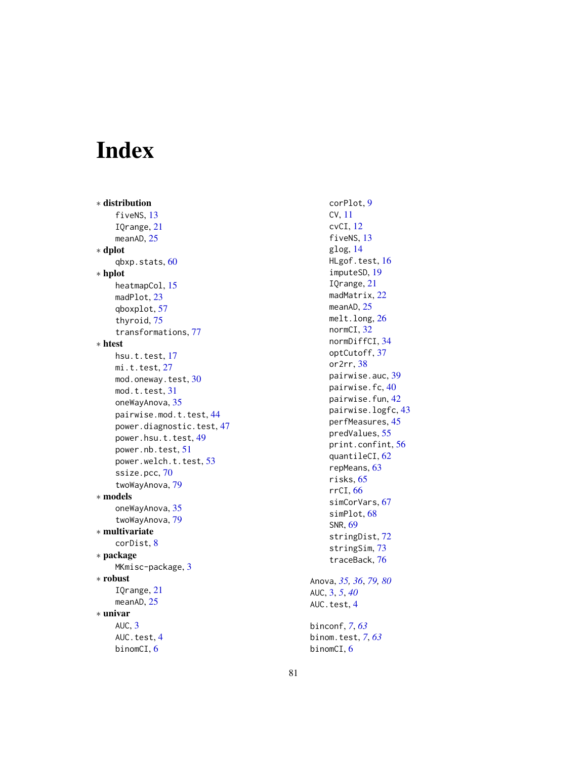# Index

∗ **distribution**
- fiveNS, 13
- IQrange, 21
- meanAD, 25

∗ **dplot**
- qbxp.stats, 60

∗ **hplot**
- heatmapCol, 15
- madPlot, 23
- qboxplot, 57
- thyroid, 75
- transformations, 77

∗ **htest**
- hsu.t.test, 17
- mi.t.test, 27
- mod.oneway.test, 30
- mod.t.test, 31
- oneWayAnova, 35
- pairwise.mod.t.test, 44
- power.diagnostic.test, 47
- power.hsu.t.test, 49
- power.nb.test, 51
- power.welch.t.test, 53
- ssize.pcc, 70
- twoWayAnova, 79

∗ **models**
- oneWayAnova, 35
- twoWayAnova, 79

∗ **multivariate**
- corDist, 8

∗ **package**
- MKmisc-package, 3

∗ **robust**
- IQrange, 21
- meanAD, 25

∗ **univar**
- AUC, 3
- AUC.test, 4
- binomCI, 6
- corPlot, 9
- CV, 11
- cvCI, 12
- fiveNS, 13
- glog, 14
- HLgof.test, 16
- imputeSD, 19
- IQrange, 21
- madMatrix, 22
- meanAD, 25
- melt.long, 26
- normCI, 32
- normDiffCI, 34
- optCutoff, 37
- or2rr, 38
- pairwise.auc, 39
- pairwise.fc, 40
- pairwise.fun, 42
- pairwise.logfc, 43
- perfMeasures, 45
- predValues, 55
- print.confint, 56
- quantileCI, 62
- repMeans, 63
- risks, 65
- rrCI, 66
- simCorVars, 67
- simPlot, 68
- SNR, 69
- stringDist, 72
- stringSim, 73
- traceBack, 76

Anova, *35*, *36*, *79*, *80*
AUC, 3, *5*, *40*
AUC.test, 4

binconf, *7*, *63*
binom.test, *7*, *63*
binomCI, 6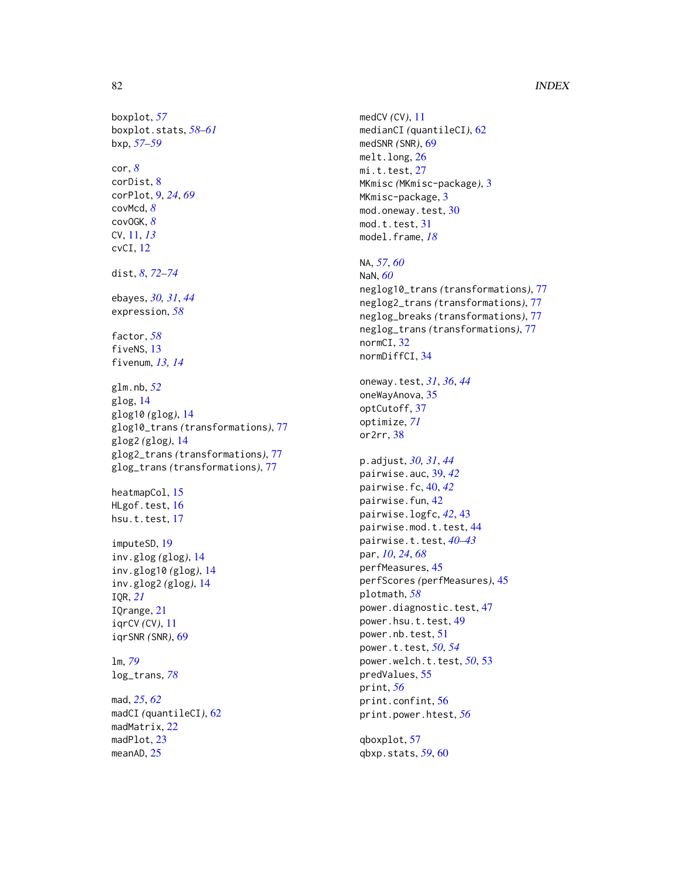boxplot, *57*
boxplot.stats, *58–61*
bxp, *57–59*

cor, *8*
corDist, 8
corPlot, 9, *24*, *69*
covMcd, *8*
covOGK, *8*
CV, 11, *13*
cvCI, 12

dist, *8*, *72–74*

ebayes, *30, 31*, *44*
expression, *58*

factor, *58*
fiveNS, 13
fivenum, *13, 14*

glm.nb, *52*
glog, 14
glog10 *(glog)*, 14
glog10_trans *(transformations)*, 77
glog2 *(glog)*, 14
glog2_trans *(transformations)*, 77
glog_trans *(transformations)*, 77

heatmapCol, 15
HLgof.test, 16
hsu.t.test, 17

imputeSD, 19
inv.glog *(glog)*, 14
inv.glog10 *(glog)*, 14
inv.glog2 *(glog)*, 14
IQR, *21*
IQrange, 21
iqrCV *(CV)*, 11
iqrSNR *(SNR)*, 69

lm, *79*
log_trans, *78*

mad, *25*, *62*
madCI *(quantileCI)*, 62
madMatrix, 22
madPlot, 23
meanAD, 25

medCV *(CV)*, 11
medianCI *(quantileCI)*, 62
medSNR *(SNR)*, 69
melt.long, 26
mi.t.test, 27
MKmisc *(MKmisc-package)*, 3
MKmisc-package, 3
mod.oneway.test, 30
mod.t.test, 31
model.frame, *18*

NA, *57*, *60*
NaN, *60*
neglog10_trans *(transformations)*, 77
neglog2_trans *(transformations)*, 77
neglog_breaks *(transformations)*, 77
neglog_trans *(transformations)*, 77
normCI, 32
normDiffCI, 34

oneway.test, *31*, *36*, *44*
oneWayAnova, 35
optCutoff, 37
optimize, *71*
or2rr, 38

p.adjust, *30, 31*, *44*
pairwise.auc, 39, *42*
pairwise.fc, 40, *42*
pairwise.fun, 42
pairwise.logfc, *42*, 43
pairwise.mod.t.test, 44
pairwise.t.test, *40–43*
par, *10*, *24*, *68*
perfMeasures, 45
perfScores *(perfMeasures)*, 45
plotmath, *58*
power.diagnostic.test, 47
power.hsu.t.test, 49
power.nb.test, 51
power.t.test, *50*, *54*
power.welch.t.test, *50*, 53
predValues, 55
print, *56*
print.confint, 56
print.power.htest, *56*

qboxplot, 57
qbxp.stats, *59*, 60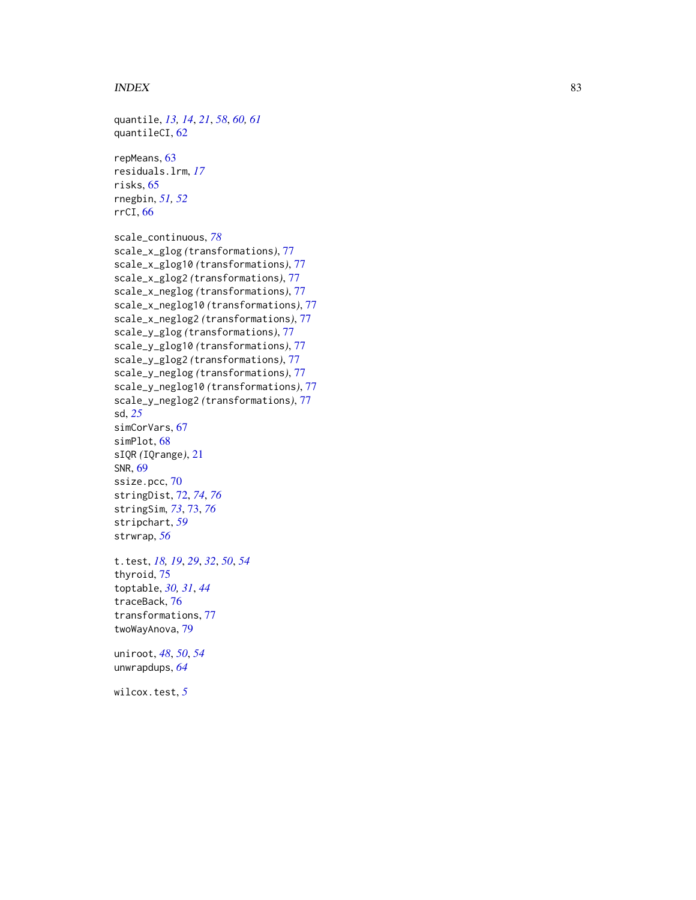quantile, *13, 14*, *21*, *58*, *60, 61*
quantileCI, 62

repMeans, 63
residuals.lrm, *17*
risks, 65
rnegbin, *51, 52*
rrCI, 66

scale_continuous, *78*
scale_x_glog *(transformations)*, 77
scale_x_glog10 *(transformations)*, 77
scale_x_glog2 *(transformations)*, 77
scale_x_neglog *(transformations)*, 77
scale_x_neglog10 *(transformations)*, 77
scale_x_neglog2 *(transformations)*, 77
scale_y_glog *(transformations)*, 77
scale_y_glog10 *(transformations)*, 77
scale_y_glog2 *(transformations)*, 77
scale_y_neglog *(transformations)*, 77
scale_y_neglog10 *(transformations)*, 77
scale_y_neglog2 *(transformations)*, 77
sd, *25*
simCorVars, 67
simPlot, 68
sIQR *(IQrange)*, 21
SNR, 69
ssize.pcc, 70
stringDist, 72, *74*, *76*
stringSim, *73*, 73, *76*
stripchart, *59*
strwrap, *56*

t.test, *18, 19*, *29*, *32*, *50*, *54*
thyroid, 75
toptable, *30, 31*, *44*
traceBack, 76
transformations, 77
twoWayAnova, 79

uniroot, *48*, *50*, *54*
unwrapdups, *64*

wilcox.test, *5*